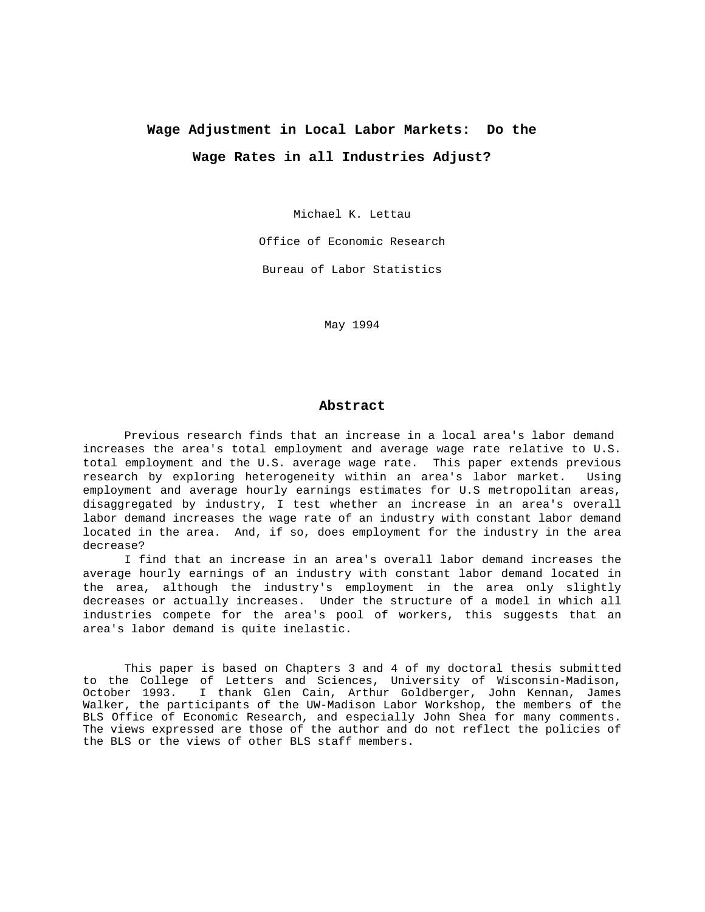# Wage Adjustment in Local Labor Markets: Do the Wage Rates in all Industries Adjust?

Michael K. Lettau

Office of Economic Research

Bureau of Labor Statistics

May 1994

## Abstract

Previous research finds that an increase in a local area's labor demand increases the area's total employment and average wage rate relative to U.S. total employment and the U.S. average wage rate. This paper extends previous research by exploring heterogeneity within an area's labor market. Using employment and average hourly earnings estimates for U.S metropolitan areas, disaggregated by industry, I test whether an increase in an area's overall labor demand increases the wage rate of an industry with constant labor demand located in the area. And, if so, does employment for the industry in the area decrease?

I find that an increase in an area's overall labor demand increases the average hourly earnings of an industry with constant labor demand located in the area, although the industry's employment in the area only slightly decreases or actually increases. Under the structure of a model in which all industries compete for the area's pool of workers, this suggests that an area's labor demand is quite inelastic.

This paper is based on Chapters 3 and 4 of my doctoral thesis submitted to the College of Letters and Sciences, University of Wisconsin-Madison, October 1993. I thank Glen Cain, Arthur Goldberger, John Kennan, James Walker, the participants of the UW-Madison Labor Workshop, the members of the BLS Office of Economic Research, and especially John Shea for many comments. The views expressed are those of the author and do not reflect the policies of the BLS or the views of other BLS staff members.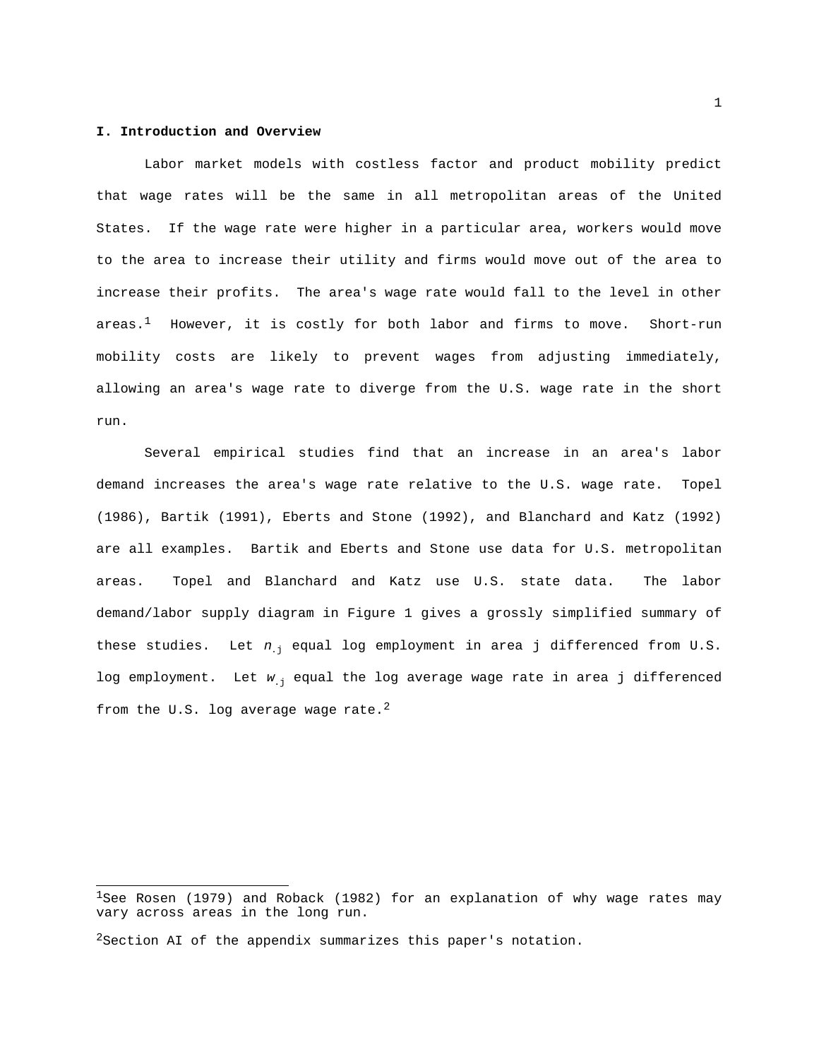## I. Introduction and Overview

Labor market models with costless factor and product mobility predict that wage rates will be the same in all metropolitan areas of the United States. If the wage rate were higher in a particular area, workers would move to the area to increase their utility and firms would move out of the area to increase their profits. The area's wage rate would fall to the level in other areas.[1] However, it is costly for both labor and firms to move. Short-run mobility costs are likely to prevent wages from adjusting immediately, allowing an area's wage rate to diverge from the U.S. wage rate in the short run.

Several empirical studies find that an increase in an area's labor demand increases the area's wage rate relative to the U.S. wage rate. Topel (1986), Bartik (1991), Eberts and Stone (1992), and Blanchard and Katz (1992) are all examples. Bartik and Eberts and Stone use data for U.S. metropolitan areas. Topel and Blanchard and Katz use U.S. state data. The labor demand/labor supply diagram in Figure 1 gives a grossly simplified summary of these studies. Let $n_{.j}$ equal log employment in area j differenced from U.S. log employment. Let $w_{.j}$ equal the log average wage rate in area j differenced from the U.S. log average wage rate.[2]

[1] See Rosen (1979) and Roback (1982) for an explanation of why wage rates may vary across areas in the long run.

[2] Section AI of the appendix summarizes this paper's notation.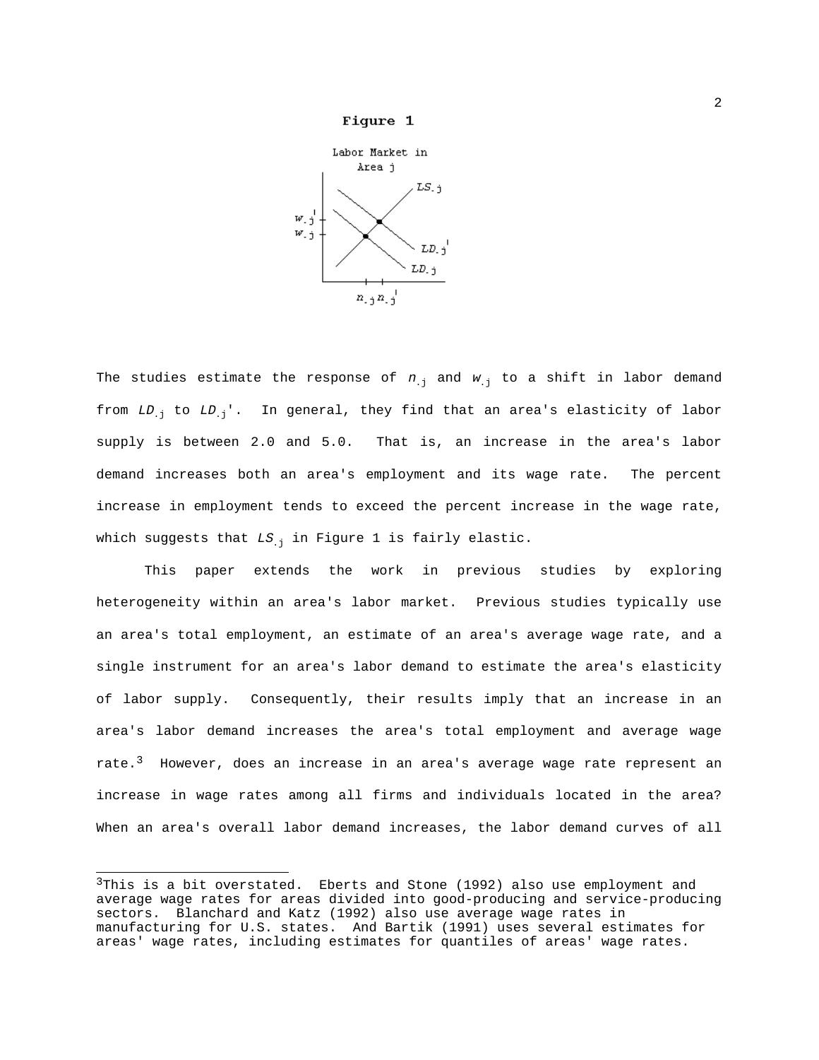**Figure 1**

Labor Market in Area j

$LS_{.j}$

$w_{.j}'$

$w_{.j}$

$LD_{.j}'$

$LD_{.j}$

$n_{.j}$ $n_{.j}'$

The studies estimate the response of $n_{.j}$ and $w_{.j}$ to a shift in labor demand from $LD_{.j}$ to $LD_{.j}'$. In general, they find that an area's elasticity of labor supply is between 2.0 and 5.0. That is, an increase in the area's labor demand increases both an area's employment and its wage rate. The percent increase in employment tends to exceed the percent increase in the wage rate, which suggests that $LS_{.j}$ in Figure 1 is fairly elastic.

This paper extends the work in previous studies by exploring heterogeneity within an area's labor market. Previous studies typically use an area's total employment, an estimate of an area's average wage rate, and a single instrument for an area's labor demand to estimate the area's elasticity of labor supply. Consequently, their results imply that an increase in an area's labor demand increases the area's total employment and average wage rate.[3] However, does an increase in an area's average wage rate represent an increase in wage rates among all firms and individuals located in the area? When an area's overall labor demand increases, the labor demand curves of all

[3]This is a bit overstated. Eberts and Stone (1992) also use employment and average wage rates for areas divided into good-producing and service-producing sectors. Blanchard and Katz (1992) also use average wage rates in manufacturing for U.S. states. And Bartik (1991) uses several estimates for areas' wage rates, including estimates for quantiles of areas' wage rates.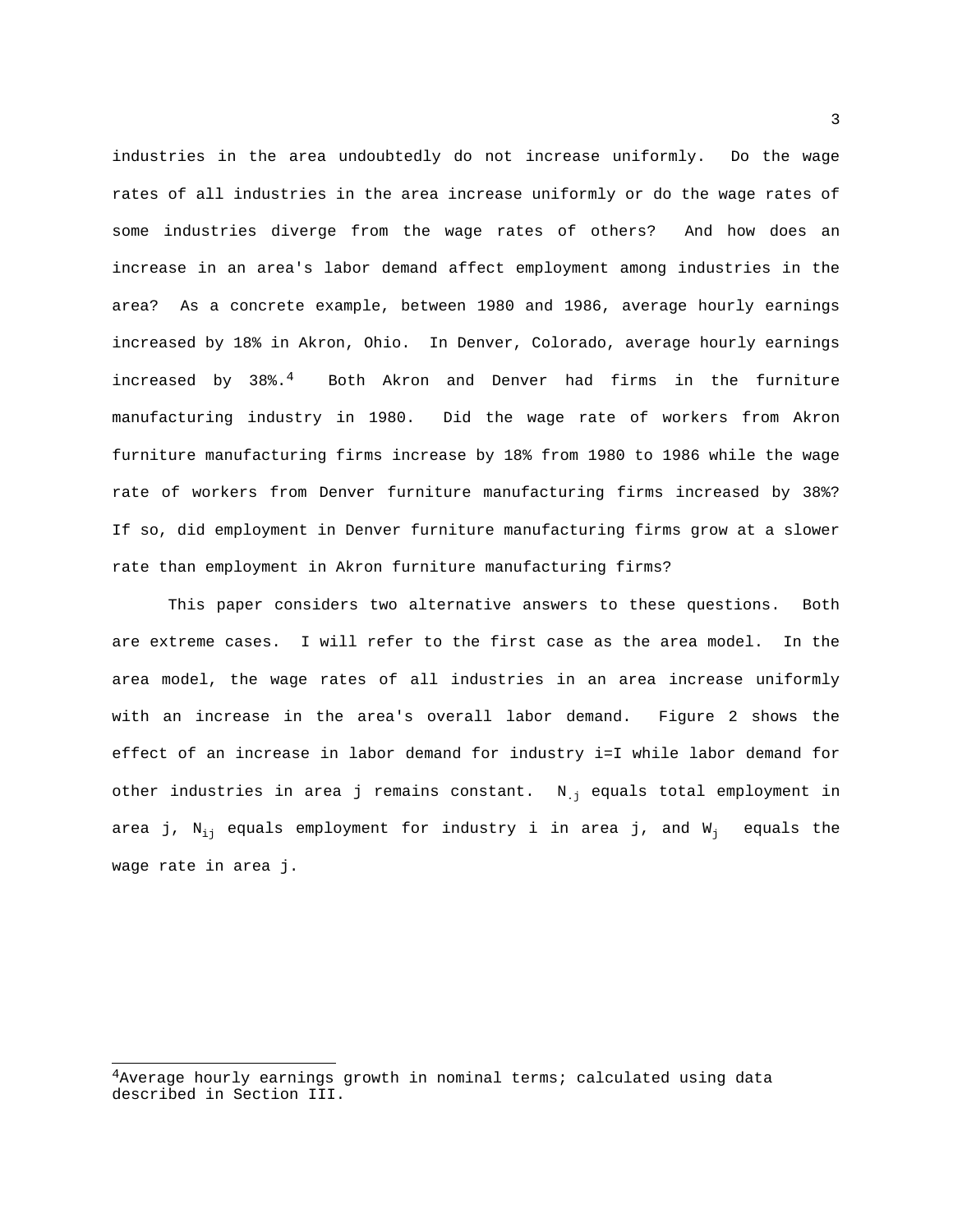industries in the area undoubtedly do not increase uniformly. Do the wage rates of all industries in the area increase uniformly or do the wage rates of some industries diverge from the wage rates of others? And how does an increase in an area's labor demand affect employment among industries in the area? As a concrete example, between 1980 and 1986, average hourly earnings increased by 18% in Akron, Ohio. In Denver, Colorado, average hourly earnings increased by 38%.[4] Both Akron and Denver had firms in the furniture manufacturing industry in 1980. Did the wage rate of workers from Akron furniture manufacturing firms increase by 18% from 1980 to 1986 while the wage rate of workers from Denver furniture manufacturing firms increased by 38%? If so, did employment in Denver furniture manufacturing firms grow at a slower rate than employment in Akron furniture manufacturing firms?

This paper considers two alternative answers to these questions. Both are extreme cases. I will refer to the first case as the area model. In the area model, the wage rates of all industries in an area increase uniformly with an increase in the area's overall labor demand. Figure 2 shows the effect of an increase in labor demand for industry i=I while labor demand for other industries in area j remains constant. $N_{.j}$ equals total employment in area j, $N_{ij}$ equals employment for industry i in area j, and $W_j$ equals the wage rate in area j.

[4]Average hourly earnings growth in nominal terms; calculated using data described in Section III.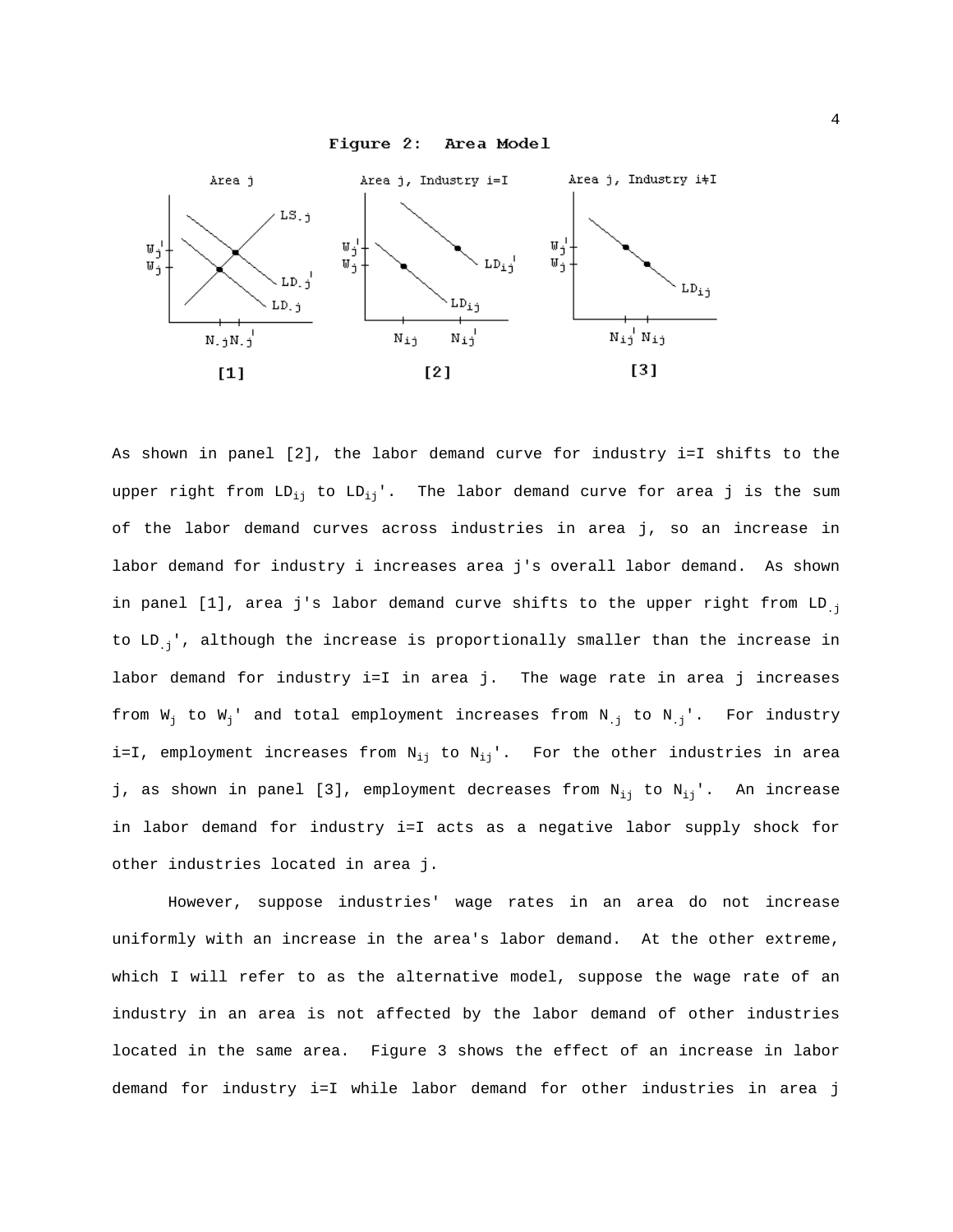**Figure 2: Area Model**

Area j

LS.j

LD.j'

LD.j

$W_j'$

$W_j$

$N_{.j}$ $N_{.j}'$

[1]

Area j, Industry i=I

$W_j'$

$W_j$

$LD_{ij}'$

$LD_{ij}$

$N_{ij}$ $N_{ij}'$

[2]

Area j, Industry i≠I

$W_j'$

$W_j$

$LD_{ij}$

$N_{ij}'$ $N_{ij}$

[3]

As shown in panel [2], the labor demand curve for industry i=I shifts to the upper right from $LD_{ij}$ to $LD_{ij}'$. The labor demand curve for area j is the sum of the labor demand curves across industries in area j, so an increase in labor demand for industry i increases area j's overall labor demand. As shown in panel [1], area j's labor demand curve shifts to the upper right from $LD_{.j}$ to $LD_{.j}'$, although the increase is proportionally smaller than the increase in labor demand for industry i=I in area j. The wage rate in area j increases from $W_j$ to $W_j'$ and total employment increases from $N_{.j}$ to $N_{.j}'$. For industry i=I, employment increases from $N_{ij}$ to $N_{ij}'$. For the other industries in area j, as shown in panel [3], employment decreases from $N_{ij}$ to $N_{ij}'$. An increase in labor demand for industry i=I acts as a negative labor supply shock for other industries located in area j.

However, suppose industries' wage rates in an area do not increase uniformly with an increase in the area's labor demand. At the other extreme, which I will refer to as the alternative model, suppose the wage rate of an industry in an area is not affected by the labor demand of other industries located in the same area. Figure 3 shows the effect of an increase in labor demand for industry i=I while labor demand for other industries in area j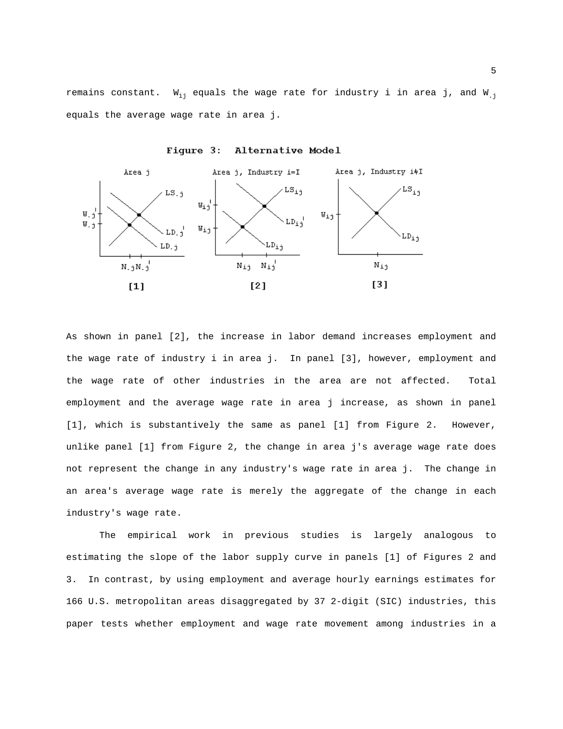remains constant. $W_{ij}$ equals the wage rate for industry i in area j, and $W_{.j}$ equals the average wage rate in area j.

**Figure 3: Alternative Model**

Area j

LS.j

$W_{.j}'$

$W_{.j}$

LD.j'

LD.j

$N_{.j}$ $N_{.j}'$

[1]

Area j, Industry i=I

$LS_{ij}$

$W_{ij}'$

$W_{ij}$

$LD_{ij}'$

$LD_{ij}$

$N_{ij}$ $N_{ij}'$

[2]

Area j, Industry i≠I

$LS_{ij}$

$W_{ij}$

$LD_{ij}$

$N_{ij}$

[3]

As shown in panel [2], the increase in labor demand increases employment and the wage rate of industry i in area j. In panel [3], however, employment and the wage rate of other industries in the area are not affected. Total employment and the average wage rate in area j increase, as shown in panel [1], which is substantively the same as panel [1] from Figure 2. However, unlike panel [1] from Figure 2, the change in area j's average wage rate does not represent the change in any industry's wage rate in area j. The change in an area's average wage rate is merely the aggregate of the change in each industry's wage rate.

The empirical work in previous studies is largely analogous to estimating the slope of the labor supply curve in panels [1] of Figures 2 and 3. In contrast, by using employment and average hourly earnings estimates for 166 U.S. metropolitan areas disaggregated by 37 2-digit (SIC) industries, this paper tests whether employment and wage rate movement among industries in a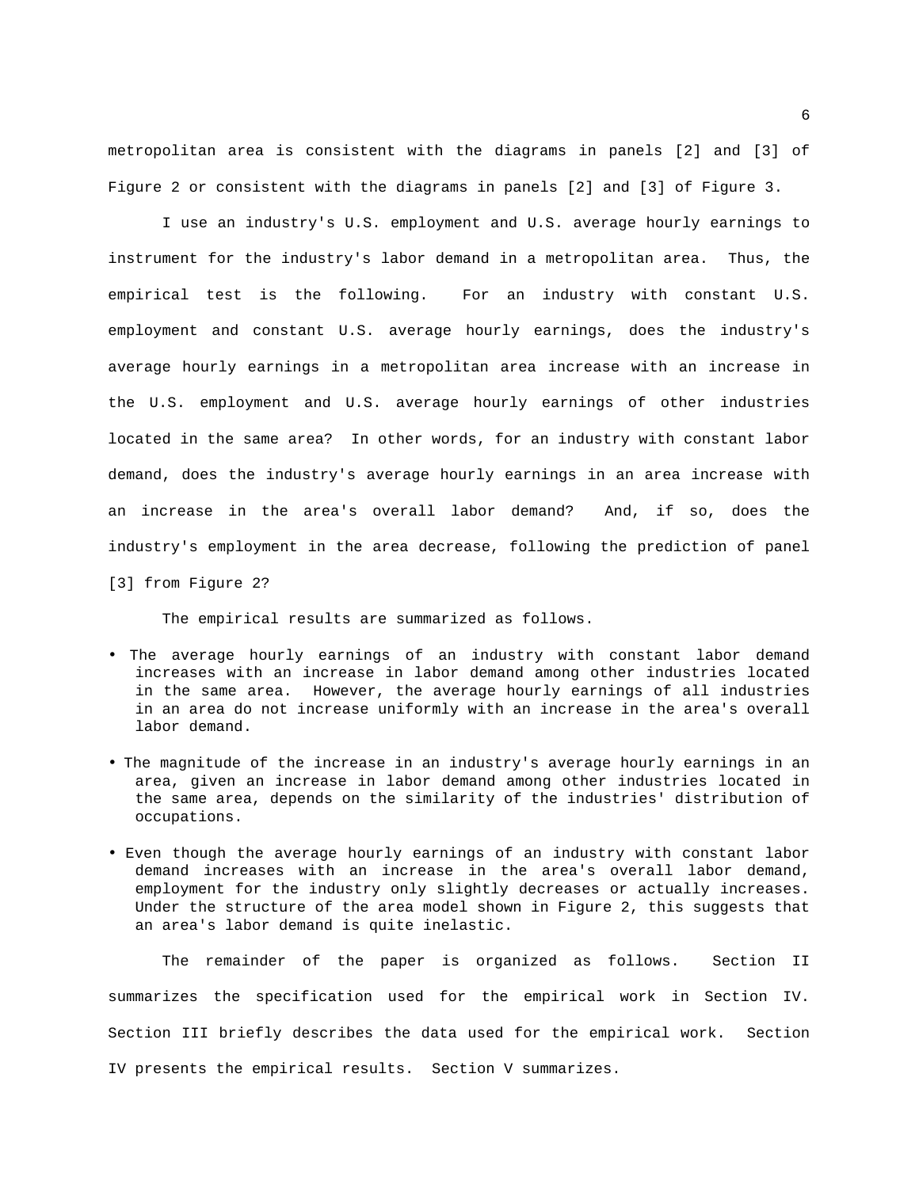metropolitan area is consistent with the diagrams in panels [2] and [3] of Figure 2 or consistent with the diagrams in panels [2] and [3] of Figure 3.

I use an industry's U.S. employment and U.S. average hourly earnings to instrument for the industry's labor demand in a metropolitan area. Thus, the empirical test is the following. For an industry with constant U.S. employment and constant U.S. average hourly earnings, does the industry's average hourly earnings in a metropolitan area increase with an increase in the U.S. employment and U.S. average hourly earnings of other industries located in the same area? In other words, for an industry with constant labor demand, does the industry's average hourly earnings in an area increase with an increase in the area's overall labor demand? And, if so, does the industry's employment in the area decrease, following the prediction of panel [3] from Figure 2?

The empirical results are summarized as follows.

- The average hourly earnings of an industry with constant labor demand increases with an increase in labor demand among other industries located in the same area. However, the average hourly earnings of all industries in an area do not increase uniformly with an increase in the area's overall labor demand.
- The magnitude of the increase in an industry's average hourly earnings in an area, given an increase in labor demand among other industries located in the same area, depends on the similarity of the industries' distribution of occupations.
- Even though the average hourly earnings of an industry with constant labor demand increases with an increase in the area's overall labor demand, employment for the industry only slightly decreases or actually increases. Under the structure of the area model shown in Figure 2, this suggests that an area's labor demand is quite inelastic.

The remainder of the paper is organized as follows. Section II summarizes the specification used for the empirical work in Section IV. Section III briefly describes the data used for the empirical work. Section IV presents the empirical results. Section V summarizes.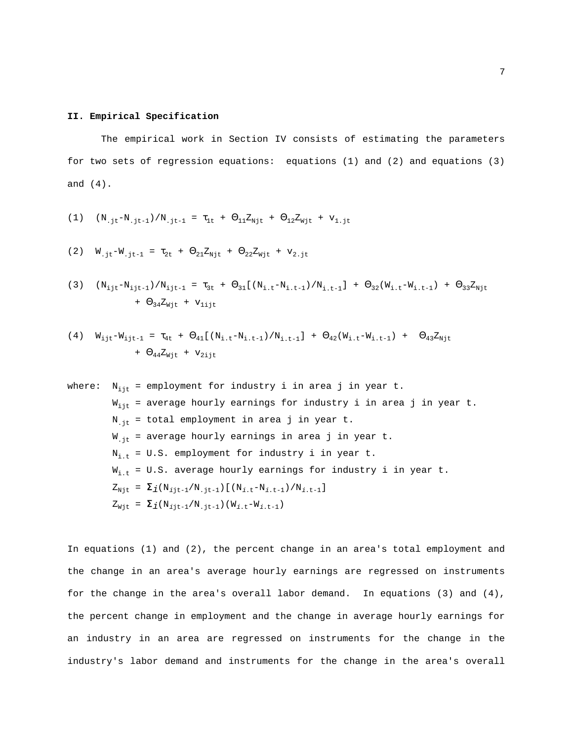## II. Empirical Specification

The empirical work in Section IV consists of estimating the parameters for two sets of regression equations: equations (1) and (2) and equations (3) and (4).

$$(1)\quad (N_{.jt}-N_{.jt-1})/N_{.jt-1} = \tau_{1t} + \Theta_{11}Z_{Njt} + \Theta_{12}Z_{Wjt} + v_{1.jt}$$

$$(2)\quad W_{.jt}-W_{.jt-1} = \tau_{2t} + \Theta_{21}Z_{Njt} + \Theta_{22}Z_{Wjt} + v_{2.jt}$$

$$(3)\quad (N_{ijt}-N_{ijt-1})/N_{ijt-1} = \tau_{3t} + \Theta_{31}[(N_{i.t}-N_{i.t-1})/N_{i.t-1}] + \Theta_{32}(W_{i.t}-W_{i.t-1}) + \Theta_{33}Z_{Njt} + \Theta_{34}Z_{Wjt} + v_{1ijt}$$

$$(4)\quad W_{ijt}-W_{ijt-1} = \tau_{4t} + \Theta_{41}[(N_{i.t}-N_{i.t-1})/N_{i.t-1}] + \Theta_{42}(W_{i.t}-W_{i.t-1}) + \Theta_{43}Z_{Njt} + \Theta_{44}Z_{Wjt} + v_{2ijt}$$

where:
- $N_{ijt}$ = employment for industry i in area j in year t.
- $W_{ijt}$ = average hourly earnings for industry i in area j in year t.
- $N_{.jt}$ = total employment in area j in year t.
- $W_{.jt}$ = average hourly earnings in area j in year t.
- $N_{i.t}$ = U.S. employment for industry i in year t.
- $W_{i.t}$ = U.S. average hourly earnings for industry i in year t.
- $Z_{Njt} = \Sigma_i (N_{ijt-1}/N_{.jt-1})[(N_{i.t}-N_{i.t-1})/N_{i.t-1}]$
- $Z_{Wjt} = \Sigma_i (N_{ijt-1}/N_{.jt-1})(W_{i.t}-W_{i.t-1})$

In equations (1) and (2), the percent change in an area's total employment and the change in an area's average hourly earnings are regressed on instruments for the change in the area's overall labor demand. In equations (3) and (4), the percent change in employment and the change in average hourly earnings for an industry in an area are regressed on instruments for the change in the industry's labor demand and instruments for the change in the area's overall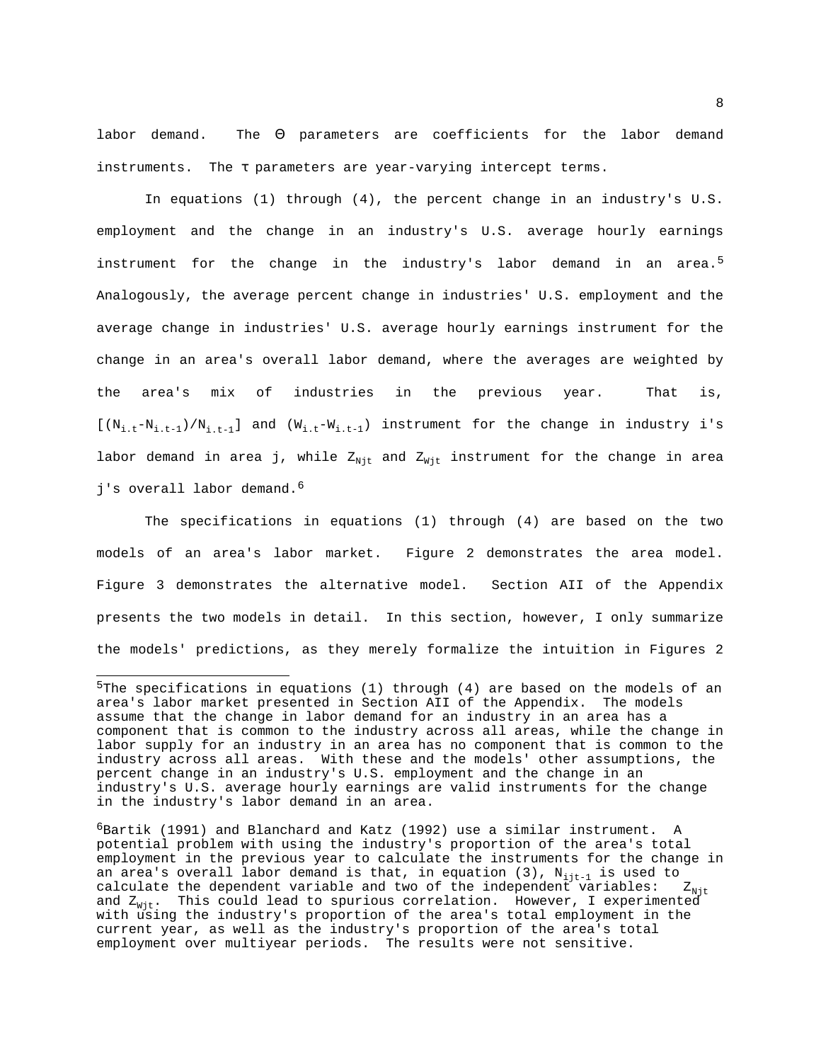labor demand. The $\Theta$ parameters are coefficients for the labor demand instruments. The $\tau$ parameters are year-varying intercept terms.

In equations (1) through (4), the percent change in an industry's U.S. employment and the change in an industry's U.S. average hourly earnings instrument for the change in the industry's labor demand in an area.[5] Analogously, the average percent change in industries' U.S. employment and the average change in industries' U.S. average hourly earnings instrument for the change in an area's overall labor demand, where the averages are weighted by the area's mix of industries in the previous year. That is, $[(N_{i.t}-N_{i.t-1})/N_{i.t-1}]$ and $(W_{i.t}-W_{i.t-1})$ instrument for the change in industry i's labor demand in area j, while $Z_{Njt}$ and $Z_{Wjt}$ instrument for the change in area j's overall labor demand.[6]

The specifications in equations (1) through (4) are based on the two models of an area's labor market. Figure 2 demonstrates the area model. Figure 3 demonstrates the alternative model. Section AII of the Appendix presents the two models in detail. In this section, however, I only summarize the models' predictions, as they merely formalize the intuition in Figures 2

---

[5]The specifications in equations (1) through (4) are based on the models of an area's labor market presented in Section AII of the Appendix. The models assume that the change in labor demand for an industry in an area has a component that is common to the industry across all areas, while the change in labor supply for an industry in an area has no component that is common to the industry across all areas. With these and the models' other assumptions, the percent change in an industry's U.S. employment and the change in an industry's U.S. average hourly earnings are valid instruments for the change in the industry's labor demand in an area.

[6]Bartik (1991) and Blanchard and Katz (1992) use a similar instrument. A potential problem with using the industry's proportion of the area's total employment in the previous year to calculate the instruments for the change in an area's overall labor demand is that, in equation (3), $N_{ijt-1}$ is used to calculate the dependent variable and two of the independent variables: $Z_{Njt}$ and $Z_{Wjt}$. This could lead to spurious correlation. However, I experimented with using the industry's proportion of the area's total employment in the current year, as well as the industry's proportion of the area's total employment over multiyear periods. The results were not sensitive.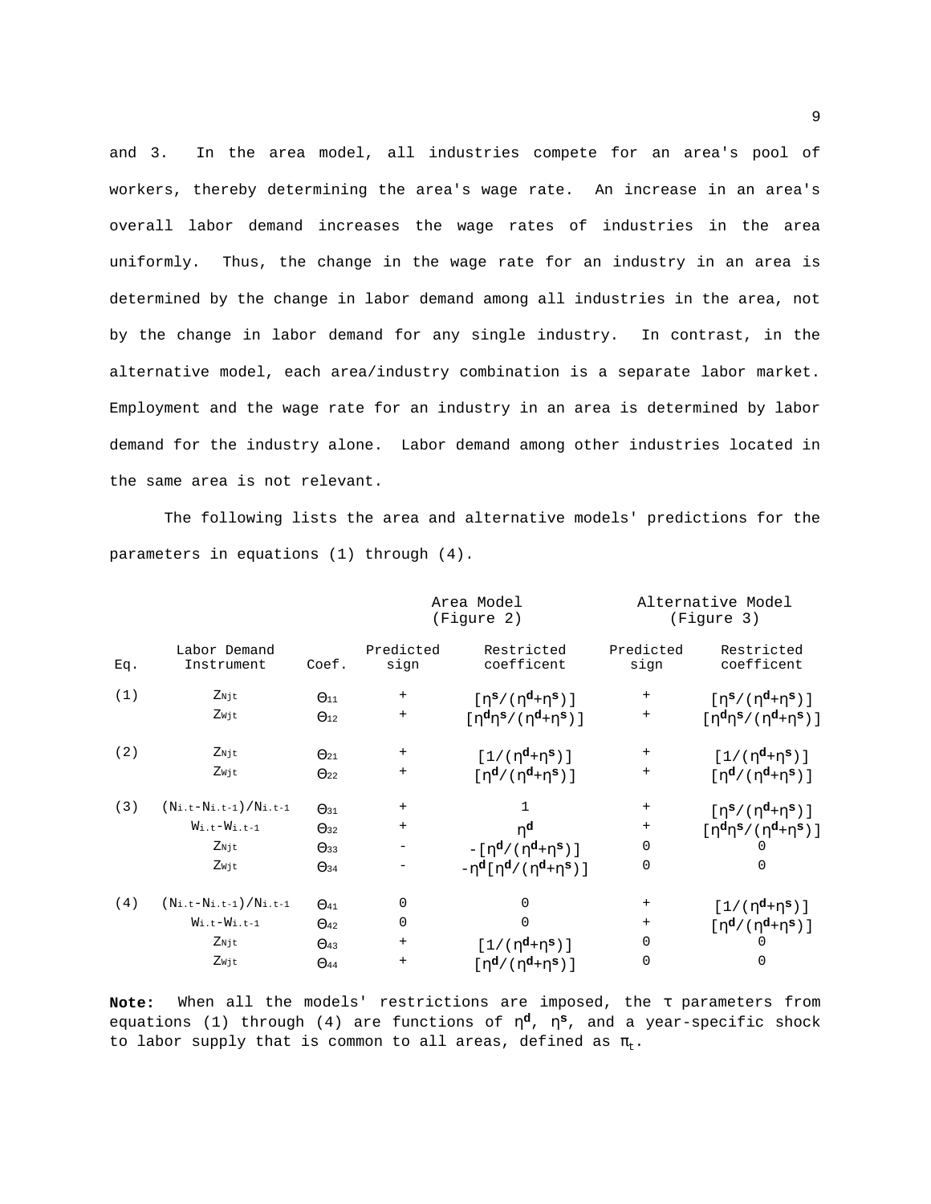and 3. In the area model, all industries compete for an area's pool of workers, thereby determining the area's wage rate. An increase in an area's overall labor demand increases the wage rates of industries in the area uniformly. Thus, the change in the wage rate for an industry in an area is determined by the change in labor demand among all industries in the area, not by the change in labor demand for any single industry. In contrast, in the alternative model, each area/industry combination is a separate labor market. Employment and the wage rate for an industry in an area is determined by labor demand for the industry alone. Labor demand among other industries located in the same area is not relevant.

The following lists the area and alternative models' predictions for the parameters in equations (1) through (4).

| | | | Area Model (Figure 2) | | Alternative Model (Figure 3) | |
|---|---|---|---|---|---|---|
| Eq. | Labor Demand Instrument | Coef. | Predicted sign | Restricted coefficent | Predicted sign | Restricted coefficent |
| (1) | $Z_{Njt}$ | $\Theta_{11}$ | + | $[\eta^{s}/(\eta^{d}+\eta^{s})]$ | + | $[\eta^{s}/(\eta^{d}+\eta^{s})]$ |
| | $Z_{Wjt}$ | $\Theta_{12}$ | + | $[\eta^{d}\eta^{s}/(\eta^{d}+\eta^{s})]$ | + | $[\eta^{d}\eta^{s}/(\eta^{d}+\eta^{s})]$ |
| (2) | $Z_{Njt}$ | $\Theta_{21}$ | + | $[1/(\eta^{d}+\eta^{s})]$ | + | $[1/(\eta^{d}+\eta^{s})]$ |
| | $Z_{Wjt}$ | $\Theta_{22}$ | + | $[\eta^{d}/(\eta^{d}+\eta^{s})]$ | + | $[\eta^{d}/(\eta^{d}+\eta^{s})]$ |
| (3) | $(N_{i.t}-N_{i.t-1})/N_{i.t-1}$ | $\Theta_{31}$ | + | 1 | + | $[\eta^{s}/(\eta^{d}+\eta^{s})]$ |
| | $W_{i.t}-W_{i.t-1}$ | $\Theta_{32}$ | + | $\eta^{d}$ | + | $[\eta^{d}\eta^{s}/(\eta^{d}+\eta^{s})]$ |
| | $Z_{Njt}$ | $\Theta_{33}$ | - | $-[\eta^{d}/(\eta^{d}+\eta^{s})]$ | 0 | 0 |
| | $Z_{Wjt}$ | $\Theta_{34}$ | - | $-\eta^{d}[\eta^{d}/(\eta^{d}+\eta^{s})]$ | 0 | 0 |
| (4) | $(N_{i.t}-N_{i.t-1})/N_{i.t-1}$ | $\Theta_{41}$ | 0 | 0 | + | $[1/(\eta^{d}+\eta^{s})]$ |
| | $W_{i.t}-W_{i.t-1}$ | $\Theta_{42}$ | 0 | 0 | + | $[\eta^{d}/(\eta^{d}+\eta^{s})]$ |
| | $Z_{Njt}$ | $\Theta_{43}$ | + | $[1/(\eta^{d}+\eta^{s})]$ | 0 | 0 |
| | $Z_{Wjt}$ | $\Theta_{44}$ | + | $[\eta^{d}/(\eta^{d}+\eta^{s})]$ | 0 | 0 |

**Note:** When all the models' restrictions are imposed, the $\tau$ parameters from equations (1) through (4) are functions of $\eta^{d}$, $\eta^{s}$, and a year-specific shock to labor supply that is common to all areas, defined as $\pi_t$.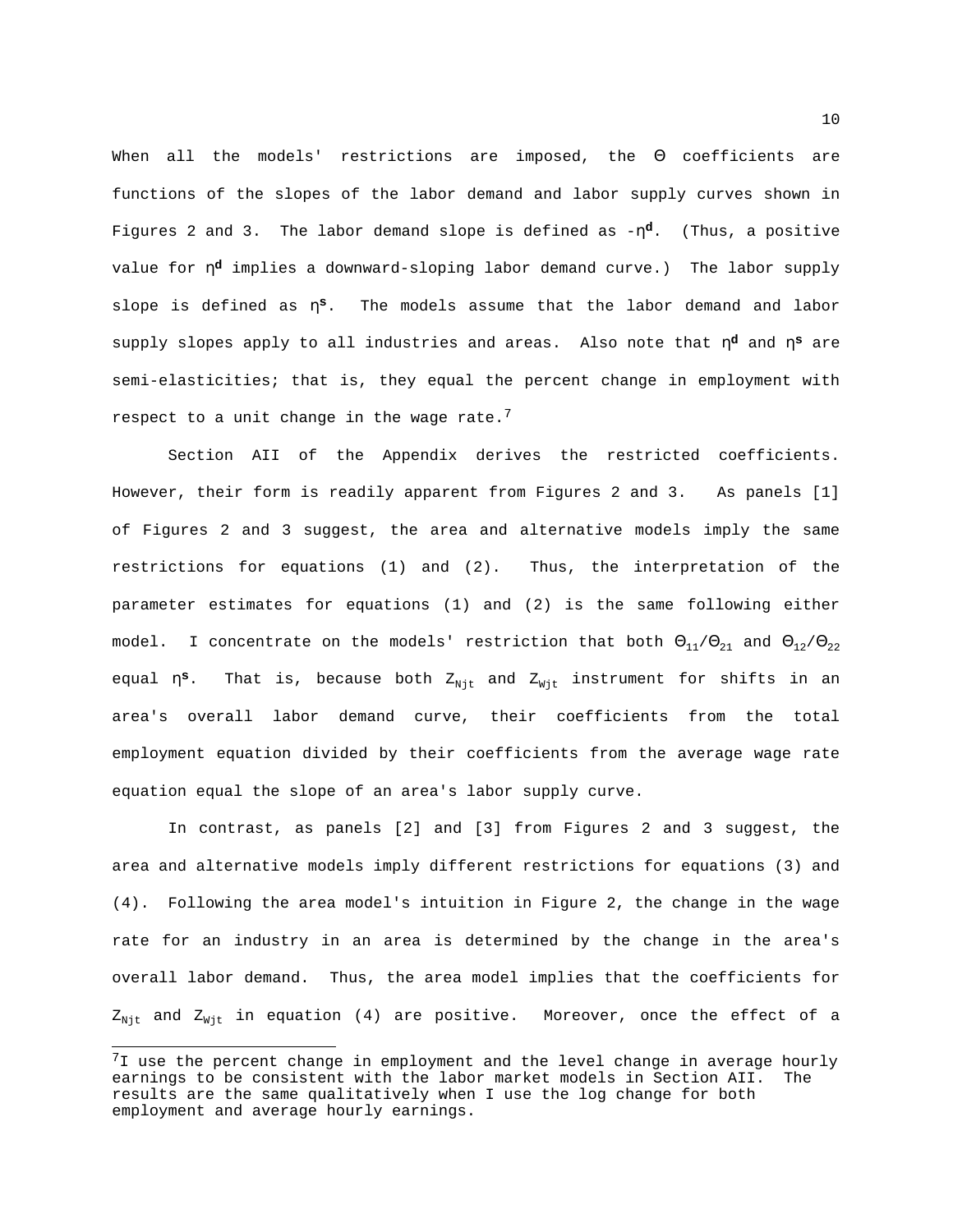When all the models' restrictions are imposed, the $\Theta$ coefficients are functions of the slopes of the labor demand and labor supply curves shown in Figures 2 and 3. The labor demand slope is defined as $-\eta^{\mathbf{d}}$. (Thus, a positive value for $\eta^{\mathbf{d}}$ implies a downward-sloping labor demand curve.) The labor supply slope is defined as $\eta^{\mathbf{s}}$. The models assume that the labor demand and labor supply slopes apply to all industries and areas. Also note that $\eta^{\mathbf{d}}$ and $\eta^{\mathbf{s}}$ are semi-elasticities; that is, they equal the percent change in employment with respect to a unit change in the wage rate.[7]

Section AII of the Appendix derives the restricted coefficients. However, their form is readily apparent from Figures 2 and 3. As panels [1] of Figures 2 and 3 suggest, the area and alternative models imply the same restrictions for equations (1) and (2). Thus, the interpretation of the parameter estimates for equations (1) and (2) is the same following either model. I concentrate on the models' restriction that both $\Theta_{11}/\Theta_{21}$ and $\Theta_{12}/\Theta_{22}$ equal $\eta^{\mathbf{s}}$. That is, because both $Z_{Njt}$ and $Z_{Wjt}$ instrument for shifts in an area's overall labor demand curve, their coefficients from the total employment equation divided by their coefficients from the average wage rate equation equal the slope of an area's labor supply curve.

In contrast, as panels [2] and [3] from Figures 2 and 3 suggest, the area and alternative models imply different restrictions for equations (3) and (4). Following the area model's intuition in Figure 2, the change in the wage rate for an industry in an area is determined by the change in the area's overall labor demand. Thus, the area model implies that the coefficients for $Z_{Njt}$ and $Z_{Wjt}$ in equation (4) are positive. Moreover, once the effect of a

[7] I use the percent change in employment and the level change in average hourly earnings to be consistent with the labor market models in Section AII. The results are the same qualitatively when I use the log change for both employment and average hourly earnings.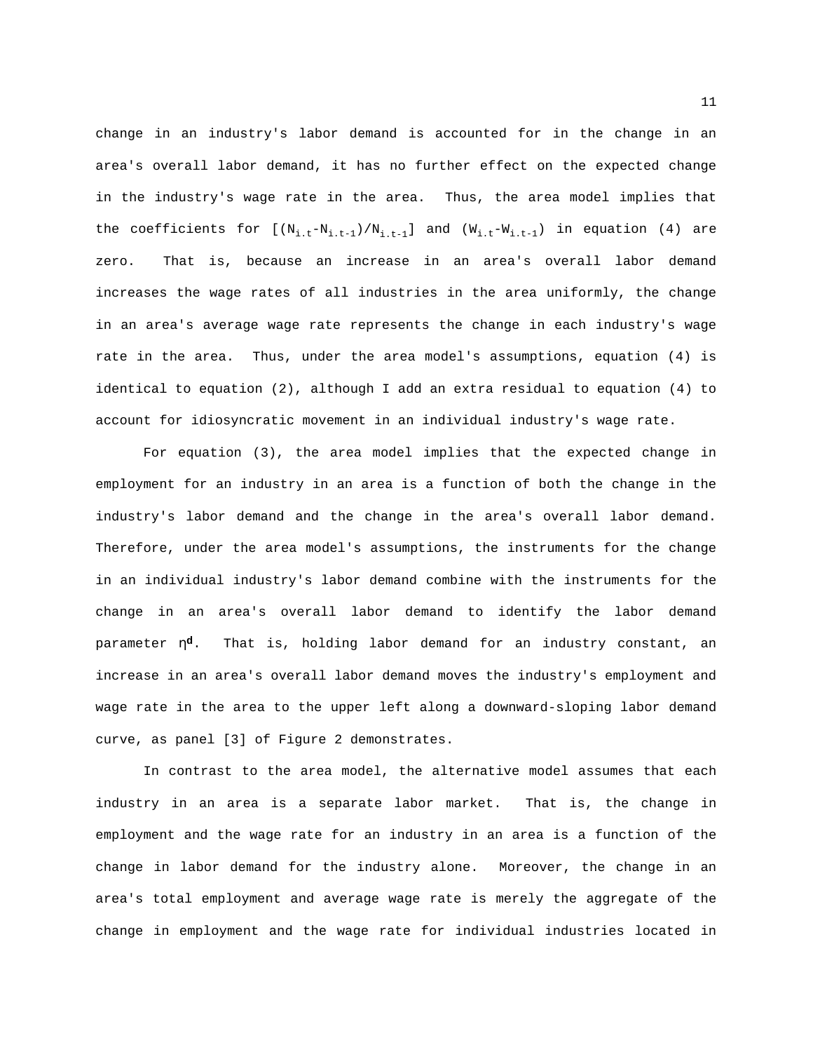change in an industry's labor demand is accounted for in the change in an area's overall labor demand, it has no further effect on the expected change in the industry's wage rate in the area. Thus, the area model implies that the coefficients for $[(N_{i.t}-N_{i.t-1})/N_{i.t-1}]$ and $(W_{i.t}-W_{i.t-1})$ in equation (4) are zero. That is, because an increase in an area's overall labor demand increases the wage rates of all industries in the area uniformly, the change in an area's average wage rate represents the change in each industry's wage rate in the area. Thus, under the area model's assumptions, equation (4) is identical to equation (2), although I add an extra residual to equation (4) to account for idiosyncratic movement in an individual industry's wage rate.

For equation (3), the area model implies that the expected change in employment for an industry in an area is a function of both the change in the industry's labor demand and the change in the area's overall labor demand. Therefore, under the area model's assumptions, the instruments for the change in an individual industry's labor demand combine with the instruments for the change in an area's overall labor demand to identify the labor demand parameter $\eta^{\mathbf{d}}$. That is, holding labor demand for an industry constant, an increase in an area's overall labor demand moves the industry's employment and wage rate in the area to the upper left along a downward-sloping labor demand curve, as panel [3] of Figure 2 demonstrates.

In contrast to the area model, the alternative model assumes that each industry in an area is a separate labor market. That is, the change in employment and the wage rate for an industry in an area is a function of the change in labor demand for the industry alone. Moreover, the change in an area's total employment and average wage rate is merely the aggregate of the change in employment and the wage rate for individual industries located in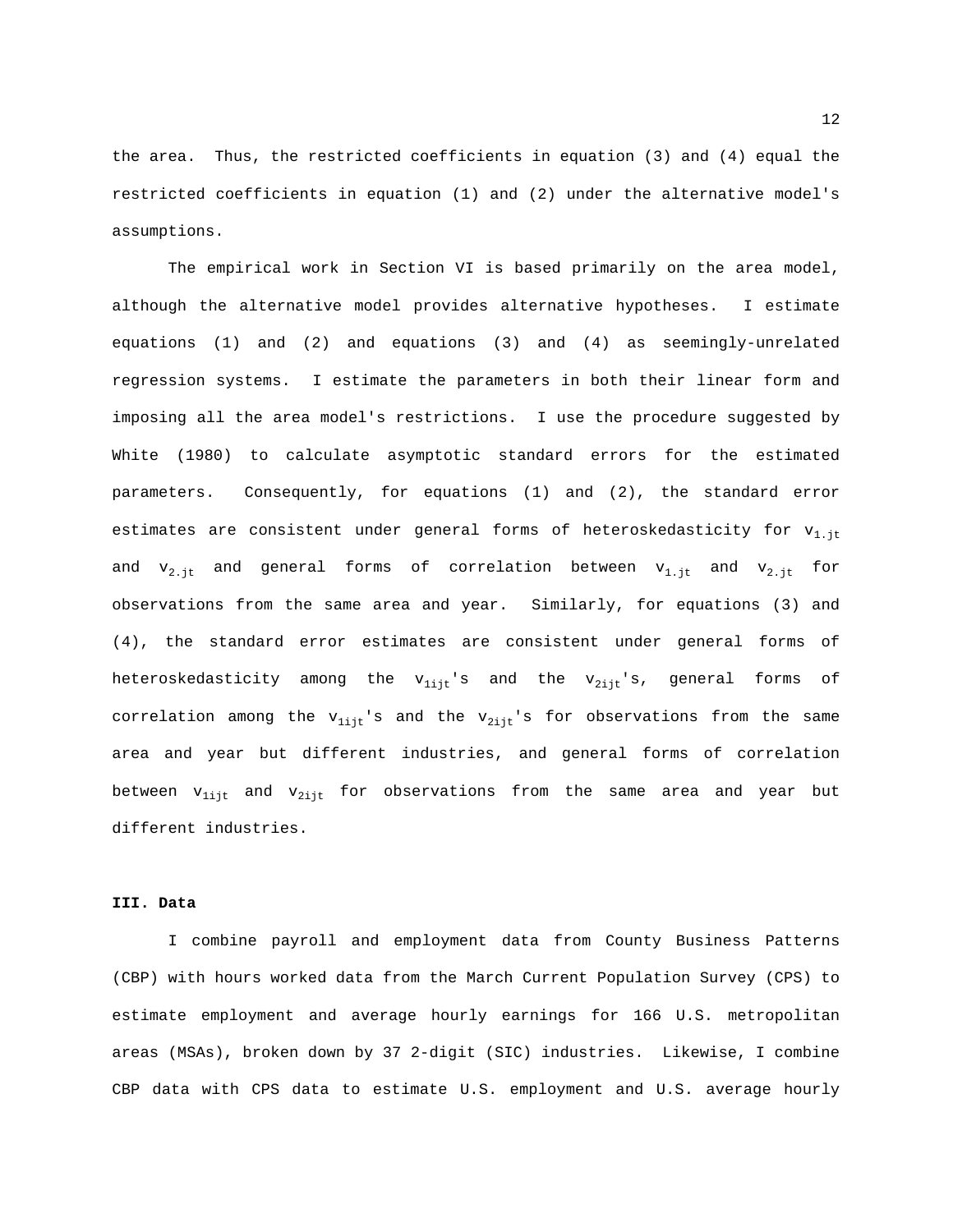the area. Thus, the restricted coefficients in equation (3) and (4) equal the restricted coefficients in equation (1) and (2) under the alternative model's assumptions.

The empirical work in Section VI is based primarily on the area model, although the alternative model provides alternative hypotheses. I estimate equations (1) and (2) and equations (3) and (4) as seemingly-unrelated regression systems. I estimate the parameters in both their linear form and imposing all the area model's restrictions. I use the procedure suggested by White (1980) to calculate asymptotic standard errors for the estimated parameters. Consequently, for equations (1) and (2), the standard error estimates are consistent under general forms of heteroskedasticity for $v_{1.jt}$ and $v_{2.jt}$ and general forms of correlation between $v_{1.jt}$ and $v_{2.jt}$ for observations from the same area and year. Similarly, for equations (3) and (4), the standard error estimates are consistent under general forms of heteroskedasticity among the $v_{1ijt}$'s and the $v_{2ijt}$'s, general forms of correlation among the $v_{1ijt}$'s and the $v_{2ijt}$'s for observations from the same area and year but different industries, and general forms of correlation between $v_{1ijt}$ and $v_{2ijt}$ for observations from the same area and year but different industries.

## III. Data

I combine payroll and employment data from County Business Patterns (CBP) with hours worked data from the March Current Population Survey (CPS) to estimate employment and average hourly earnings for 166 U.S. metropolitan areas (MSAs), broken down by 37 2-digit (SIC) industries. Likewise, I combine CBP data with CPS data to estimate U.S. employment and U.S. average hourly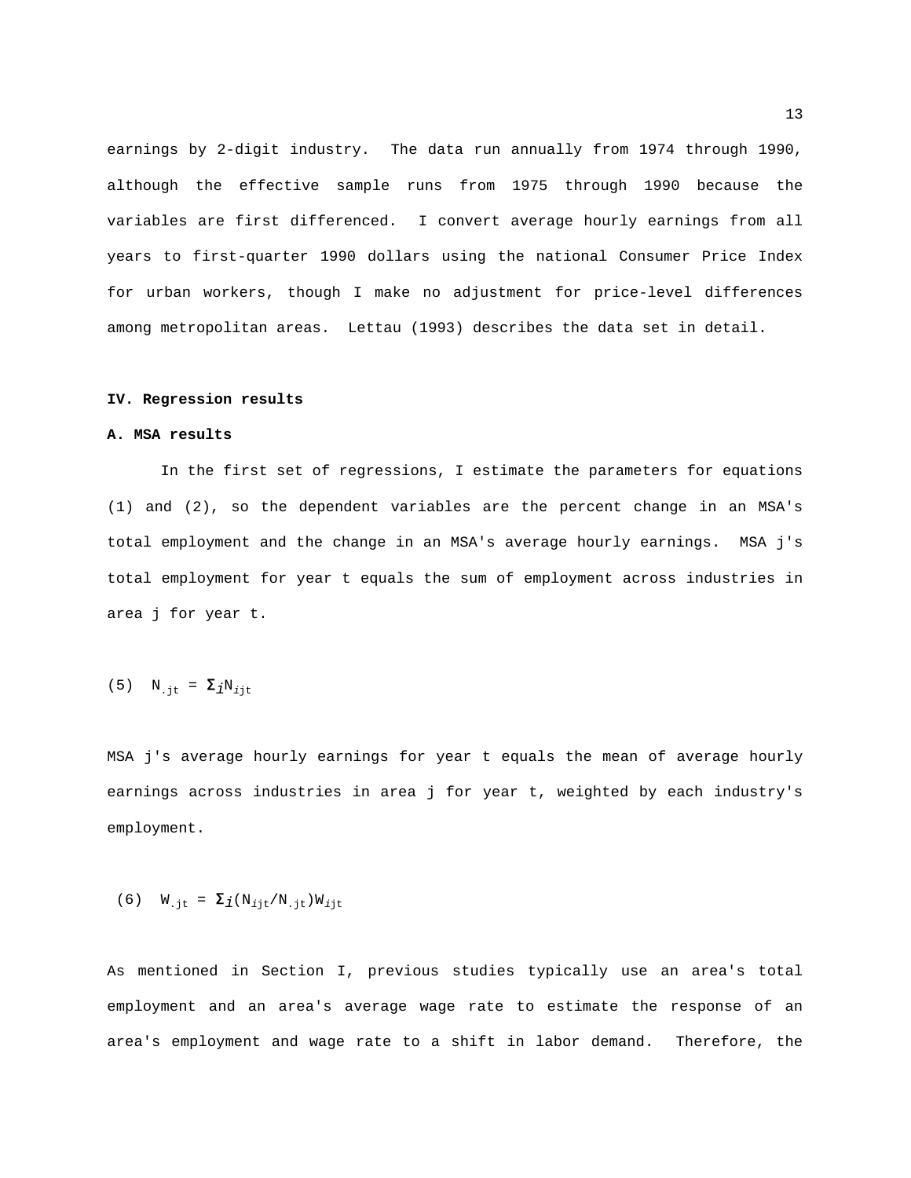earnings by 2-digit industry. The data run annually from 1974 through 1990, although the effective sample runs from 1975 through 1990 because the variables are first differenced. I convert average hourly earnings from all years to first-quarter 1990 dollars using the national Consumer Price Index for urban workers, though I make no adjustment for price-level differences among metropolitan areas. Lettau (1993) describes the data set in detail.

## IV. Regression results

### A. MSA results

In the first set of regressions, I estimate the parameters for equations (1) and (2), so the dependent variables are the percent change in an MSA's total employment and the change in an MSA's average hourly earnings. MSA j's total employment for year t equals the sum of employment across industries in area j for year t.

$$(5)\quad N_{.jt} = \Sigma_i N_{ijt}$$

MSA j's average hourly earnings for year t equals the mean of average hourly earnings across industries in area j for year t, weighted by each industry's employment.

$$(6)\quad W_{.jt} = \Sigma_i (N_{ijt}/N_{.jt}) W_{ijt}$$

As mentioned in Section I, previous studies typically use an area's total employment and an area's average wage rate to estimate the response of an area's employment and wage rate to a shift in labor demand. Therefore, the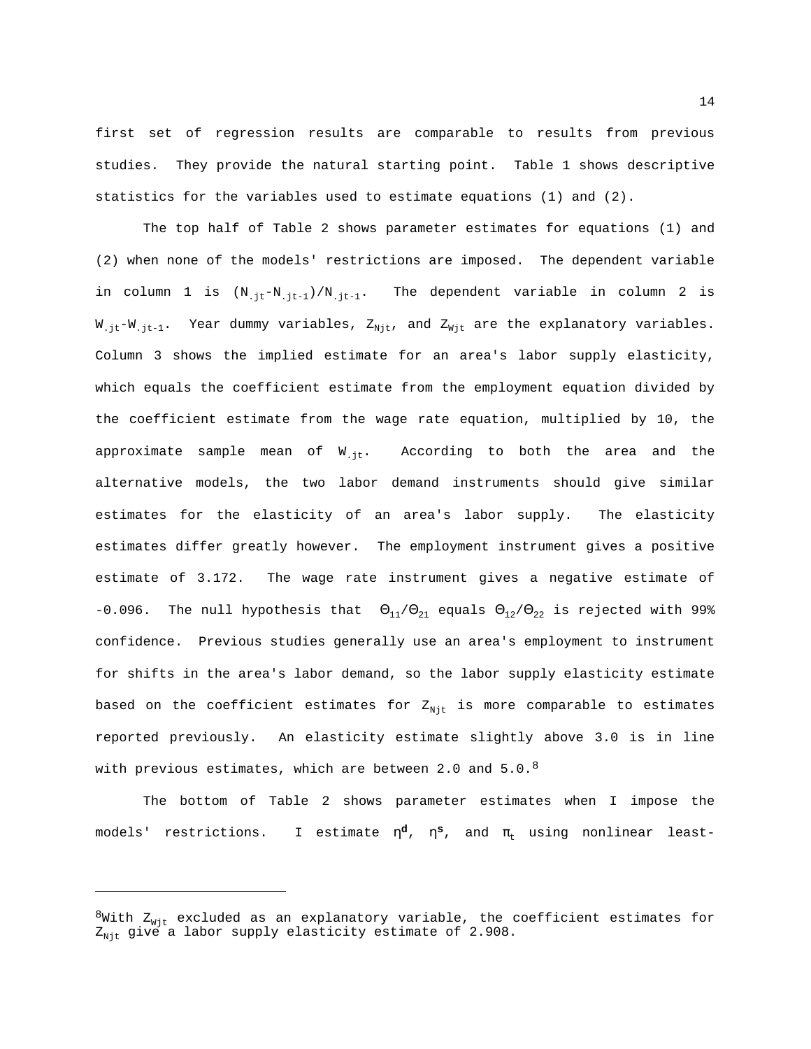first set of regression results are comparable to results from previous studies. They provide the natural starting point. Table 1 shows descriptive statistics for the variables used to estimate equations (1) and (2).

The top half of Table 2 shows parameter estimates for equations (1) and (2) when none of the models' restrictions are imposed. The dependent variable in column 1 is $(N_{.jt}-N_{.jt-1})/N_{.jt-1}$. The dependent variable in column 2 is $W_{.jt}-W_{.jt-1}$. Year dummy variables, $Z_{Njt}$, and $Z_{Wjt}$ are the explanatory variables. Column 3 shows the implied estimate for an area's labor supply elasticity, which equals the coefficient estimate from the employment equation divided by the coefficient estimate from the wage rate equation, multiplied by 10, the approximate sample mean of $W_{.jt}$. According to both the area and the alternative models, the two labor demand instruments should give similar estimates for the elasticity of an area's labor supply. The elasticity estimates differ greatly however. The employment instrument gives a positive estimate of 3.172. The wage rate instrument gives a negative estimate of -0.096. The null hypothesis that $\Theta_{11}/\Theta_{21}$ equals $\Theta_{12}/\Theta_{22}$ is rejected with 99% confidence. Previous studies generally use an area's employment to instrument for shifts in the area's labor demand, so the labor supply elasticity estimate based on the coefficient estimates for $Z_{Njt}$ is more comparable to estimates reported previously. An elasticity estimate slightly above 3.0 is in line with previous estimates, which are between 2.0 and 5.0.[8]

The bottom of Table 2 shows parameter estimates when I impose the models' restrictions. I estimate $\eta^{\mathbf{d}}$, $\eta^{\mathbf{s}}$, and $\pi_t$ using nonlinear least-

---

[8]With $Z_{Wjt}$ excluded as an explanatory variable, the coefficient estimates for $Z_{Njt}$ give a labor supply elasticity estimate of 2.908.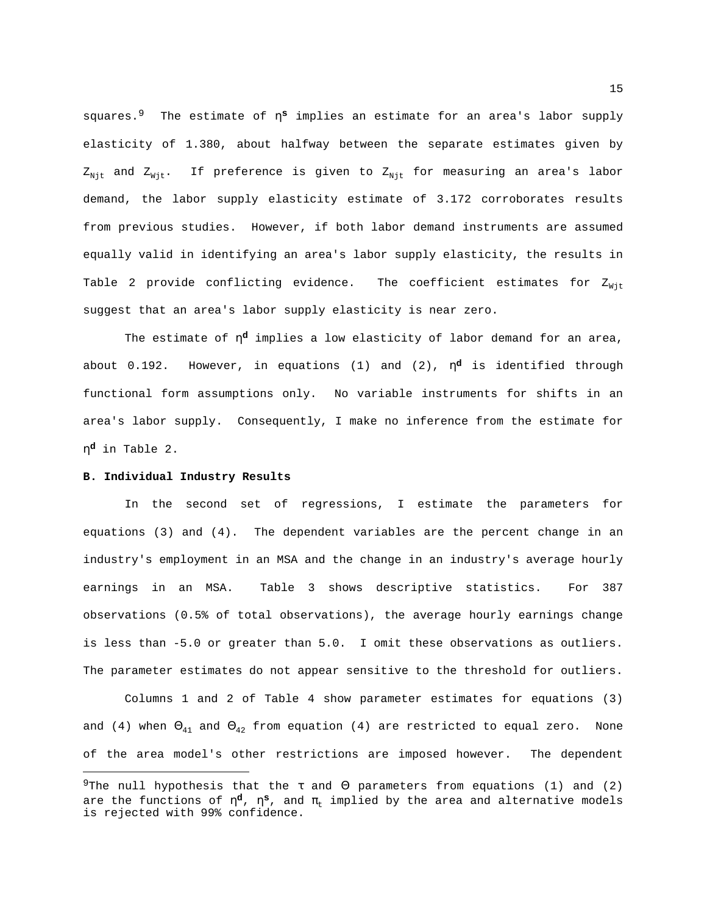squares.[9] The estimate of $\eta^{\mathbf{s}}$ implies an estimate for an area's labor supply elasticity of 1.380, about halfway between the separate estimates given by $Z_{Njt}$ and $Z_{Wjt}$. If preference is given to $Z_{Njt}$ for measuring an area's labor demand, the labor supply elasticity estimate of 3.172 corroborates results from previous studies. However, if both labor demand instruments are assumed equally valid in identifying an area's labor supply elasticity, the results in Table 2 provide conflicting evidence. The coefficient estimates for $Z_{Wjt}$ suggest that an area's labor supply elasticity is near zero.

The estimate of $\eta^{\mathbf{d}}$ implies a low elasticity of labor demand for an area, about 0.192. However, in equations (1) and (2), $\eta^{\mathbf{d}}$ is identified through functional form assumptions only. No variable instruments for shifts in an area's labor supply. Consequently, I make no inference from the estimate for $\eta^{\mathbf{d}}$ in Table 2.

**B. Individual Industry Results**

In the second set of regressions, I estimate the parameters for equations (3) and (4). The dependent variables are the percent change in an industry's employment in an MSA and the change in an industry's average hourly earnings in an MSA. Table 3 shows descriptive statistics. For 387 observations (0.5% of total observations), the average hourly earnings change is less than -5.0 or greater than 5.0. I omit these observations as outliers. The parameter estimates do not appear sensitive to the threshold for outliers.

Columns 1 and 2 of Table 4 show parameter estimates for equations (3) and (4) when $\Theta_{41}$ and $\Theta_{42}$ from equation (4) are restricted to equal zero. None of the area model's other restrictions are imposed however. The dependent

[9]The null hypothesis that the $\tau$ and $\Theta$ parameters from equations (1) and (2) are the functions of $\eta^{\mathbf{d}}$, $\eta^{\mathbf{s}}$, and $\pi_t$ implied by the area and alternative models is rejected with 99% confidence.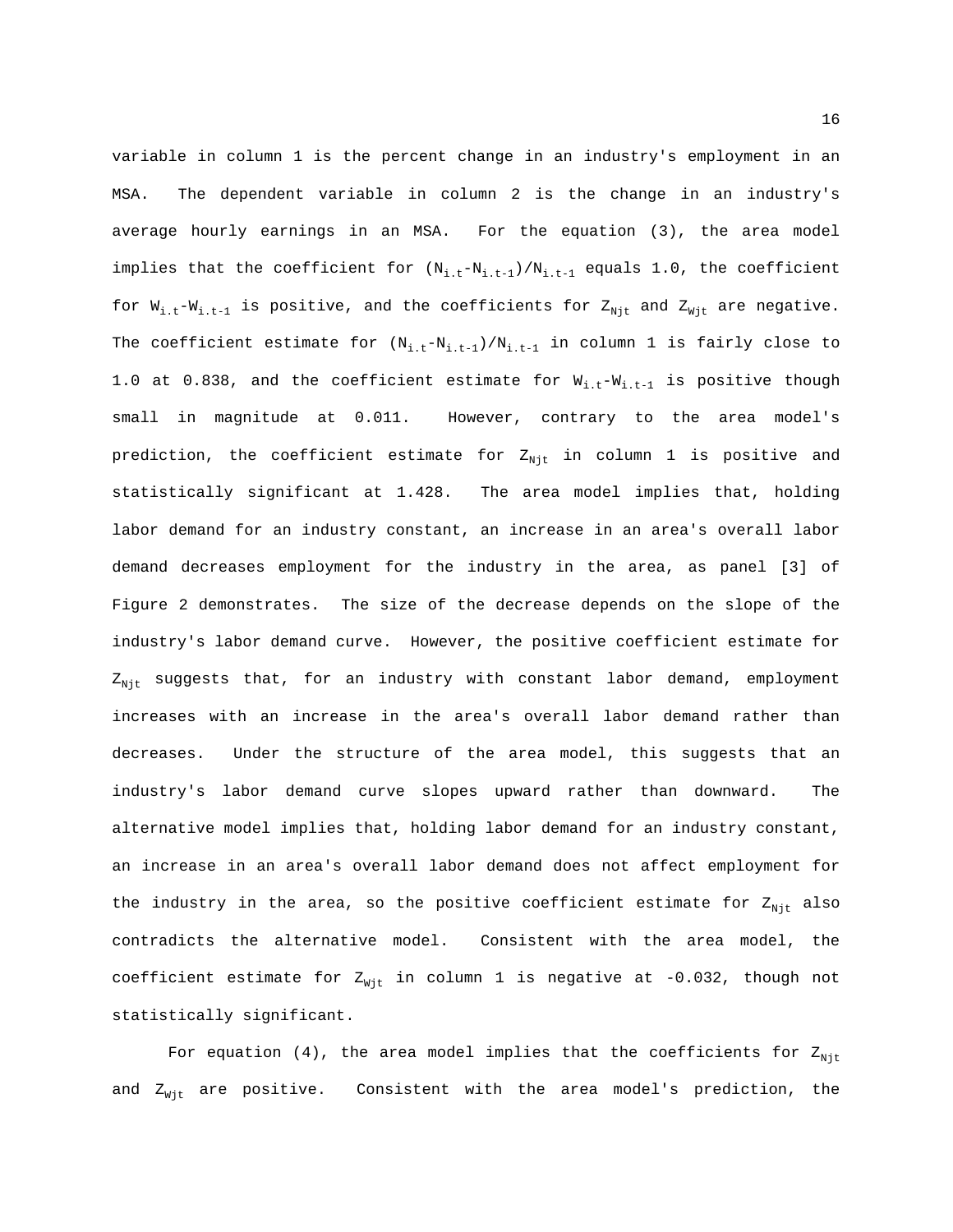variable in column 1 is the percent change in an industry's employment in an MSA. The dependent variable in column 2 is the change in an industry's average hourly earnings in an MSA. For the equation (3), the area model implies that the coefficient for $(N_{i.t}-N_{i.t-1})/N_{i.t-1}$ equals 1.0, the coefficient for $W_{i.t}-W_{i.t-1}$ is positive, and the coefficients for $Z_{Njt}$ and $Z_{Wjt}$ are negative. The coefficient estimate for $(N_{i.t}-N_{i.t-1})/N_{i.t-1}$ in column 1 is fairly close to 1.0 at 0.838, and the coefficient estimate for $W_{i.t}-W_{i.t-1}$ is positive though small in magnitude at 0.011. However, contrary to the area model's prediction, the coefficient estimate for $Z_{Njt}$ in column 1 is positive and statistically significant at 1.428. The area model implies that, holding labor demand for an industry constant, an increase in an area's overall labor demand decreases employment for the industry in the area, as panel [3] of Figure 2 demonstrates. The size of the decrease depends on the slope of the industry's labor demand curve. However, the positive coefficient estimate for $Z_{Njt}$ suggests that, for an industry with constant labor demand, employment increases with an increase in the area's overall labor demand rather than decreases. Under the structure of the area model, this suggests that an industry's labor demand curve slopes upward rather than downward. The alternative model implies that, holding labor demand for an industry constant, an increase in an area's overall labor demand does not affect employment for the industry in the area, so the positive coefficient estimate for $Z_{Njt}$ also contradicts the alternative model. Consistent with the area model, the coefficient estimate for $Z_{Wjt}$ in column 1 is negative at -0.032, though not statistically significant.

For equation (4), the area model implies that the coefficients for $Z_{Njt}$ and $Z_{Wjt}$ are positive. Consistent with the area model's prediction, the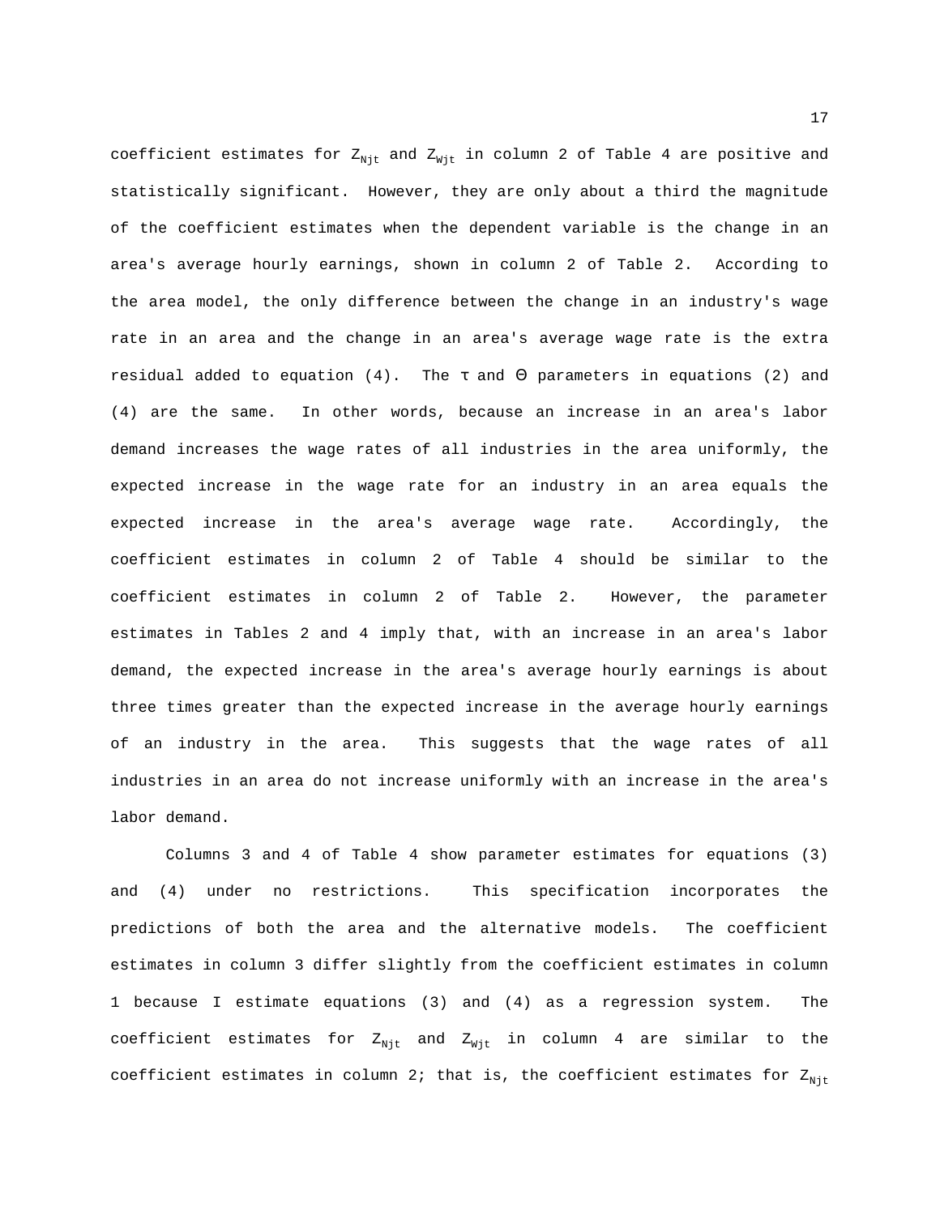coefficient estimates for $Z_{Njt}$ and $Z_{Wjt}$ in column 2 of Table 4 are positive and statistically significant. However, they are only about a third the magnitude of the coefficient estimates when the dependent variable is the change in an area's average hourly earnings, shown in column 2 of Table 2. According to the area model, the only difference between the change in an industry's wage rate in an area and the change in an area's average wage rate is the extra residual added to equation (4). The $\tau$ and $\Theta$ parameters in equations (2) and (4) are the same. In other words, because an increase in an area's labor demand increases the wage rates of all industries in the area uniformly, the expected increase in the wage rate for an industry in an area equals the expected increase in the area's average wage rate. Accordingly, the coefficient estimates in column 2 of Table 4 should be similar to the coefficient estimates in column 2 of Table 2. However, the parameter estimates in Tables 2 and 4 imply that, with an increase in an area's labor demand, the expected increase in the area's average hourly earnings is about three times greater than the expected increase in the average hourly earnings of an industry in the area. This suggests that the wage rates of all industries in an area do not increase uniformly with an increase in the area's labor demand.

Columns 3 and 4 of Table 4 show parameter estimates for equations (3) and (4) under no restrictions. This specification incorporates the predictions of both the area and the alternative models. The coefficient estimates in column 3 differ slightly from the coefficient estimates in column 1 because I estimate equations (3) and (4) as a regression system. The coefficient estimates for $Z_{Njt}$ and $Z_{Wjt}$ in column 4 are similar to the coefficient estimates in column 2; that is, the coefficient estimates for $Z_{Njt}$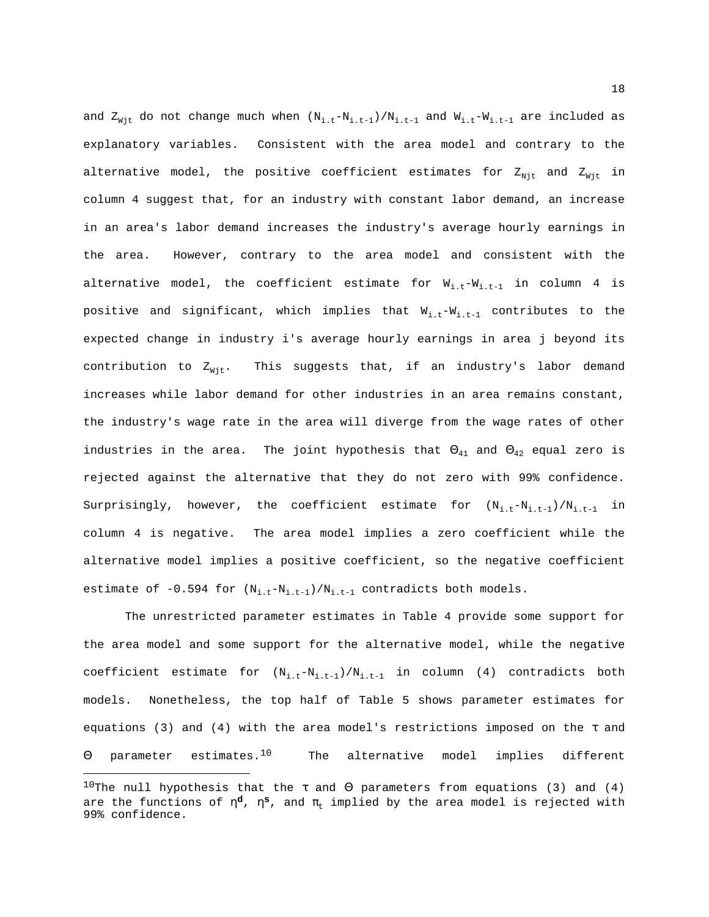and $Z_{Wjt}$ do not change much when $(N_{i.t}-N_{i.t-1})/N_{i.t-1}$ and $W_{i.t}-W_{i.t-1}$ are included as explanatory variables. Consistent with the area model and contrary to the alternative model, the positive coefficient estimates for $Z_{Njt}$ and $Z_{Wjt}$ in column 4 suggest that, for an industry with constant labor demand, an increase in an area's labor demand increases the industry's average hourly earnings in the area. However, contrary to the area model and consistent with the alternative model, the coefficient estimate for $W_{i.t}-W_{i.t-1}$ in column 4 is positive and significant, which implies that $W_{i.t}-W_{i.t-1}$ contributes to the expected change in industry i's average hourly earnings in area j beyond its contribution to $Z_{Wjt}$. This suggests that, if an industry's labor demand increases while labor demand for other industries in an area remains constant, the industry's wage rate in the area will diverge from the wage rates of other industries in the area. The joint hypothesis that $\Theta_{41}$ and $\Theta_{42}$ equal zero is rejected against the alternative that they do not zero with 99% confidence. Surprisingly, however, the coefficient estimate for $(N_{i.t}-N_{i.t-1})/N_{i.t-1}$ in column 4 is negative. The area model implies a zero coefficient while the alternative model implies a positive coefficient, so the negative coefficient estimate of -0.594 for $(N_{i.t}-N_{i.t-1})/N_{i.t-1}$ contradicts both models.

The unrestricted parameter estimates in Table 4 provide some support for the area model and some support for the alternative model, while the negative coefficient estimate for $(N_{i.t}-N_{i.t-1})/N_{i.t-1}$ in column (4) contradicts both models. Nonetheless, the top half of Table 5 shows parameter estimates for equations (3) and (4) with the area model's restrictions imposed on the $\tau$ and $\Theta$ parameter estimates.[10] The alternative model implies different

[10] The null hypothesis that the $\tau$ and $\Theta$ parameters from equations (3) and (4) are the functions of $\eta^{\mathbf{d}}$, $\eta^{\mathbf{s}}$, and $\pi_t$ implied by the area model is rejected with 99% confidence.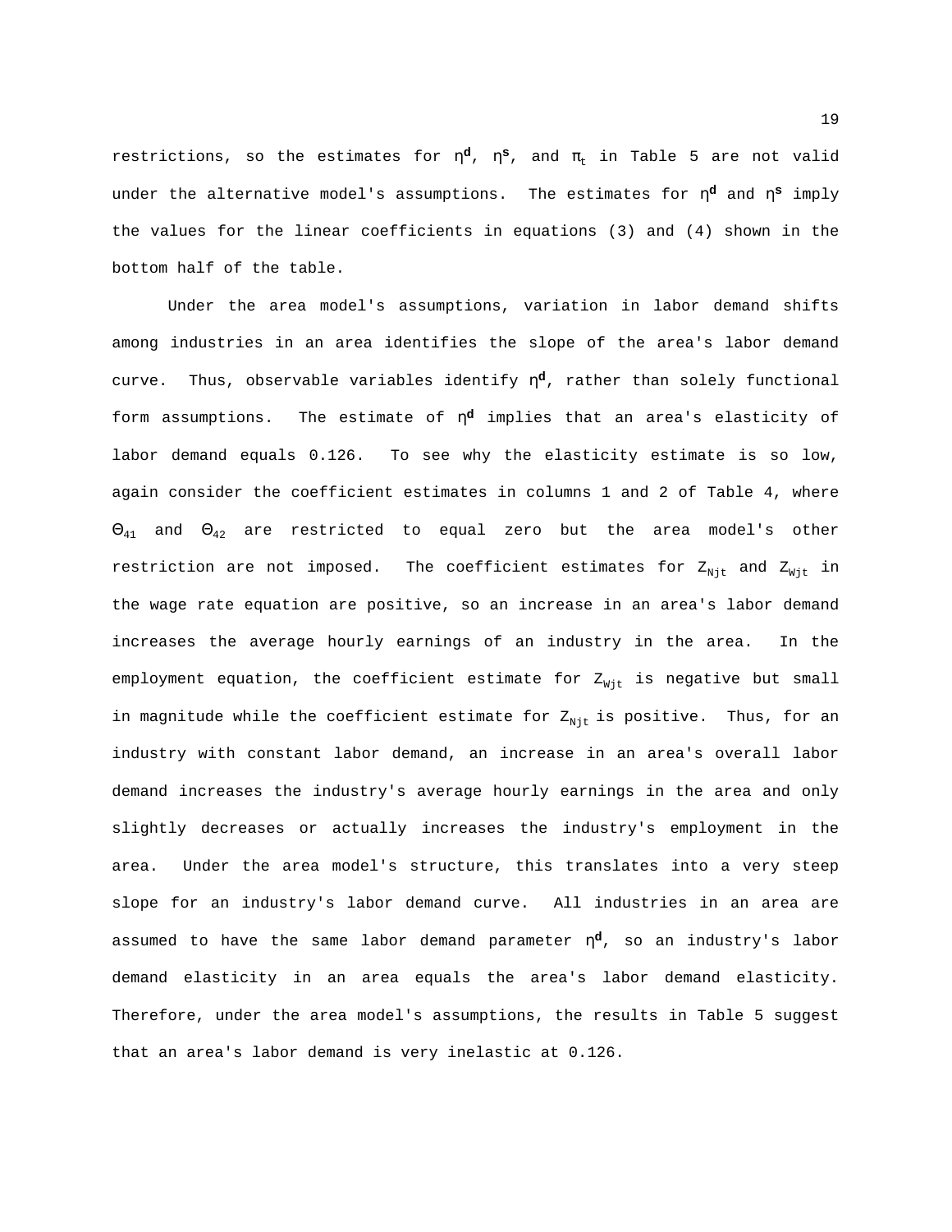restrictions, so the estimates for $\eta^{\mathbf{d}}$, $\eta^{\mathbf{s}}$, and $\pi_t$ in Table 5 are not valid under the alternative model's assumptions. The estimates for $\eta^{\mathbf{d}}$ and $\eta^{\mathbf{s}}$ imply the values for the linear coefficients in equations (3) and (4) shown in the bottom half of the table.

Under the area model's assumptions, variation in labor demand shifts among industries in an area identifies the slope of the area's labor demand curve. Thus, observable variables identify $\eta^{\mathbf{d}}$, rather than solely functional form assumptions. The estimate of $\eta^{\mathbf{d}}$ implies that an area's elasticity of labor demand equals 0.126. To see why the elasticity estimate is so low, again consider the coefficient estimates in columns 1 and 2 of Table 4, where $\Theta_{41}$ and $\Theta_{42}$ are restricted to equal zero but the area model's other restriction are not imposed. The coefficient estimates for $Z_{Njt}$ and $Z_{Wjt}$ in the wage rate equation are positive, so an increase in an area's labor demand increases the average hourly earnings of an industry in the area. In the employment equation, the coefficient estimate for $Z_{Wjt}$ is negative but small in magnitude while the coefficient estimate for $Z_{Njt}$ is positive. Thus, for an industry with constant labor demand, an increase in an area's overall labor demand increases the industry's average hourly earnings in the area and only slightly decreases or actually increases the industry's employment in the area. Under the area model's structure, this translates into a very steep slope for an industry's labor demand curve. All industries in an area are assumed to have the same labor demand parameter $\eta^{\mathbf{d}}$, so an industry's labor demand elasticity in an area equals the area's labor demand elasticity. Therefore, under the area model's assumptions, the results in Table 5 suggest that an area's labor demand is very inelastic at 0.126.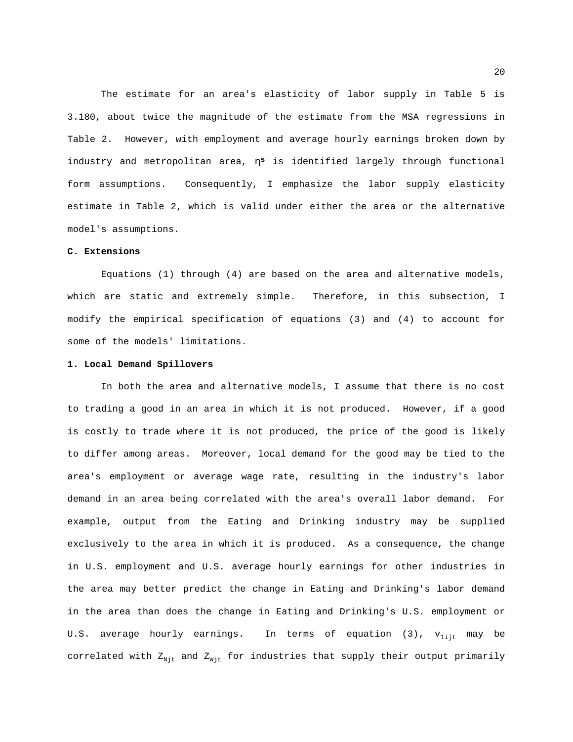The estimate for an area's elasticity of labor supply in Table 5 is 3.180, about twice the magnitude of the estimate from the MSA regressions in Table 2. However, with employment and average hourly earnings broken down by industry and metropolitan area, $\eta^{s}$ is identified largely through functional form assumptions. Consequently, I emphasize the labor supply elasticity estimate in Table 2, which is valid under either the area or the alternative model's assumptions.

**C. Extensions**

Equations (1) through (4) are based on the area and alternative models, which are static and extremely simple. Therefore, in this subsection, I modify the empirical specification of equations (3) and (4) to account for some of the models' limitations.

**1. Local Demand Spillovers**

In both the area and alternative models, I assume that there is no cost to trading a good in an area in which it is not produced. However, if a good is costly to trade where it is not produced, the price of the good is likely to differ among areas. Moreover, local demand for the good may be tied to the area's employment or average wage rate, resulting in the industry's labor demand in an area being correlated with the area's overall labor demand. For example, output from the Eating and Drinking industry may be supplied exclusively to the area in which it is produced. As a consequence, the change in U.S. employment and U.S. average hourly earnings for other industries in the area may better predict the change in Eating and Drinking's labor demand in the area than does the change in Eating and Drinking's U.S. employment or U.S. average hourly earnings. In terms of equation (3), $v_{1ijt}$ may be correlated with $Z_{Njt}$ and $Z_{Wjt}$ for industries that supply their output primarily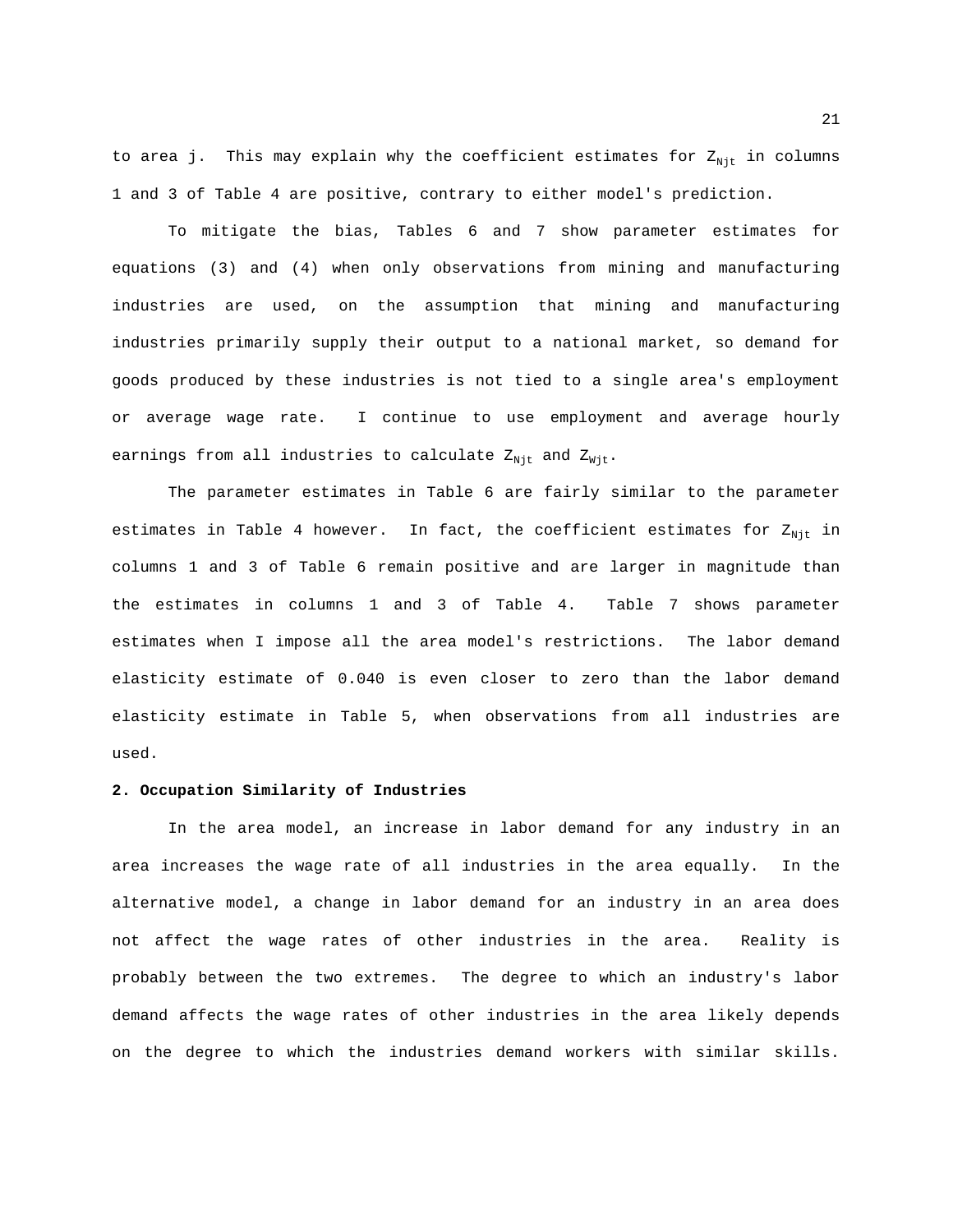to area j. This may explain why the coefficient estimates for $Z_{Njt}$ in columns 1 and 3 of Table 4 are positive, contrary to either model's prediction.

To mitigate the bias, Tables 6 and 7 show parameter estimates for equations (3) and (4) when only observations from mining and manufacturing industries are used, on the assumption that mining and manufacturing industries primarily supply their output to a national market, so demand for goods produced by these industries is not tied to a single area's employment or average wage rate. I continue to use employment and average hourly earnings from all industries to calculate $Z_{Njt}$ and $Z_{Wjt}$.

The parameter estimates in Table 6 are fairly similar to the parameter estimates in Table 4 however. In fact, the coefficient estimates for $Z_{Njt}$ in columns 1 and 3 of Table 6 remain positive and are larger in magnitude than the estimates in columns 1 and 3 of Table 4. Table 7 shows parameter estimates when I impose all the area model's restrictions. The labor demand elasticity estimate of 0.040 is even closer to zero than the labor demand elasticity estimate in Table 5, when observations from all industries are used.

**2. Occupation Similarity of Industries**

In the area model, an increase in labor demand for any industry in an area increases the wage rate of all industries in the area equally. In the alternative model, a change in labor demand for an industry in an area does not affect the wage rates of other industries in the area. Reality is probably between the two extremes. The degree to which an industry's labor demand affects the wage rates of other industries in the area likely depends on the degree to which the industries demand workers with similar skills.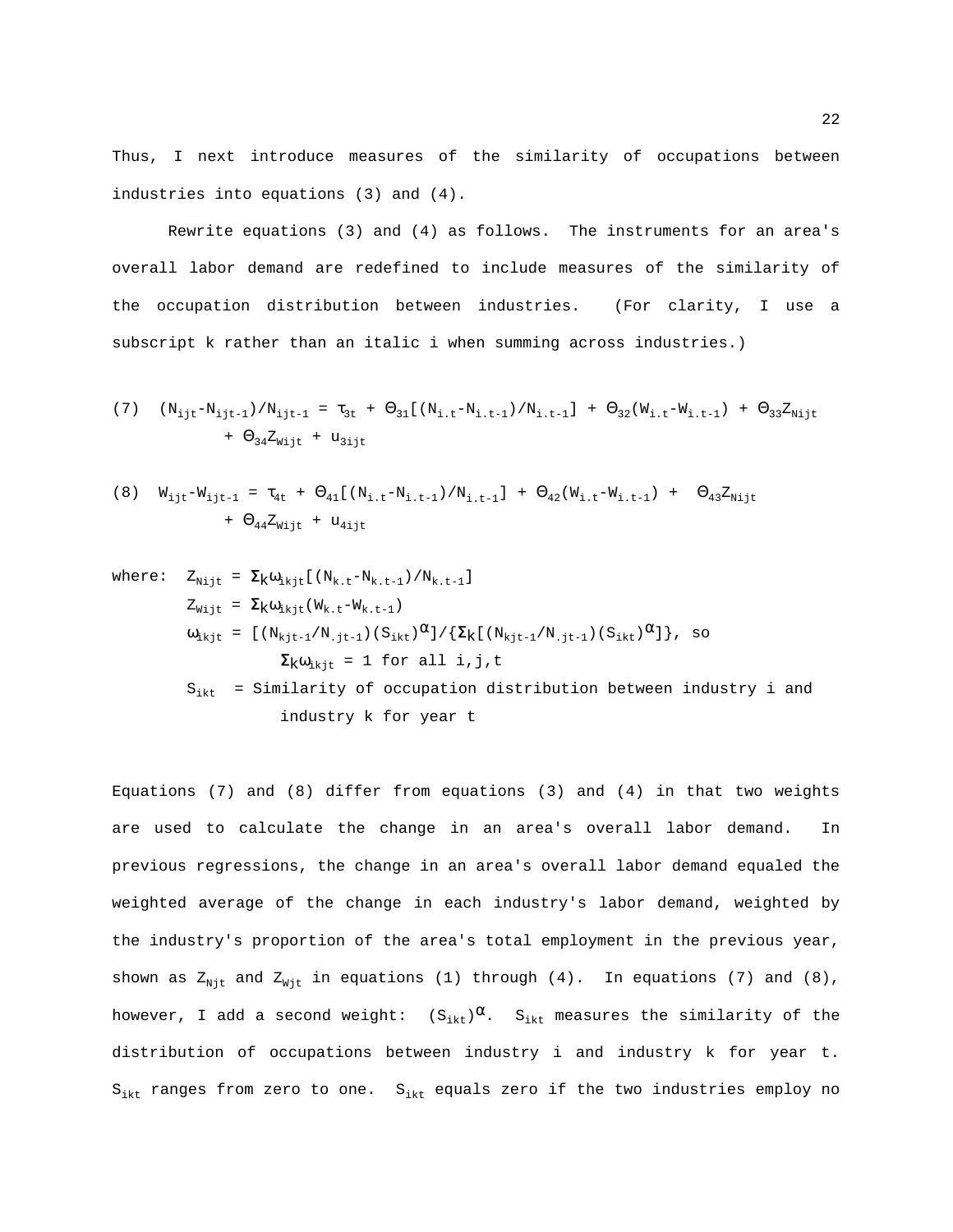Thus, I next introduce measures of the similarity of occupations between industries into equations (3) and (4).

Rewrite equations (3) and (4) as follows. The instruments for an area's overall labor demand are redefined to include measures of the similarity of the occupation distribution between industries. (For clarity, I use a subscript k rather than an italic i when summing across industries.)

$$(7)\quad (N_{ijt}-N_{ijt-1})/N_{ijt-1} = \tau_{3t} + \Theta_{31}[(N_{i.t}-N_{i.t-1})/N_{i.t-1}] + \Theta_{32}(W_{i.t}-W_{i.t-1}) + \Theta_{33}Z_{Nijt} + \Theta_{34}Z_{Wijt} + u_{3ijt}$$

$$(8)\quad W_{ijt}-W_{ijt-1} = \tau_{4t} + \Theta_{41}[(N_{i.t}-N_{i.t-1})/N_{i.t-1}] + \Theta_{42}(W_{i.t}-W_{i.t-1}) + \Theta_{43}Z_{Nijt} + \Theta_{44}Z_{Wijt} + u_{4ijt}$$

where: $Z_{Nijt} = \Sigma_k \omega_{ikjt}[(N_{k.t}-N_{k.t-1})/N_{k.t-1}]$

$Z_{Wijt} = \Sigma_k \omega_{ikjt}(W_{k.t}-W_{k.t-1})$

$\omega_{ikjt} = [(N_{kjt-1}/N_{.jt-1})(S_{ikt})^{\alpha}]/\{\Sigma_k[(N_{kjt-1}/N_{.jt-1})(S_{ikt})^{\alpha}]\}$, so $\Sigma_k \omega_{ikjt} = 1$ for all i,j,t

$S_{ikt}$ = Similarity of occupation distribution between industry i and industry k for year t

Equations (7) and (8) differ from equations (3) and (4) in that two weights are used to calculate the change in an area's overall labor demand. In previous regressions, the change in an area's overall labor demand equaled the weighted average of the change in each industry's labor demand, weighted by the industry's proportion of the area's total employment in the previous year, shown as $Z_{Njt}$ and $Z_{Wjt}$ in equations (1) through (4). In equations (7) and (8), however, I add a second weight: $(S_{ikt})^{\alpha}$. $S_{ikt}$ measures the similarity of the distribution of occupations between industry i and industry k for year t. $S_{ikt}$ ranges from zero to one. $S_{ikt}$ equals zero if the two industries employ no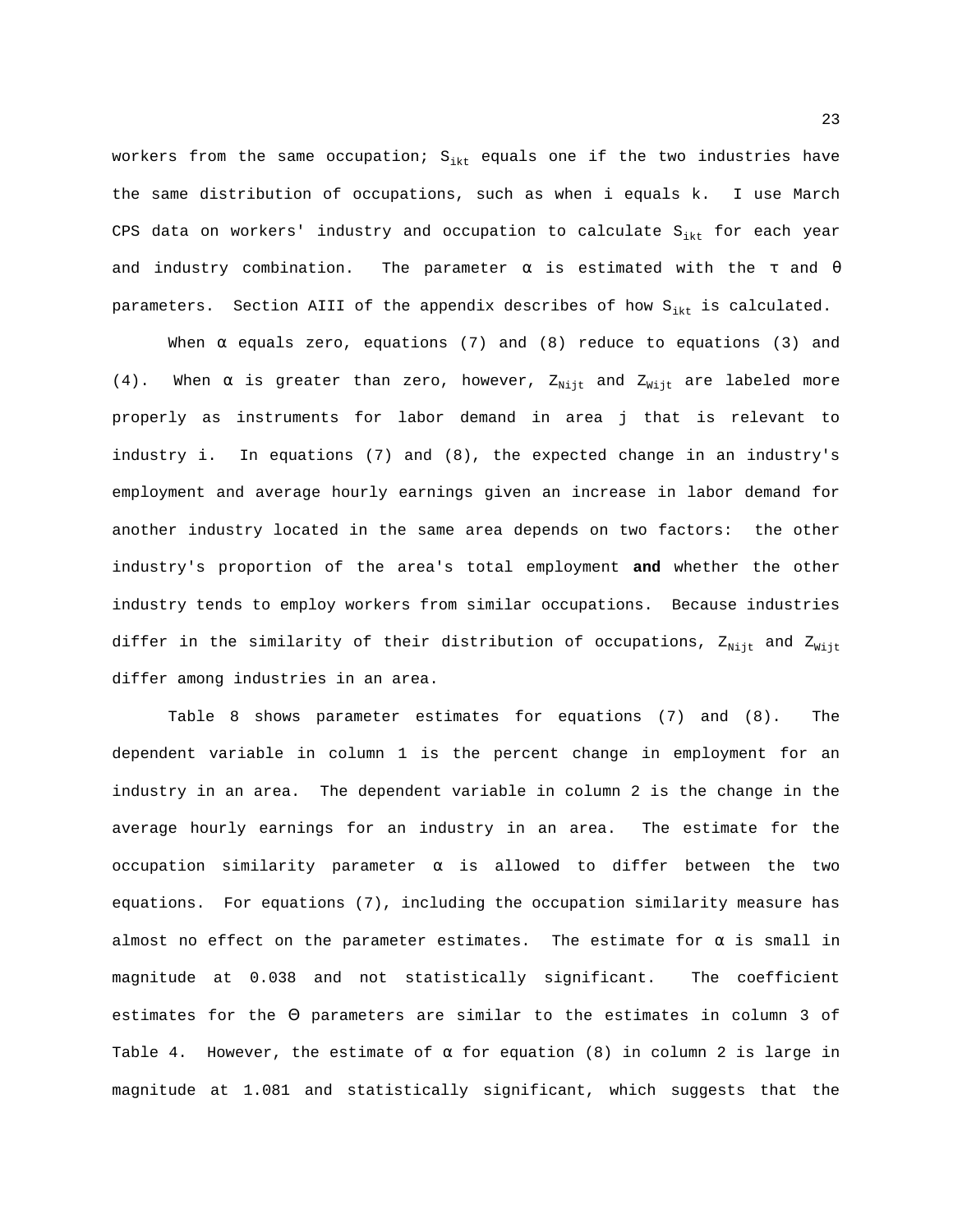workers from the same occupation; $S_{ikt}$ equals one if the two industries have the same distribution of occupations, such as when i equals k. I use March CPS data on workers' industry and occupation to calculate $S_{ikt}$ for each year and industry combination. The parameter $\alpha$ is estimated with the $\tau$ and $\theta$ parameters. Section AIII of the appendix describes of how $S_{ikt}$ is calculated.

When $\alpha$ equals zero, equations (7) and (8) reduce to equations (3) and (4). When $\alpha$ is greater than zero, however, $Z_{Nijt}$ and $Z_{Wijt}$ are labeled more properly as instruments for labor demand in area j that is relevant to industry i. In equations (7) and (8), the expected change in an industry's employment and average hourly earnings given an increase in labor demand for another industry located in the same area depends on two factors: the other industry's proportion of the area's total employment **and** whether the other industry tends to employ workers from similar occupations. Because industries differ in the similarity of their distribution of occupations, $Z_{Nijt}$ and $Z_{Wijt}$ differ among industries in an area.

Table 8 shows parameter estimates for equations (7) and (8). The dependent variable in column 1 is the percent change in employment for an industry in an area. The dependent variable in column 2 is the change in the average hourly earnings for an industry in an area. The estimate for the occupation similarity parameter $\alpha$ is allowed to differ between the two equations. For equations (7), including the occupation similarity measure has almost no effect on the parameter estimates. The estimate for $\alpha$ is small in magnitude at 0.038 and not statistically significant. The coefficient estimates for the $\Theta$ parameters are similar to the estimates in column 3 of Table 4. However, the estimate of $\alpha$ for equation (8) in column 2 is large in magnitude at 1.081 and statistically significant, which suggests that the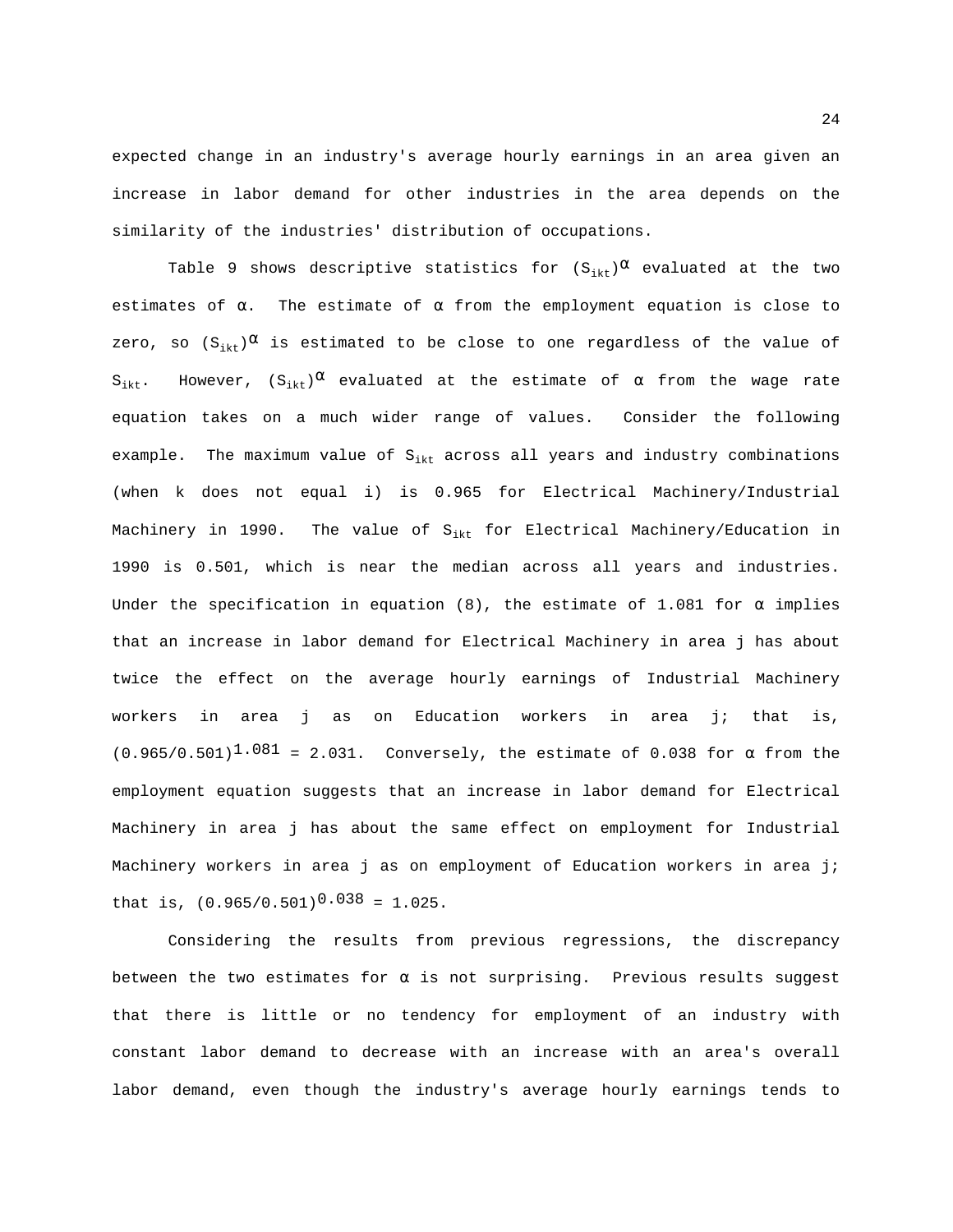expected change in an industry's average hourly earnings in an area given an increase in labor demand for other industries in the area depends on the similarity of the industries' distribution of occupations.

Table 9 shows descriptive statistics for $(S_{ikt})^{\alpha}$ evaluated at the two estimates of $\alpha$. The estimate of $\alpha$ from the employment equation is close to zero, so $(S_{ikt})^{\alpha}$ is estimated to be close to one regardless of the value of $S_{ikt}$. However, $(S_{ikt})^{\alpha}$ evaluated at the estimate of $\alpha$ from the wage rate equation takes on a much wider range of values. Consider the following example. The maximum value of $S_{ikt}$ across all years and industry combinations (when k does not equal i) is 0.965 for Electrical Machinery/Industrial Machinery in 1990. The value of $S_{ikt}$ for Electrical Machinery/Education in 1990 is 0.501, which is near the median across all years and industries. Under the specification in equation (8), the estimate of 1.081 for $\alpha$ implies that an increase in labor demand for Electrical Machinery in area j has about twice the effect on the average hourly earnings of Industrial Machinery workers in area j as on Education workers in area j; that is, $(0.965/0.501)^{1.081} = 2.031$. Conversely, the estimate of 0.038 for $\alpha$ from the employment equation suggests that an increase in labor demand for Electrical Machinery in area j has about the same effect on employment for Industrial Machinery workers in area j as on employment of Education workers in area j; that is, $(0.965/0.501)^{0.038} = 1.025$.

Considering the results from previous regressions, the discrepancy between the two estimates for $\alpha$ is not surprising. Previous results suggest that there is little or no tendency for employment of an industry with constant labor demand to decrease with an increase with an area's overall labor demand, even though the industry's average hourly earnings tends to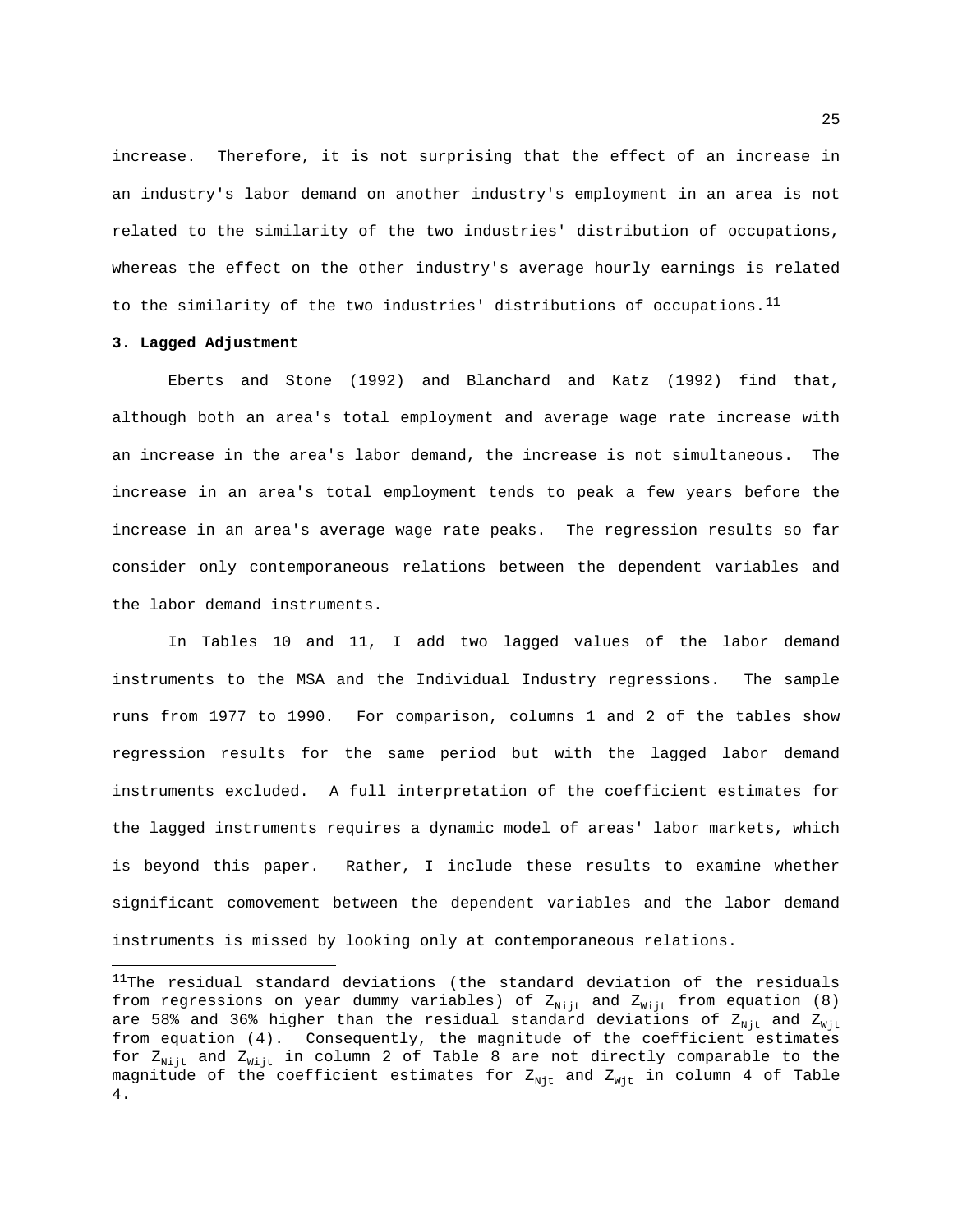increase. Therefore, it is not surprising that the effect of an increase in an industry's labor demand on another industry's employment in an area is not related to the similarity of the two industries' distribution of occupations, whereas the effect on the other industry's average hourly earnings is related to the similarity of the two industries' distributions of occupations.[11]

**3. Lagged Adjustment**

Eberts and Stone (1992) and Blanchard and Katz (1992) find that, although both an area's total employment and average wage rate increase with an increase in the area's labor demand, the increase is not simultaneous. The increase in an area's total employment tends to peak a few years before the increase in an area's average wage rate peaks. The regression results so far consider only contemporaneous relations between the dependent variables and the labor demand instruments.

In Tables 10 and 11, I add two lagged values of the labor demand instruments to the MSA and the Individual Industry regressions. The sample runs from 1977 to 1990. For comparison, columns 1 and 2 of the tables show regression results for the same period but with the lagged labor demand instruments excluded. A full interpretation of the coefficient estimates for the lagged instruments requires a dynamic model of areas' labor markets, which is beyond this paper. Rather, I include these results to examine whether significant comovement between the dependent variables and the labor demand instruments is missed by looking only at contemporaneous relations.

---

[11]The residual standard deviations (the standard deviation of the residuals from regressions on year dummy variables) of $Z_{Nijt}$ and $Z_{Wijt}$ from equation (8) are 58% and 36% higher than the residual standard deviations of $Z_{Njt}$ and $Z_{Wjt}$ from equation (4). Consequently, the magnitude of the coefficient estimates for $Z_{Nijt}$ and $Z_{Wijt}$ in column 2 of Table 8 are not directly comparable to the magnitude of the coefficient estimates for $Z_{Njt}$ and $Z_{Wjt}$ in column 4 of Table 4.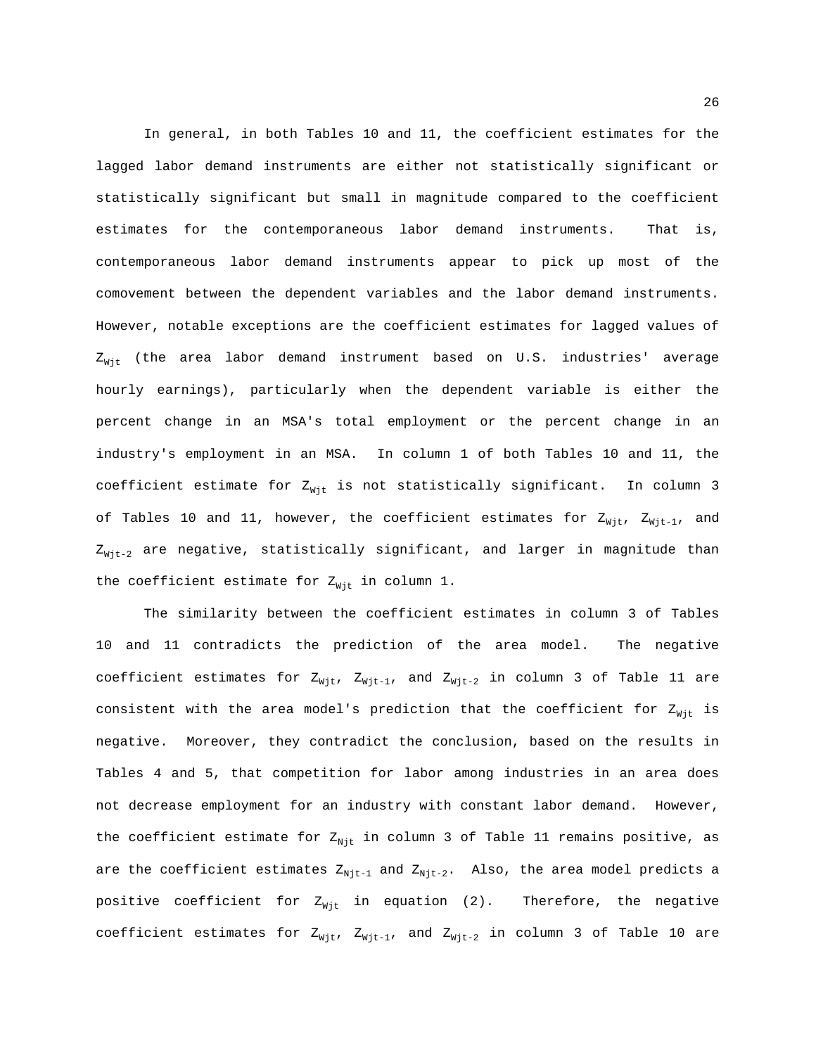In general, in both Tables 10 and 11, the coefficient estimates for the lagged labor demand instruments are either not statistically significant or statistically significant but small in magnitude compared to the coefficient estimates for the contemporaneous labor demand instruments. That is, contemporaneous labor demand instruments appear to pick up most of the comovement between the dependent variables and the labor demand instruments. However, notable exceptions are the coefficient estimates for lagged values of $Z_{Wjt}$ (the area labor demand instrument based on U.S. industries' average hourly earnings), particularly when the dependent variable is either the percent change in an MSA's total employment or the percent change in an industry's employment in an MSA. In column 1 of both Tables 10 and 11, the coefficient estimate for $Z_{Wjt}$ is not statistically significant. In column 3 of Tables 10 and 11, however, the coefficient estimates for $Z_{Wjt}$, $Z_{Wjt-1}$, and $Z_{Wjt-2}$ are negative, statistically significant, and larger in magnitude than the coefficient estimate for $Z_{Wjt}$ in column 1.

The similarity between the coefficient estimates in column 3 of Tables 10 and 11 contradicts the prediction of the area model. The negative coefficient estimates for $Z_{Wjt}$, $Z_{Wjt-1}$, and $Z_{Wjt-2}$ in column 3 of Table 11 are consistent with the area model's prediction that the coefficient for $Z_{Wjt}$ is negative. Moreover, they contradict the conclusion, based on the results in Tables 4 and 5, that competition for labor among industries in an area does not decrease employment for an industry with constant labor demand. However, the coefficient estimate for $Z_{Njt}$ in column 3 of Table 11 remains positive, as are the coefficient estimates $Z_{Njt-1}$ and $Z_{Njt-2}$. Also, the area model predicts a positive coefficient for $Z_{Wjt}$ in equation (2). Therefore, the negative coefficient estimates for $Z_{Wjt}$, $Z_{Wjt-1}$, and $Z_{Wjt-2}$ in column 3 of Table 10 are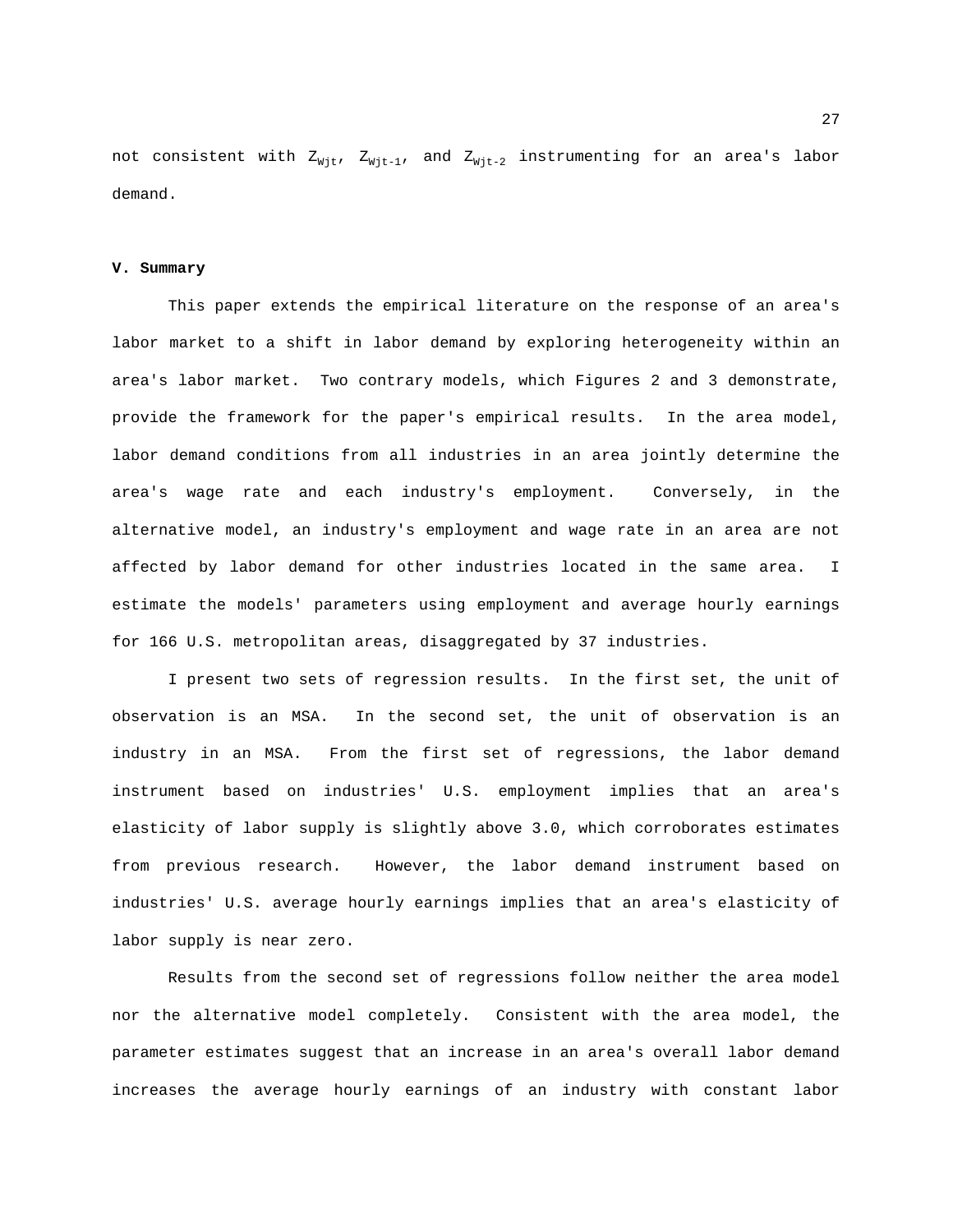not consistent with $Z_{Wjt}$, $Z_{Wjt-1}$, and $Z_{Wjt-2}$ instrumenting for an area's labor demand.

## V. Summary

This paper extends the empirical literature on the response of an area's labor market to a shift in labor demand by exploring heterogeneity within an area's labor market. Two contrary models, which Figures 2 and 3 demonstrate, provide the framework for the paper's empirical results. In the area model, labor demand conditions from all industries in an area jointly determine the area's wage rate and each industry's employment. Conversely, in the alternative model, an industry's employment and wage rate in an area are not affected by labor demand for other industries located in the same area. I estimate the models' parameters using employment and average hourly earnings for 166 U.S. metropolitan areas, disaggregated by 37 industries.

I present two sets of regression results. In the first set, the unit of observation is an MSA. In the second set, the unit of observation is an industry in an MSA. From the first set of regressions, the labor demand instrument based on industries' U.S. employment implies that an area's elasticity of labor supply is slightly above 3.0, which corroborates estimates from previous research. However, the labor demand instrument based on industries' U.S. average hourly earnings implies that an area's elasticity of labor supply is near zero.

Results from the second set of regressions follow neither the area model nor the alternative model completely. Consistent with the area model, the parameter estimates suggest that an increase in an area's overall labor demand increases the average hourly earnings of an industry with constant labor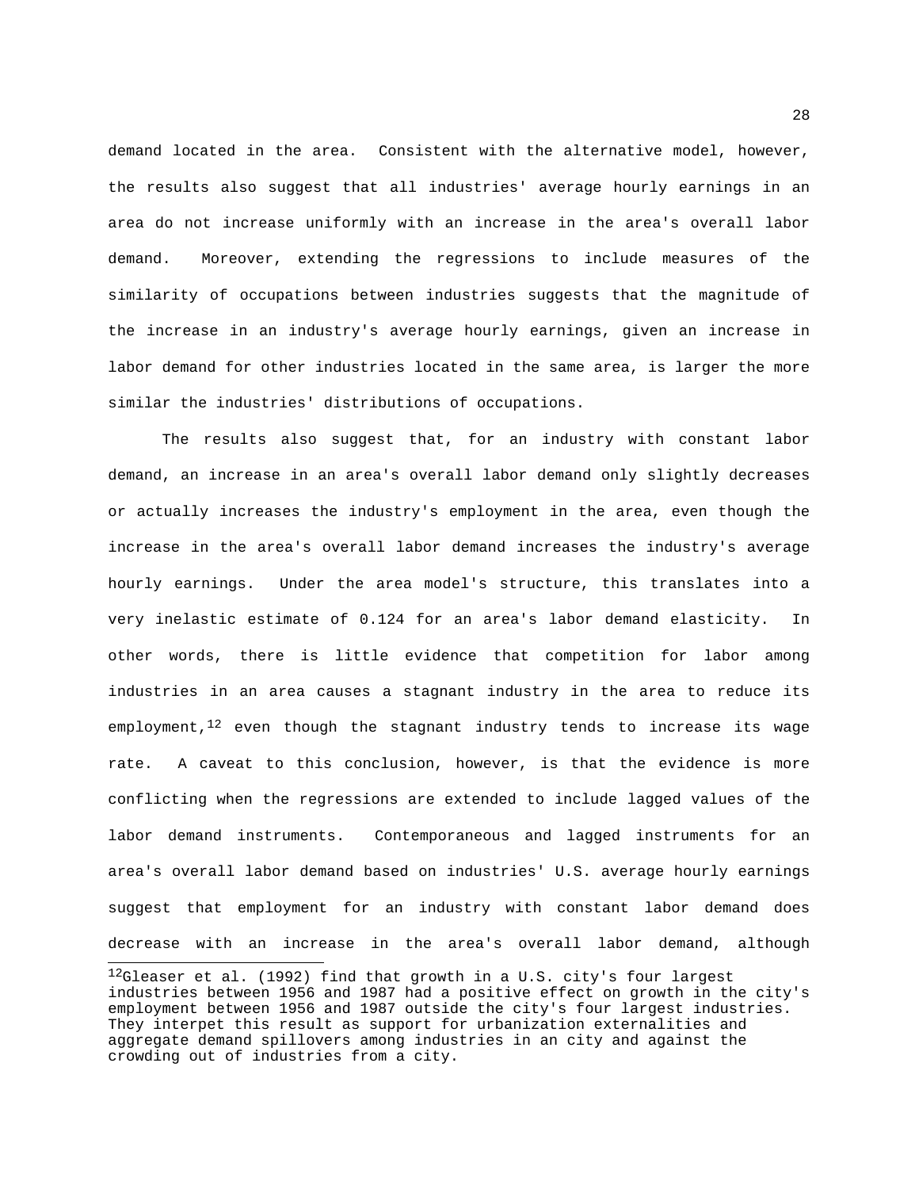demand located in the area. Consistent with the alternative model, however, the results also suggest that all industries' average hourly earnings in an area do not increase uniformly with an increase in the area's overall labor demand. Moreover, extending the regressions to include measures of the similarity of occupations between industries suggests that the magnitude of the increase in an industry's average hourly earnings, given an increase in labor demand for other industries located in the same area, is larger the more similar the industries' distributions of occupations.

The results also suggest that, for an industry with constant labor demand, an increase in an area's overall labor demand only slightly decreases or actually increases the industry's employment in the area, even though the increase in the area's overall labor demand increases the industry's average hourly earnings. Under the area model's structure, this translates into a very inelastic estimate of 0.124 for an area's labor demand elasticity. In other words, there is little evidence that competition for labor among industries in an area causes a stagnant industry in the area to reduce its employment,[12] even though the stagnant industry tends to increase its wage rate. A caveat to this conclusion, however, is that the evidence is more conflicting when the regressions are extended to include lagged values of the labor demand instruments. Contemporaneous and lagged instruments for an area's overall labor demand based on industries' U.S. average hourly earnings suggest that employment for an industry with constant labor demand does decrease with an increase in the area's overall labor demand, although

[12]Gleaser et al. (1992) find that growth in a U.S. city's four largest industries between 1956 and 1987 had a positive effect on growth in the city's employment between 1956 and 1987 outside the city's four largest industries. They interpet this result as support for urbanization externalities and aggregate demand spillovers among industries in an city and against the crowding out of industries from a city.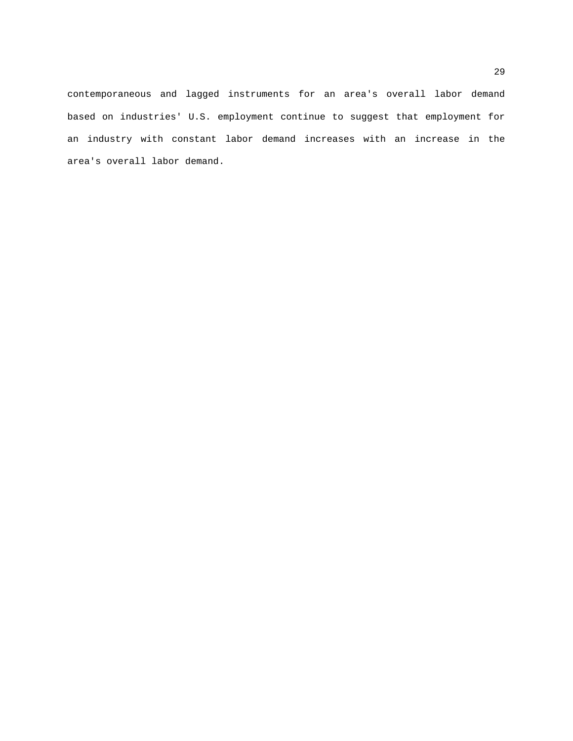contemporaneous and lagged instruments for an area's overall labor demand based on industries' U.S. employment continue to suggest that employment for an industry with constant labor demand increases with an increase in the area's overall labor demand.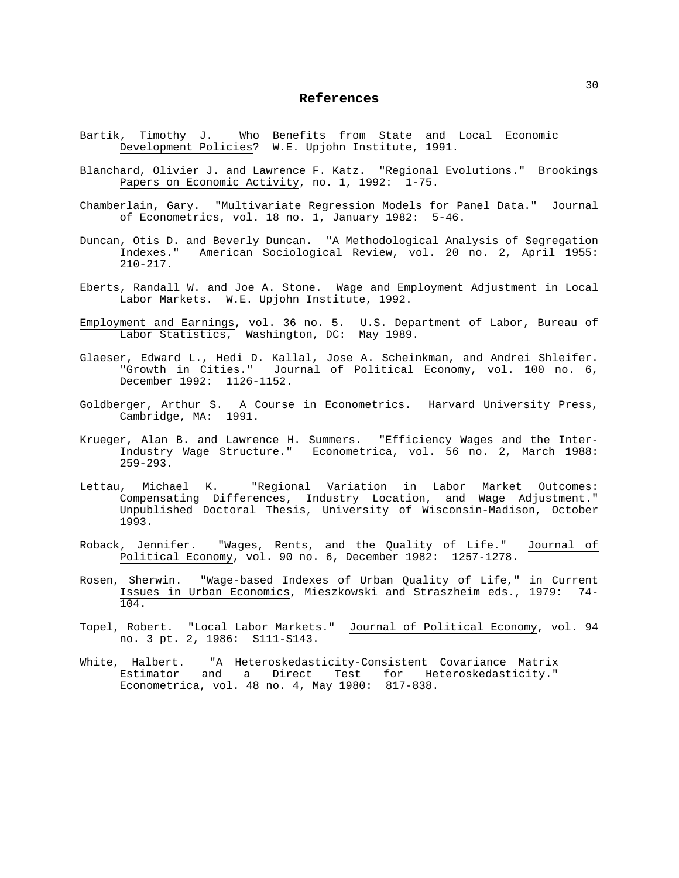## References

Bartik, Timothy J. *Who Benefits from State and Local Economic Development Policies?* W.E. Upjohn Institute, 1991.

Blanchard, Olivier J. and Lawrence F. Katz. "Regional Evolutions." *Brookings Papers on Economic Activity*, no. 1, 1992: 1-75.

Chamberlain, Gary. "Multivariate Regression Models for Panel Data." *Journal of Econometrics*, vol. 18 no. 1, January 1982: 5-46.

Duncan, Otis D. and Beverly Duncan. "A Methodological Analysis of Segregation Indexes." *American Sociological Review*, vol. 20 no. 2, April 1955: 210-217.

Eberts, Randall W. and Joe A. Stone. *Wage and Employment Adjustment in Local Labor Markets*. W.E. Upjohn Institute, 1992.

*Employment and Earnings*, vol. 36 no. 5. U.S. Department of Labor, Bureau of Labor Statistics, Washington, DC: May 1989.

Glaeser, Edward L., Hedi D. Kallal, Jose A. Scheinkman, and Andrei Shleifer. "Growth in Cities." *Journal of Political Economy*, vol. 100 no. 6, December 1992: 1126-1152.

Goldberger, Arthur S. *A Course in Econometrics*. Harvard University Press, Cambridge, MA: 1991.

Krueger, Alan B. and Lawrence H. Summers. "Efficiency Wages and the Inter-Industry Wage Structure." *Econometrica*, vol. 56 no. 2, March 1988: 259-293.

Lettau, Michael K. "Regional Variation in Labor Market Outcomes: Compensating Differences, Industry Location, and Wage Adjustment." Unpublished Doctoral Thesis, University of Wisconsin-Madison, October 1993.

Roback, Jennifer. "Wages, Rents, and the Quality of Life." *Journal of Political Economy*, vol. 90 no. 6, December 1982: 1257-1278.

Rosen, Sherwin. "Wage-based Indexes of Urban Quality of Life," in *Current Issues in Urban Economics*, Mieszkowski and Straszheim eds., 1979: 74-104.

Topel, Robert. "Local Labor Markets." *Journal of Political Economy*, vol. 94 no. 3 pt. 2, 1986: S111-S143.

White, Halbert. "A Heteroskedasticity-Consistent Covariance Matrix Estimator and a Direct Test for Heteroskedasticity." *Econometrica*, vol. 48 no. 4, May 1980: 817-838.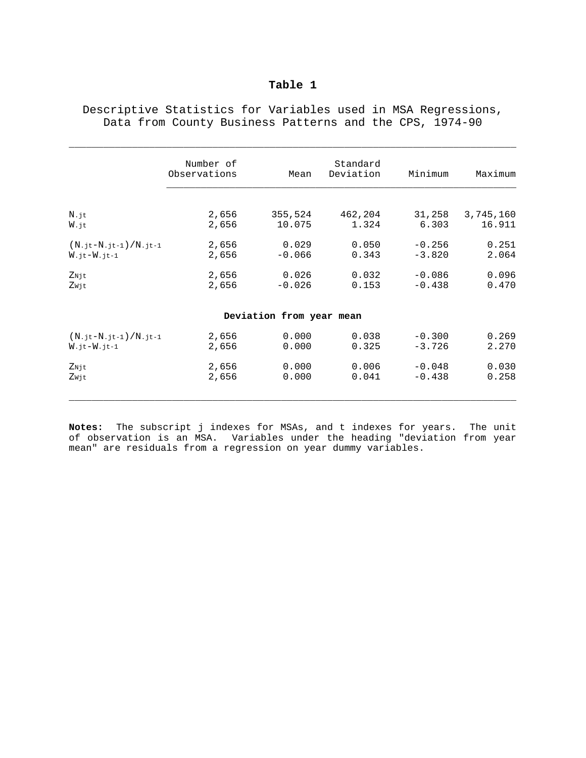## Table 1

Descriptive Statistics for Variables used in MSA Regressions, Data from County Business Patterns and the CPS, 1974-90

| | Number of Observations | Mean | Standard Deviation | Minimum | Maximum |
|---|---|---|---|---|---|
| $N_{.jt}$ | 2,656 | 355,524 | 462,204 | 31,258 | 3,745,160 |
| $W_{.jt}$ | 2,656 | 10.075 | 1.324 | 6.303 | 16.911 |
| $(N_{.jt}-N_{.jt-1})/N_{.jt-1}$ | 2,656 | 0.029 | 0.050 | -0.256 | 0.251 |
| $W_{.jt}-W_{.jt-1}$ | 2,656 | -0.066 | 0.343 | -3.820 | 2.064 |
| $Z_{Njt}$ | 2,656 | 0.026 | 0.032 | -0.086 | 0.096 |
| $Z_{Wjt}$ | 2,656 | -0.026 | 0.153 | -0.438 | 0.470 |
| **Deviation from year mean** | | | | | |
| $(N_{.jt}-N_{.jt-1})/N_{.jt-1}$ | 2,656 | 0.000 | 0.038 | -0.300 | 0.269 |
| $W_{.jt}-W_{.jt-1}$ | 2,656 | 0.000 | 0.325 | -3.726 | 2.270 |
| $Z_{Njt}$ | 2,656 | 0.000 | 0.006 | -0.048 | 0.030 |
| $Z_{Wjt}$ | 2,656 | 0.000 | 0.041 | -0.438 | 0.258 |

**Notes:** The subscript j indexes for MSAs, and t indexes for years. The unit of observation is an MSA. Variables under the heading "deviation from year mean" are residuals from a regression on year dummy variables.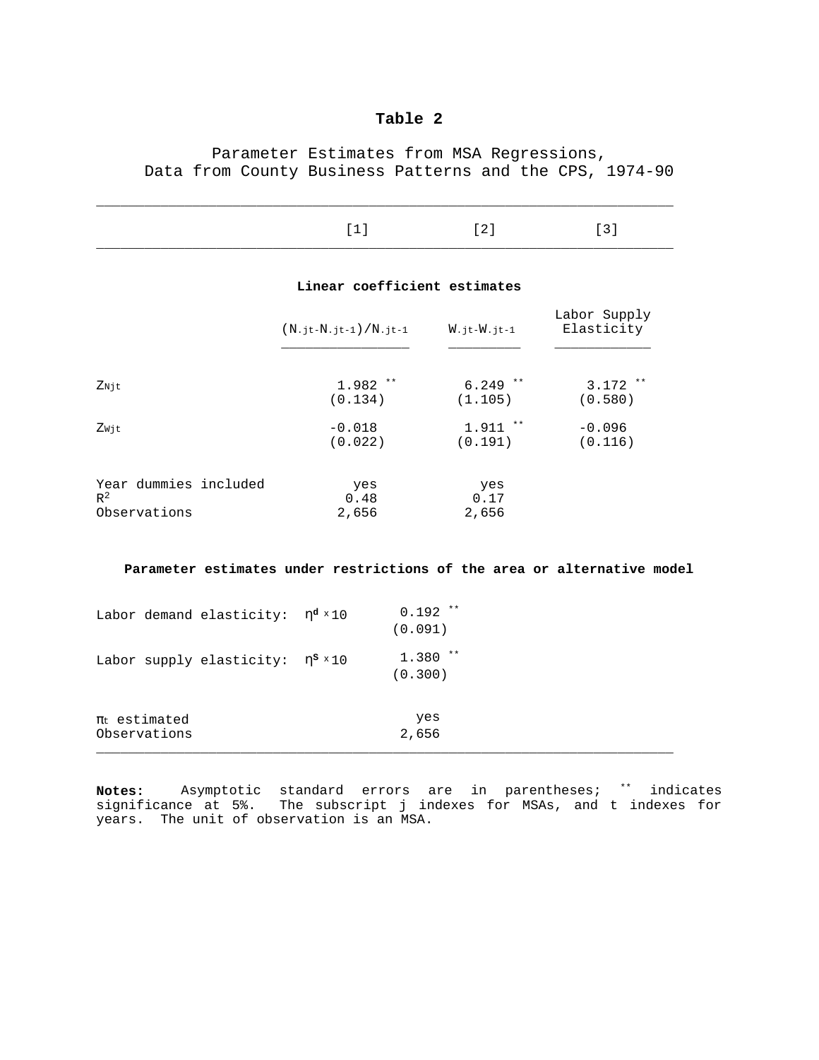## Table 2

Parameter Estimates from MSA Regressions,
Data from County Business Patterns and the CPS, 1974-90

| | [1] | [2] | [3] |
|---|---|---|---|
| **Linear coefficient estimates** | | | |
| | $(N_{.jt}-N_{.jt-1})/N_{.jt-1}$ | $W_{.jt}-W_{.jt-1}$ | Labor Supply Elasticity |
| $Z_{Njt}$ | 1.982 ** | 6.249 ** | 3.172 ** |
| | (0.134) | (1.105) | (0.580) |
| $Z_{Wjt}$ | -0.018 | 1.911 ** | -0.096 |
| | (0.022) | (0.191) | (0.116) |
| Year dummies included | yes | yes | |
| $R^2$ | 0.48 | 0.17 | |
| Observations | 2,656 | 2,656 | |

**Parameter estimates under restrictions of the area or alternative model**

| | |
|---|---|
| Labor demand elasticity: $\eta^{d}$ x10 | 0.192 ** |
| | (0.091) |
| Labor supply elasticity: $\eta^{s}$ x10 | 1.380 ** |
| | (0.300) |
| $\pi_t$ estimated | yes |
| Observations | 2,656 |

**Notes:** Asymptotic standard errors are in parentheses; ** indicates significance at 5%. The subscript j indexes for MSAs, and t indexes for years. The unit of observation is an MSA.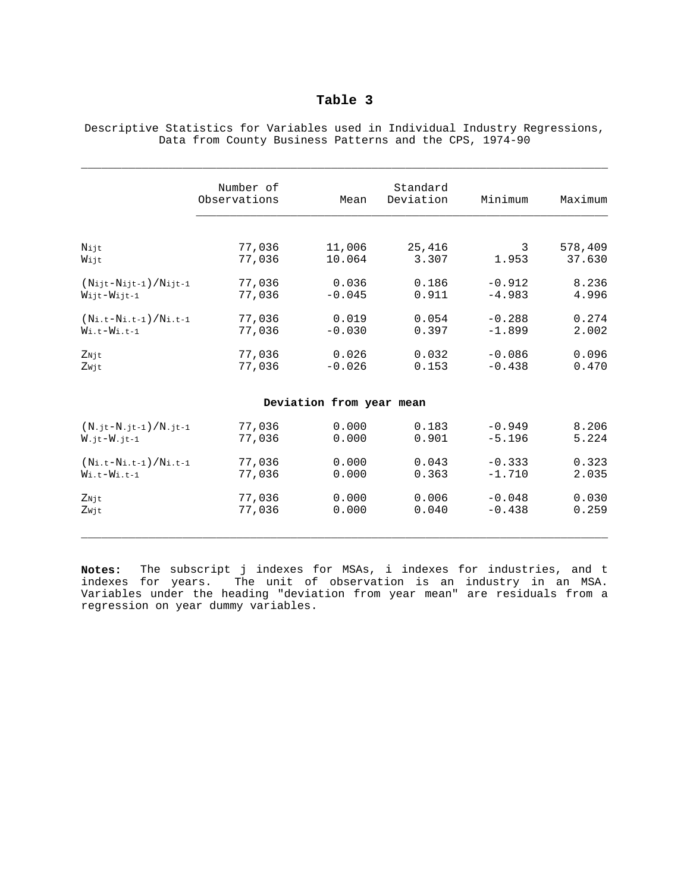# Table 3

Descriptive Statistics for Variables used in Individual Industry Regressions, Data from County Business Patterns and the CPS, 1974-90

| | Number of Observations | Mean | Standard Deviation | Minimum | Maximum |
|---|---|---|---|---|---|
| $N_{ijt}$ | 77,036 | 11,006 | 25,416 | 3 | 578,409 |
| $W_{ijt}$ | 77,036 | 10.064 | 3.307 | 1.953 | 37.630 |
| $(N_{ijt}-N_{ijt-1})/N_{ijt-1}$ | 77,036 | 0.036 | 0.186 | -0.912 | 8.236 |
| $W_{ijt}-W_{ijt-1}$ | 77,036 | -0.045 | 0.911 | -4.983 | 4.996 |
| $(N_{i.t}-N_{i.t-1})/N_{i.t-1}$ | 77,036 | 0.019 | 0.054 | -0.288 | 0.274 |
| $W_{i.t}-W_{i.t-1}$ | 77,036 | -0.030 | 0.397 | -1.899 | 2.002 |
| $Z_{Njt}$ | 77,036 | 0.026 | 0.032 | -0.086 | 0.096 |
| $Z_{Wjt}$ | 77,036 | -0.026 | 0.153 | -0.438 | 0.470 |
| **Deviation from year mean** | | | | | |
| $(N_{.jt}-N_{.jt-1})/N_{.jt-1}$ | 77,036 | 0.000 | 0.183 | -0.949 | 8.206 |
| $W_{.jt}-W_{.jt-1}$ | 77,036 | 0.000 | 0.901 | -5.196 | 5.224 |
| $(N_{i.t}-N_{i.t-1})/N_{i.t-1}$ | 77,036 | 0.000 | 0.043 | -0.333 | 0.323 |
| $W_{i.t}-W_{i.t-1}$ | 77,036 | 0.000 | 0.363 | -1.710 | 2.035 |
| $Z_{Njt}$ | 77,036 | 0.000 | 0.006 | -0.048 | 0.030 |
| $Z_{Wjt}$ | 77,036 | 0.000 | 0.040 | -0.438 | 0.259 |

**Notes:** The subscript j indexes for MSAs, i indexes for industries, and t indexes for years. The unit of observation is an industry in an MSA. Variables under the heading "deviation from year mean" are residuals from a regression on year dummy variables.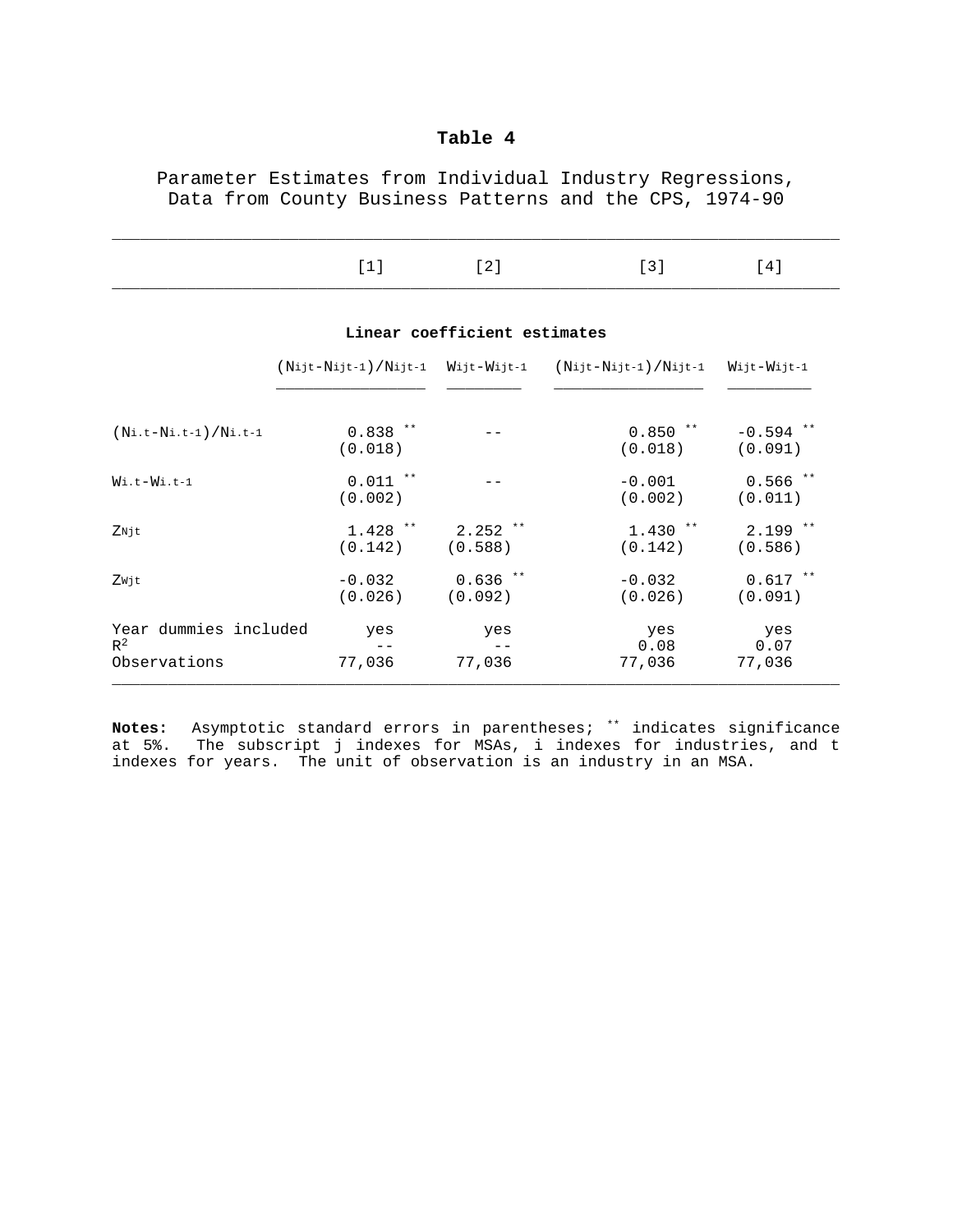# Table 4

Parameter Estimates from Individual Industry Regressions, Data from County Business Patterns and the CPS, 1974-90

| | [1] | [2] | [3] | [4] |
|---|---|---|---|---|
| | **Linear coefficient estimates** | | | |
| | $(N_{ijt}-N_{ijt-1})/N_{ijt-1}$ | $W_{ijt}-W_{ijt-1}$ | $(N_{ijt}-N_{ijt-1})/N_{ijt-1}$ | $W_{ijt}-W_{ijt-1}$ |
| $(N_{i.t}-N_{i.t-1})/N_{i.t-1}$ | 0.838 ** (0.018) | -- | 0.850 ** (0.018) | -0.594 ** (0.091) |
| $W_{i.t}-W_{i.t-1}$ | 0.011 ** (0.002) | -- | -0.001 (0.002) | 0.566 ** (0.011) |
| $Z_{Njt}$ | 1.428 ** (0.142) | 2.252 ** (0.588) | 1.430 ** (0.142) | 2.199 ** (0.586) |
| $Z_{Wjt}$ | -0.032 (0.026) | 0.636 ** (0.092) | -0.032 (0.026) | 0.617 ** (0.091) |
| Year dummies included | yes | yes | yes | yes |
| $R^2$ | -- | -- | 0.08 | 0.07 |
| Observations | 77,036 | 77,036 | 77,036 | 77,036 |

**Notes:** Asymptotic standard errors in parentheses; ** indicates significance at 5%. The subscript j indexes for MSAs, i indexes for industries, and t indexes for years. The unit of observation is an industry in an MSA.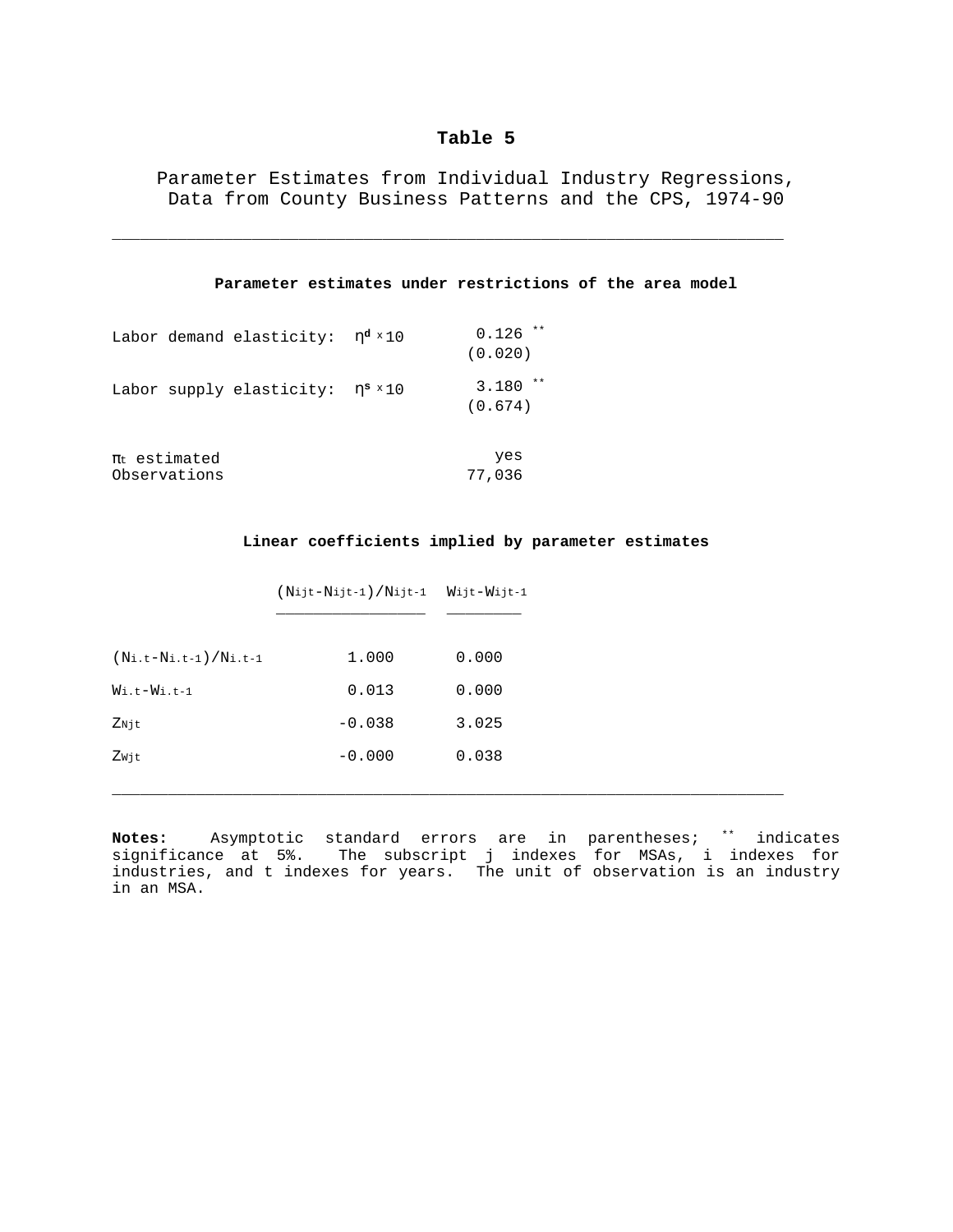# Table 5

Parameter Estimates from Individual Industry Regressions, Data from County Business Patterns and the CPS, 1974-90

**Parameter estimates under restrictions of the area model**

| | | |
|---|---|---|
| Labor demand elasticity: | $\eta^{\mathbf{d}} \times 10$ | 0.126 ** |
| | | (0.020) |
| Labor supply elasticity: | $\eta^{\mathbf{s}} \times 10$ | 3.180 ** |
| | | (0.674) |
| $\pi_t$ estimated | | yes |
| Observations | | 77,036 |

**Linear coefficients implied by parameter estimates**

| | $(N_{ijt}-N_{ijt-1})/N_{ijt-1}$ | $W_{ijt}-W_{ijt-1}$ |
|---|---|---|
| $(N_{i.t}-N_{i.t-1})/N_{i.t-1}$ | 1.000 | 0.000 |
| $W_{i.t}-W_{i.t-1}$ | 0.013 | 0.000 |
| $Z_{Njt}$ | -0.038 | 3.025 |
| $Z_{Wjt}$ | -0.000 | 0.038 |

**Notes:** Asymptotic standard errors are in parentheses; ** indicates significance at 5%. The subscript j indexes for MSAs, i indexes for industries, and t indexes for years. The unit of observation is an industry in an MSA.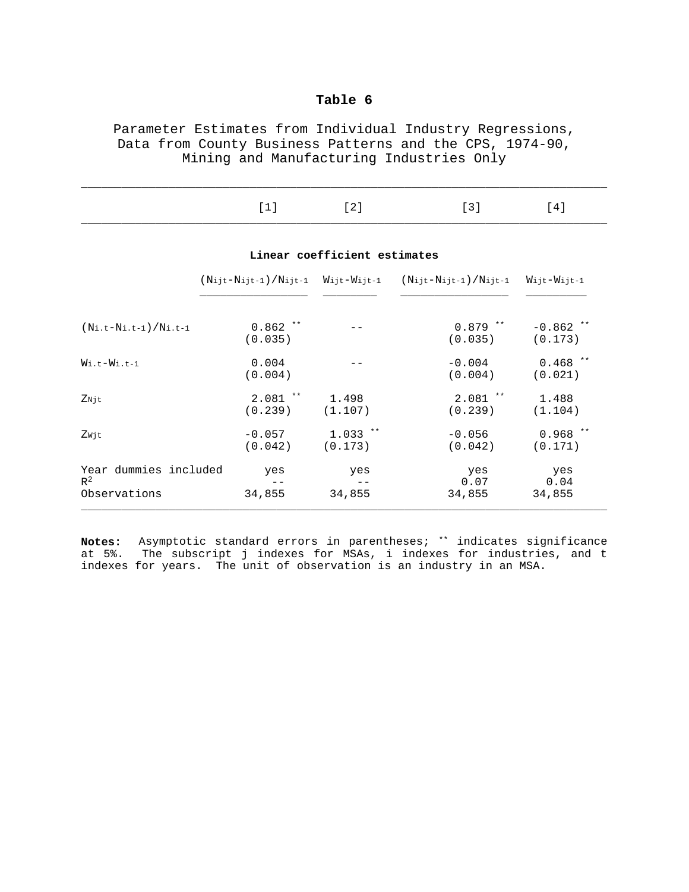# Table 6

Parameter Estimates from Individual Industry Regressions, Data from County Business Patterns and the CPS, 1974-90, Mining and Manufacturing Industries Only

| | [1] | [2] | [3] | [4] |
|---|---|---|---|---|
| | **Linear coefficient estimates** | | | |
| | $(N_{ijt}-N_{ijt-1})/N_{ijt-1}$ | $W_{ijt}-W_{ijt-1}$ | $(N_{ijt}-N_{ijt-1})/N_{ijt-1}$ | $W_{ijt}-W_{ijt-1}$ |
| $(N_{i.t}-N_{i.t-1})/N_{i.t-1}$ | 0.862 ** | -- | 0.879 ** | -0.862 ** |
| | (0.035) | | (0.035) | (0.173) |
| $W_{i.t}-W_{i.t-1}$ | 0.004 | -- | -0.004 | 0.468 ** |
| | (0.004) | | (0.004) | (0.021) |
| $Z_{Njt}$ | 2.081 ** | 1.498 | 2.081 ** | 1.488 |
| | (0.239) | (1.107) | (0.239) | (1.104) |
| $Z_{Wjt}$ | -0.057 | 1.033 ** | -0.056 | 0.968 ** |
| | (0.042) | (0.173) | (0.042) | (0.171) |
| Year dummies included | yes | yes | yes | yes |
| $R^2$ | -- | -- | 0.07 | 0.04 |
| Observations | 34,855 | 34,855 | 34,855 | 34,855 |

**Notes:** Asymptotic standard errors in parentheses; ** indicates significance at 5%. The subscript j indexes for MSAs, i indexes for industries, and t indexes for years. The unit of observation is an industry in an MSA.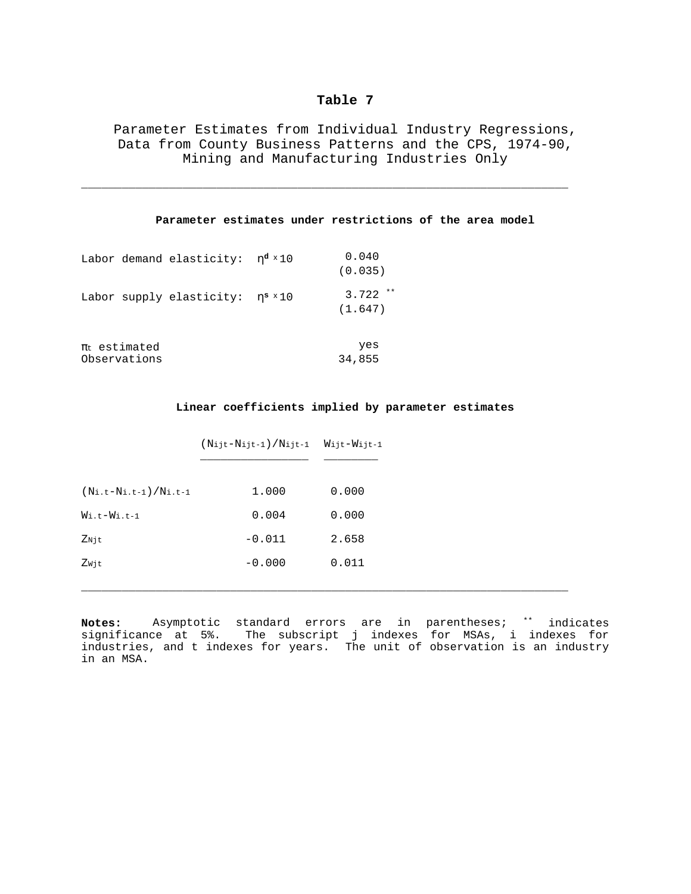# Table 7

Parameter Estimates from Individual Industry Regressions, Data from County Business Patterns and the CPS, 1974-90, Mining and Manufacturing Industries Only

**Parameter estimates under restrictions of the area model**

| | |
|---|---|
| Labor demand elasticity: $\eta^d \times 10$ | 0.040 <br> (0.035) |
| Labor supply elasticity: $\eta^s \times 10$ | 3.722 ** <br> (1.647) |
| $\pi_t$ estimated | yes |
| Observations | 34,855 |

**Linear coefficients implied by parameter estimates**

| | $(N_{ijt}-N_{ijt-1})/N_{ijt-1}$ | $W_{ijt}-W_{ijt-1}$ |
|---|---|---|
| $(N_{i.t}-N_{i.t-1})/N_{i.t-1}$ | 1.000 | 0.000 |
| $W_{i.t}-W_{i.t-1}$ | 0.004 | 0.000 |
| $Z_{Njt}$ | -0.011 | 2.658 |
| $Z_{Wjt}$ | -0.000 | 0.011 |

**Notes:** Asymptotic standard errors are in parentheses; ** indicates significance at 5%. The subscript j indexes for MSAs, i indexes for industries, and t indexes for years. The unit of observation is an industry in an MSA.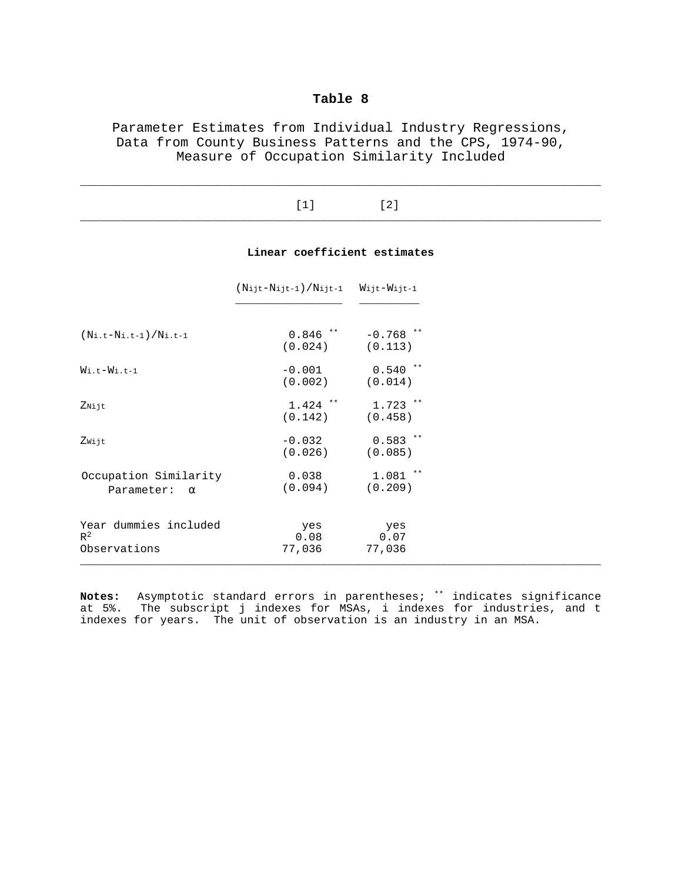# Table 8

Parameter Estimates from Individual Industry Regressions, Data from County Business Patterns and the CPS, 1974-90, Measure of Occupation Similarity Included

| | [1] | [2] |
|---|---|---|
| | **Linear coefficient estimates** | |
| | $(N_{ijt}-N_{ijt-1})/N_{ijt-1}$ | $W_{ijt}-W_{ijt-1}$ |
| $(N_{i.t}-N_{i.t-1})/N_{i.t-1}$ | 0.846 ** | -0.768 ** |
| | (0.024) | (0.113) |
| $W_{i.t}-W_{i.t-1}$ | -0.001 | 0.540 ** |
| | (0.002) | (0.014) |
| $Z_{Nijt}$ | 1.424 ** | 1.723 ** |
| | (0.142) | (0.458) |
| $Z_{Wijt}$ | -0.032 | 0.583 ** |
| | (0.026) | (0.085) |
| Occupation Similarity Parameter: $\alpha$ | 0.038 | 1.081 ** |
| | (0.094) | (0.209) |
| Year dummies included | yes | yes |
| $R^2$ | 0.08 | 0.07 |
| Observations | 77,036 | 77,036 |

**Notes:** Asymptotic standard errors in parentheses; ** indicates significance at 5%. The subscript j indexes for MSAs, i indexes for industries, and t indexes for years. The unit of observation is an industry in an MSA.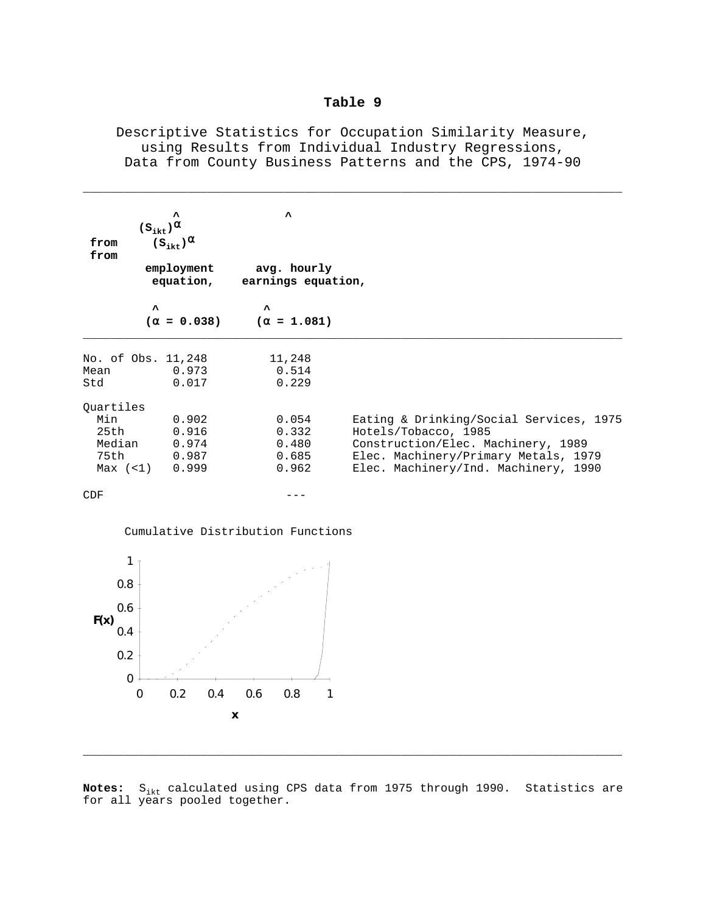# Table 9

Descriptive Statistics for Occupation Similarity Measure, using Results from Individual Industry Regressions, Data from County Business Patterns and the CPS, 1974-90

| | $(S_{ikt})^{\hat{\alpha}}$ from employment equation, $(\hat{\alpha} = 0.038)$ | $(S_{ikt})^{\hat{\alpha}}$ from avg. hourly earnings equation, $(\hat{\alpha} = 1.081)$ | |
|---|---|---|---|
| No. of Obs. | 11,248 | 11,248 | |
| Mean | 0.973 | 0.514 | |
| Std | 0.017 | 0.229 | |
| Quartiles | | | |
| Min | 0.902 | 0.054 | Eating & Drinking/Social Services, 1975 |
| 25th | 0.916 | 0.332 | Hotels/Tobacco, 1985 |
| Median | 0.974 | 0.480 | Construction/Elec. Machinery, 1989 |
| 75th | 0.987 | 0.685 | Elec. Machinery/Primary Metals, 1979 |
| Max (<1) | 0.999 | 0.962 | Elec. Machinery/Ind. Machinery, 1990 |
| CDF | | --- | |

Cumulative Distribution Functions

F(x)

1
0.8
0.6
0.4
0.2
0

0 0.2 0.4 0.6 0.8 1

x

**Notes:** $S_{ikt}$ calculated using CPS data from 1975 through 1990. Statistics are for all years pooled together.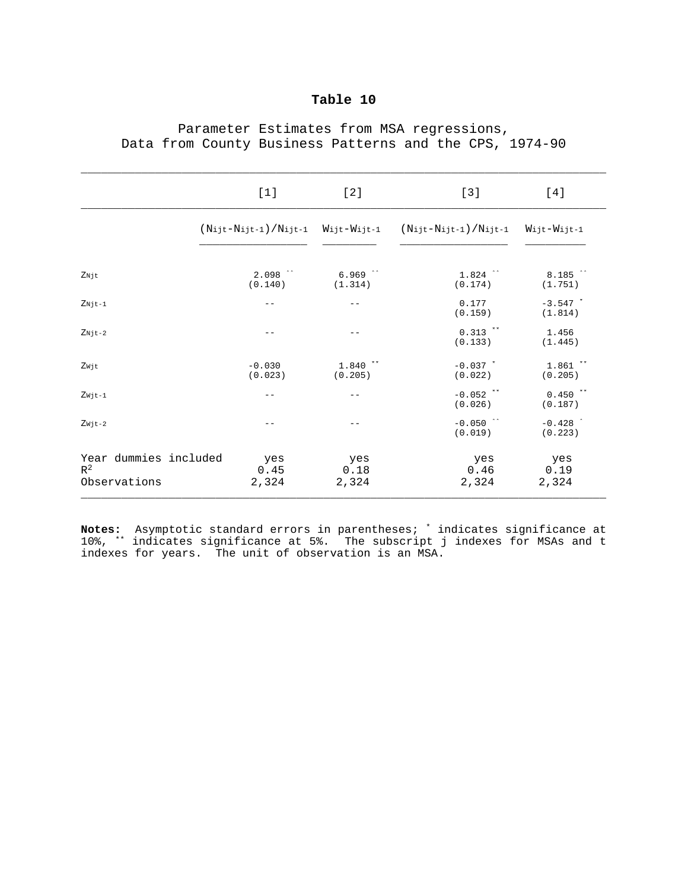# Table 10

Parameter Estimates from MSA regressions,
Data from County Business Patterns and the CPS, 1974-90

| | [1] | [2] | [3] | [4] |
|---|---|---|---|---|
| | $(N_{ijt}-N_{ijt-1})/N_{ijt-1}$ | $W_{ijt}-W_{ijt-1}$ | $(N_{ijt}-N_{ijt-1})/N_{ijt-1}$ | $W_{ijt}-W_{ijt-1}$ |
| $Z_{Njt}$ | 2.098 ** (0.140) | 6.969 ** (1.314) | 1.824 ** (0.174) | 8.185 ** (1.751) |
| $Z_{Njt-1}$ | -- | -- | 0.177 (0.159) | -3.547 * (1.814) |
| $Z_{Njt-2}$ | -- | -- | 0.313 ** (0.133) | 1.456 (1.445) |
| $Z_{Wjt}$ | -0.030 (0.023) | 1.840 ** (0.205) | -0.037 * (0.022) | 1.861 ** (0.205) |
| $Z_{Wjt-1}$ | -- | -- | -0.052 ** (0.026) | 0.450 ** (0.187) |
| $Z_{Wjt-2}$ | -- | -- | -0.050 ** (0.019) | -0.428 * (0.223) |
| Year dummies included | yes | yes | yes | yes |
| $R^2$ | 0.45 | 0.18 | 0.46 | 0.19 |
| Observations | 2,324 | 2,324 | 2,324 | 2,324 |

**Notes:** Asymptotic standard errors in parentheses; * indicates significance at 10%, ** indicates significance at 5%. The subscript j indexes for MSAs and t indexes for years. The unit of observation is an MSA.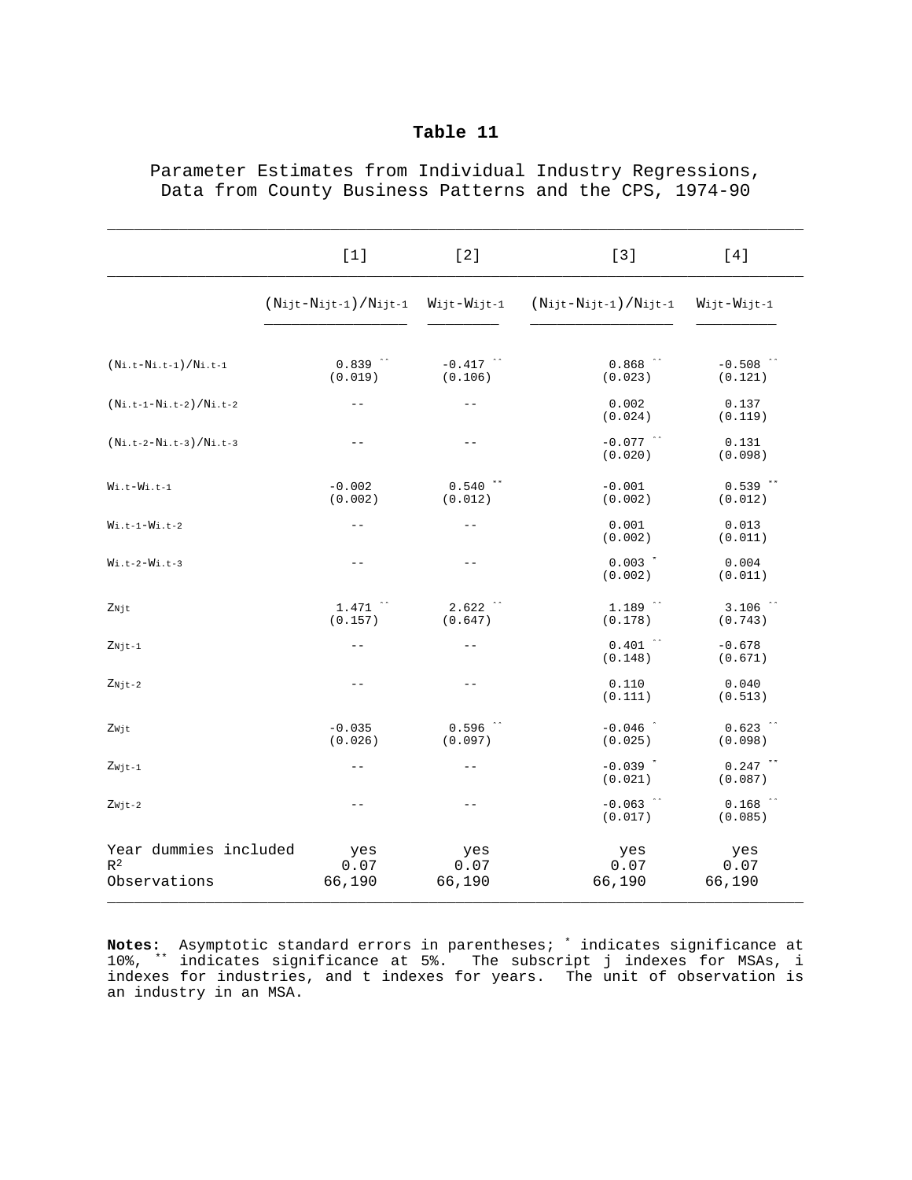# Table 11

Parameter Estimates from Individual Industry Regressions, Data from County Business Patterns and the CPS, 1974-90

| | [1] | [2] | [3] | [4] |
|---|---|---|---|---|
| | $(N_{ijt}-N_{ijt-1})/N_{ijt-1}$ | $W_{ijt}-W_{ijt-1}$ | $(N_{ijt}-N_{ijt-1})/N_{ijt-1}$ | $W_{ijt}-W_{ijt-1}$ |
| $(N_{i.t}-N_{i.t-1})/N_{i.t-1}$ | 0.839 ** (0.019) | -0.417 ** (0.106) | 0.868 ** (0.023) | -0.508 ** (0.121) |
| $(N_{i.t-1}-N_{i.t-2})/N_{i.t-2}$ | -- | -- | 0.002 (0.024) | 0.137 (0.119) |
| $(N_{i.t-2}-N_{i.t-3})/N_{i.t-3}$ | -- | -- | -0.077 ** (0.020) | 0.131 (0.098) |
| $W_{i.t}-W_{i.t-1}$ | -0.002 (0.002) | 0.540 ** (0.012) | -0.001 (0.002) | 0.539 ** (0.012) |
| $W_{i.t-1}-W_{i.t-2}$ | -- | -- | 0.001 (0.002) | 0.013 (0.011) |
| $W_{i.t-2}-W_{i.t-3}$ | -- | -- | 0.003 * (0.002) | 0.004 (0.011) |
| $Z_{Njt}$ | 1.471 ** (0.157) | 2.622 ** (0.647) | 1.189 ** (0.178) | 3.106 ** (0.743) |
| $Z_{Njt-1}$ | -- | -- | 0.401 ** (0.148) | -0.678 (0.671) |
| $Z_{Njt-2}$ | -- | -- | 0.110 (0.111) | 0.040 (0.513) |
| $Z_{Wjt}$ | -0.035 (0.026) | 0.596 ** (0.097) | -0.046 * (0.025) | 0.623 ** (0.098) |
| $Z_{Wjt-1}$ | -- | -- | -0.039 * (0.021) | 0.247 ** (0.087) |
| $Z_{Wjt-2}$ | -- | -- | -0.063 ** (0.017) | 0.168 ** (0.085) |
| Year dummies included | yes | yes | yes | yes |
| $R^2$ | 0.07 | 0.07 | 0.07 | 0.07 |
| Observations | 66,190 | 66,190 | 66,190 | 66,190 |

**Notes:** Asymptotic standard errors in parentheses; * indicates significance at 10%, ** indicates significance at 5%. The subscript j indexes for MSAs, i indexes for industries, and t indexes for years. The unit of observation is an industry in an MSA.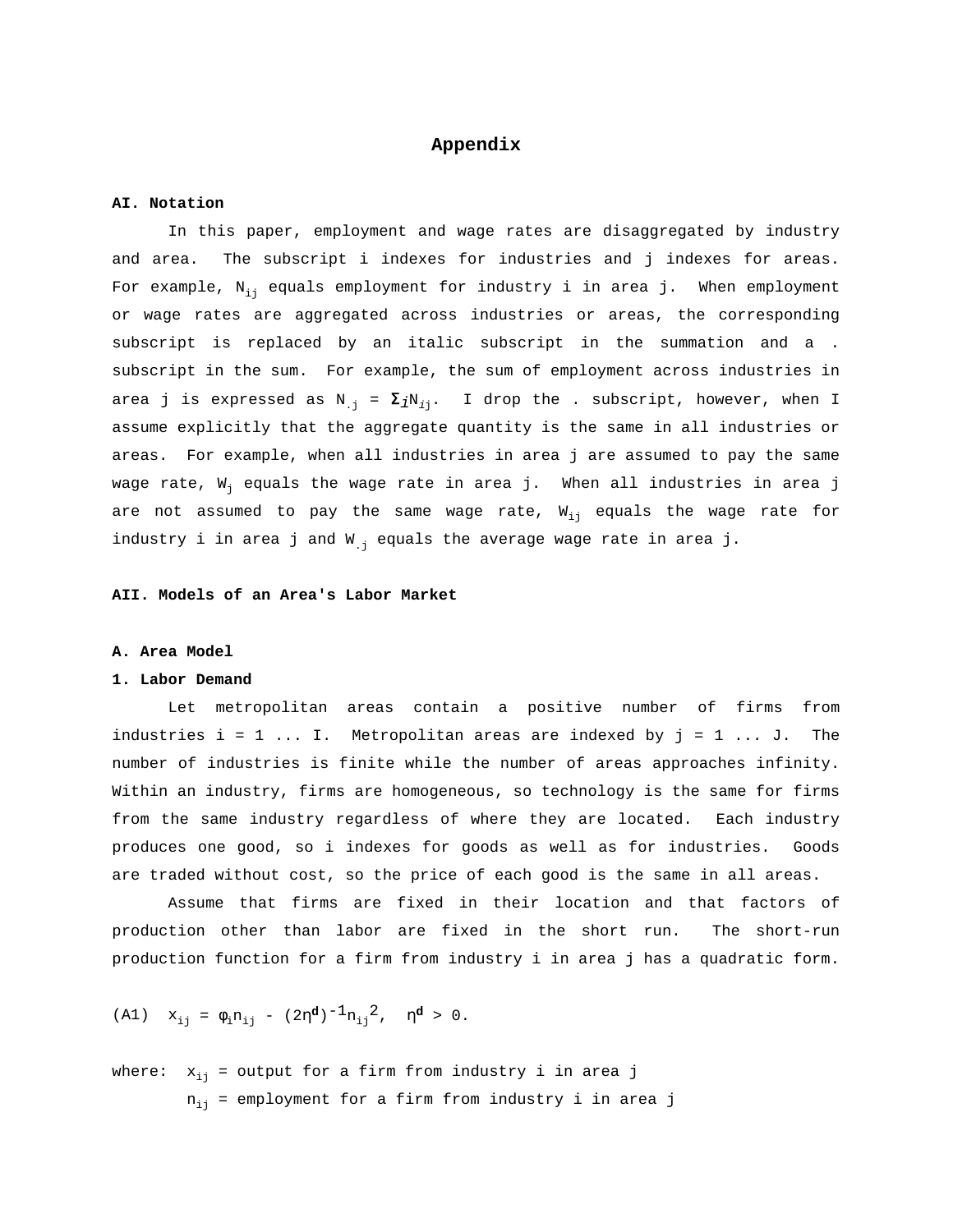# Appendix

## AI. Notation

In this paper, employment and wage rates are disaggregated by industry and area. The subscript i indexes for industries and j indexes for areas. For example, $N_{ij}$ equals employment for industry i in area j. When employment or wage rates are aggregated across industries or areas, the corresponding subscript is replaced by an italic subscript in the summation and a . subscript in the sum. For example, the sum of employment across industries in area j is expressed as $N_{.j} = \Sigma_{i} N_{ij}$. I drop the . subscript, however, when I assume explicitly that the aggregate quantity is the same in all industries or areas. For example, when all industries in area j are assumed to pay the same wage rate, $W_j$ equals the wage rate in area j. When all industries in area j are not assumed to pay the same wage rate, $W_{ij}$ equals the wage rate for industry i in area j and $W_{.j}$ equals the average wage rate in area j.

## AII. Models of an Area's Labor Market

### A. Area Model

### 1. Labor Demand

Let metropolitan areas contain a positive number of firms from industries i = 1 ... I. Metropolitan areas are indexed by j = 1 ... J. The number of industries is finite while the number of areas approaches infinity. Within an industry, firms are homogeneous, so technology is the same for firms from the same industry regardless of where they are located. Each industry produces one good, so i indexes for goods as well as for industries. Goods are traded without cost, so the price of each good is the same in all areas.

Assume that firms are fixed in their location and that factors of production other than labor are fixed in the short run. The short-run production function for a firm from industry i in area j has a quadratic form.

$$\text{(A1)} \quad x_{ij} = \varphi_i n_{ij} - (2\eta^{\mathbf{d}})^{-1} n_{ij}^{2}, \quad \eta^{\mathbf{d}} > 0.$$

where: $x_{ij}$ = output for a firm from industry i in area j

$n_{ij}$ = employment for a firm from industry i in area j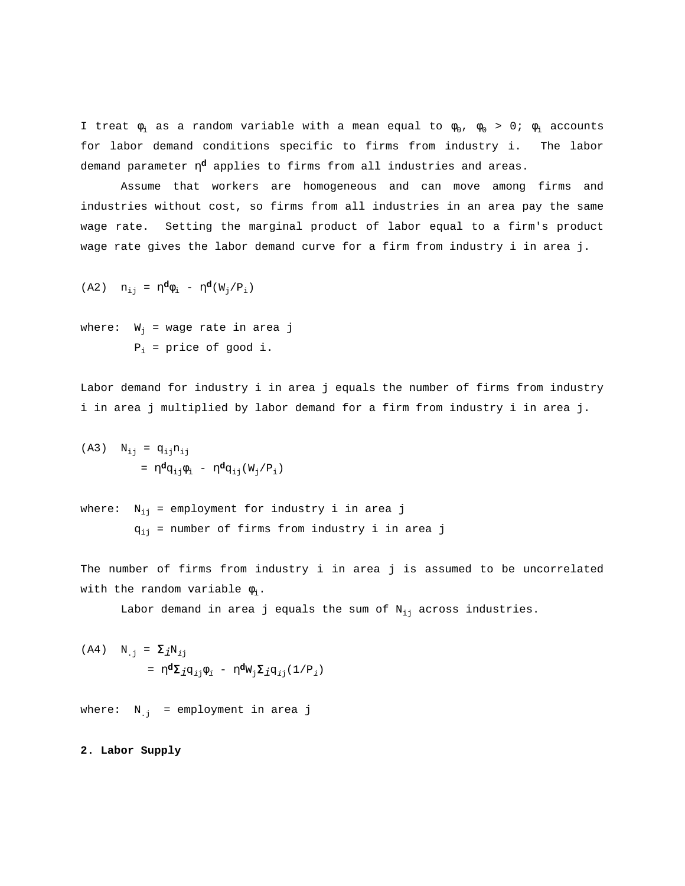I treat $\varphi_i$ as a random variable with a mean equal to $\varphi_0$, $\varphi_0 > 0$; $\varphi_i$ accounts for labor demand conditions specific to firms from industry i. The labor demand parameter $\eta^{\mathbf{d}}$ applies to firms from all industries and areas.

Assume that workers are homogeneous and can move among firms and industries without cost, so firms from all industries in an area pay the same wage rate. Setting the marginal product of labor equal to a firm's product wage rate gives the labor demand curve for a firm from industry i in area j.

$$\text{(A2)}\quad n_{ij} = \eta^{\mathbf{d}}\varphi_i - \eta^{\mathbf{d}}(W_j/P_i)$$

where: $W_j$ = wage rate in area j
$P_i$ = price of good i.

Labor demand for industry i in area j equals the number of firms from industry i in area j multiplied by labor demand for a firm from industry i in area j.

$$\text{(A3)}\quad N_{ij} = q_{ij}n_{ij}$$
$$= \eta^{\mathbf{d}}q_{ij}\varphi_i - \eta^{\mathbf{d}}q_{ij}(W_j/P_i)$$

where: $N_{ij}$ = employment for industry i in area j
$q_{ij}$ = number of firms from industry i in area j

The number of firms from industry i in area j is assumed to be uncorrelated with the random variable $\varphi_i$.

Labor demand in area j equals the sum of $N_{ij}$ across industries.

$$\text{(A4)}\quad N_{.j} = \Sigma_i N_{ij}$$
$$= \eta^{\mathbf{d}}\Sigma_i q_{ij}\varphi_i - \eta^{\mathbf{d}}W_j\Sigma_i q_{ij}(1/P_i)$$

where: $N_{.j}$ = employment in area j

**2. Labor Supply**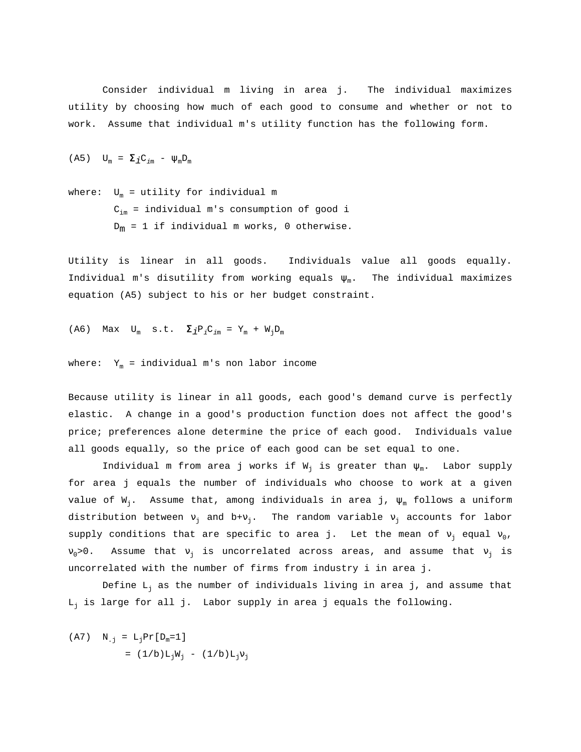Consider individual m living in area j. The individual maximizes utility by choosing how much of each good to consume and whether or not to work. Assume that individual m's utility function has the following form.

$$\text{(A5)} \quad U_m = \Sigma_i C_{im} - \psi_m D_m$$

where: $U_m$ = utility for individual m
$C_{im}$ = individual m's consumption of good i
$D_m$ = 1 if individual m works, 0 otherwise.

Utility is linear in all goods. Individuals value all goods equally. Individual m's disutility from working equals $\psi_m$. The individual maximizes equation (A5) subject to his or her budget constraint.

$$\text{(A6)} \quad \text{Max} \;\; U_m \;\; \text{s.t.} \;\; \Sigma_i P_i C_{im} = Y_m + W_j D_m$$

where: $Y_m$ = individual m's non labor income

Because utility is linear in all goods, each good's demand curve is perfectly elastic. A change in a good's production function does not affect the good's price; preferences alone determine the price of each good. Individuals value all goods equally, so the price of each good can be set equal to one.

Individual m from area j works if $W_j$ is greater than $\psi_m$. Labor supply for area j equals the number of individuals who choose to work at a given value of $W_j$. Assume that, among individuals in area j, $\psi_m$ follows a uniform distribution between $\nu_j$ and $b+\nu_j$. The random variable $\nu_j$ accounts for labor supply conditions that are specific to area j. Let the mean of $\nu_j$ equal $\nu_0$, $\nu_0>0$. Assume that $\nu_j$ is uncorrelated across areas, and assume that $\nu_j$ is uncorrelated with the number of firms from industry i in area j.

Define $L_j$ as the number of individuals living in area j, and assume that $L_j$ is large for all j. Labor supply in area j equals the following.

$$\text{(A7)} \quad N_{.j} = L_j \Pr[D_m=1]$$
$$= (1/b)L_j W_j - (1/b)L_j \nu_j$$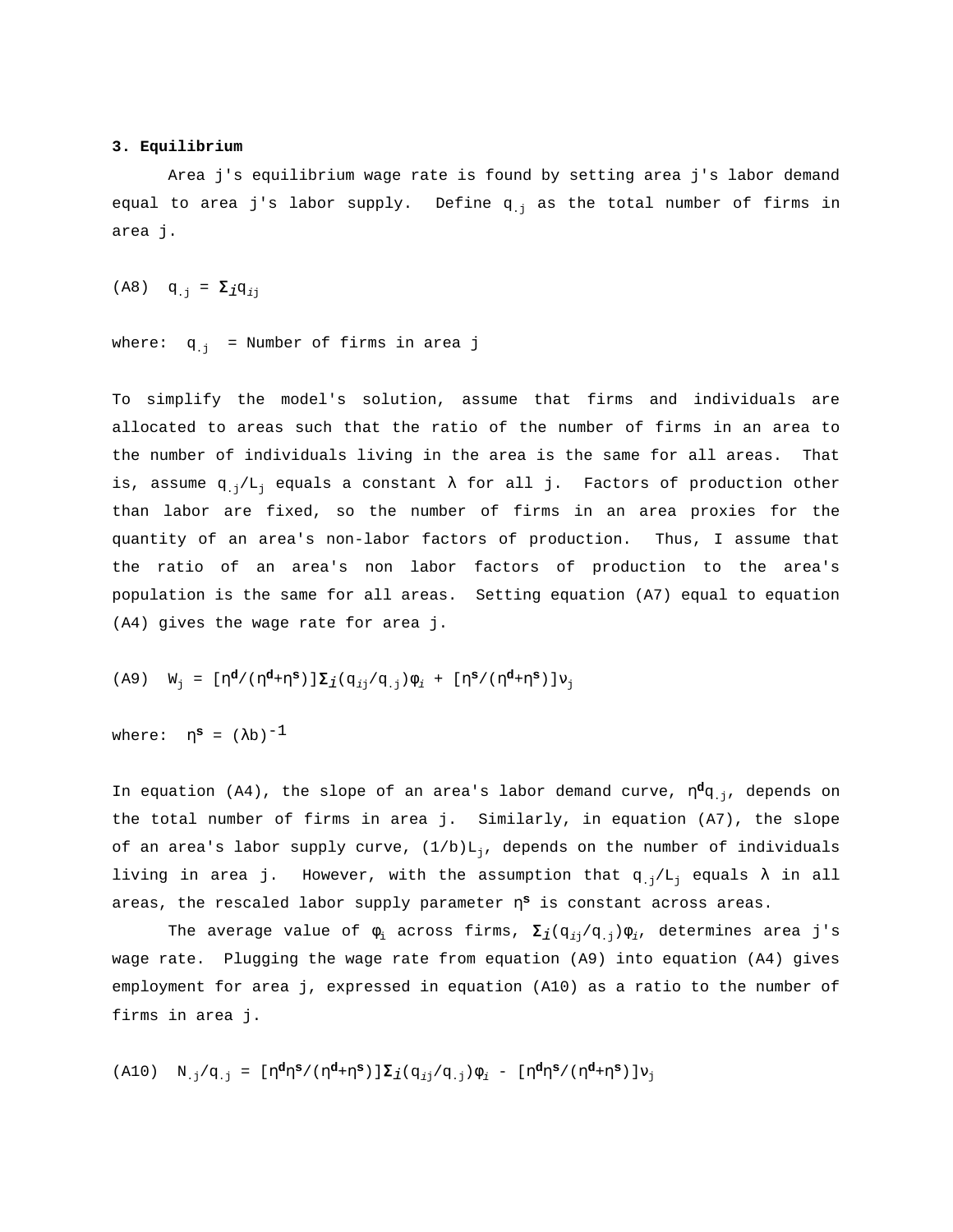**3. Equilibrium**

Area j's equilibrium wage rate is found by setting area j's labor demand equal to area j's labor supply. Define $q_{.j}$ as the total number of firms in area j.

$$\text{(A8)} \quad q_{.j} = \Sigma_i q_{ij}$$

where: $q_{.j}$ = Number of firms in area j

To simplify the model's solution, assume that firms and individuals are allocated to areas such that the ratio of the number of firms in an area to the number of individuals living in the area is the same for all areas. That is, assume $q_{.j}/L_j$ equals a constant $\lambda$ for all j. Factors of production other than labor are fixed, so the number of firms in an area proxies for the quantity of an area's non-labor factors of production. Thus, I assume that the ratio of an area's non labor factors of production to the area's population is the same for all areas. Setting equation (A7) equal to equation (A4) gives the wage rate for area j.

$$\text{(A9)} \quad W_j = [\eta^{\mathbf{d}}/(\eta^{\mathbf{d}}+\eta^{\mathbf{s}})]\Sigma_i(q_{ij}/q_{.j})\varphi_i + [\eta^{\mathbf{s}}/(\eta^{\mathbf{d}}+\eta^{\mathbf{s}})]\nu_j$$

where: $\eta^{\mathbf{s}} = (\lambda b)^{-1}$

In equation (A4), the slope of an area's labor demand curve, $\eta^{\mathbf{d}}q_{.j}$, depends on the total number of firms in area j. Similarly, in equation (A7), the slope of an area's labor supply curve, $(1/b)L_j$, depends on the number of individuals living in area j. However, with the assumption that $q_{.j}/L_j$ equals $\lambda$ in all areas, the rescaled labor supply parameter $\eta^{\mathbf{s}}$ is constant across areas.

The average value of $\varphi_i$ across firms, $\Sigma_i(q_{ij}/q_{.j})\varphi_i$, determines area j's wage rate. Plugging the wage rate from equation (A9) into equation (A4) gives employment for area j, expressed in equation (A10) as a ratio to the number of firms in area j.

$$\text{(A10)} \quad N_{.j}/q_{.j} = [\eta^{\mathbf{d}}\eta^{\mathbf{s}}/(\eta^{\mathbf{d}}+\eta^{\mathbf{s}})]\Sigma_i(q_{ij}/q_{.j})\varphi_i - [\eta^{\mathbf{d}}\eta^{\mathbf{s}}/(\eta^{\mathbf{d}}+\eta^{\mathbf{s}})]\nu_j$$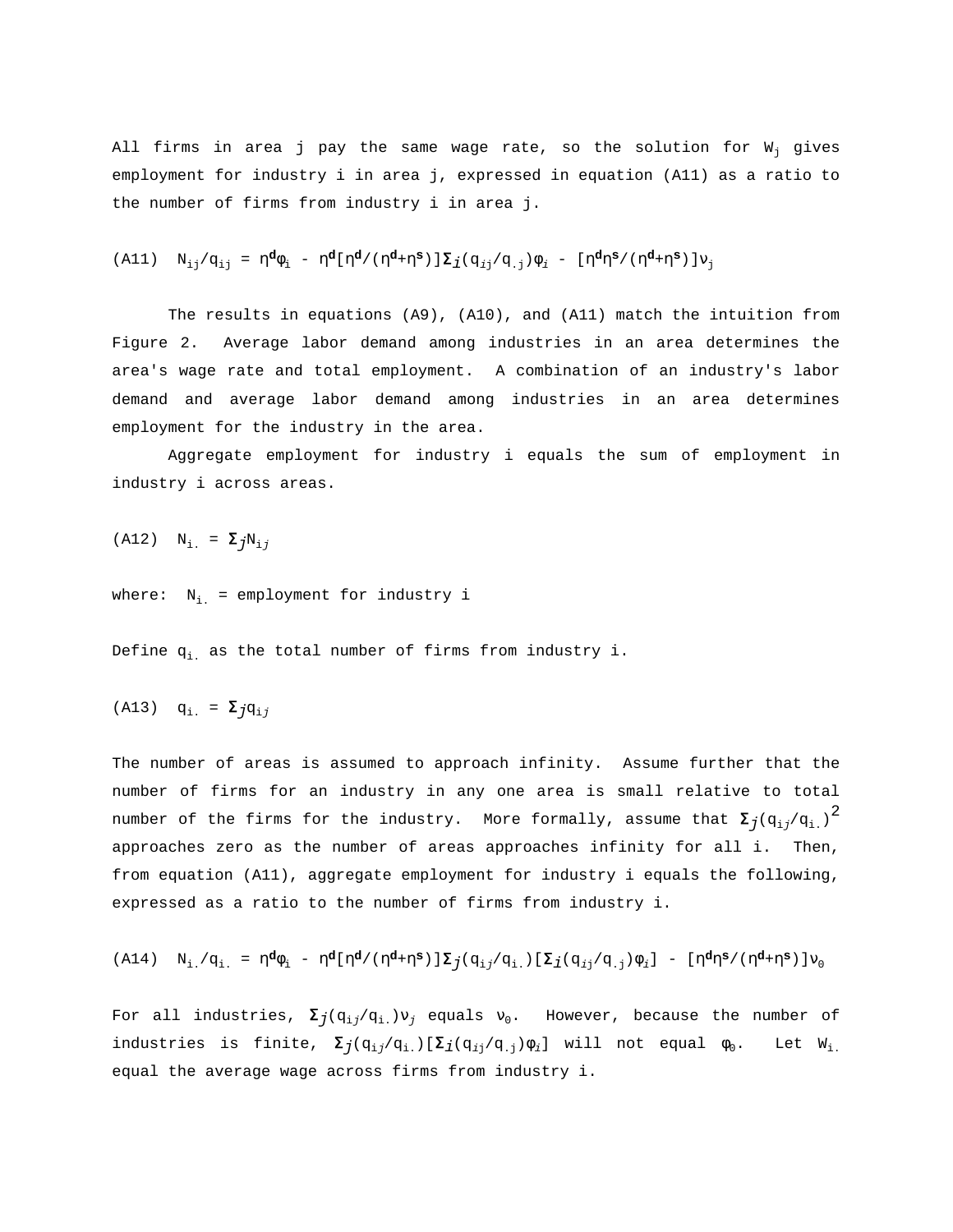All firms in area j pay the same wage rate, so the solution for $W_j$ gives employment for industry i in area j, expressed in equation (A11) as a ratio to the number of firms from industry i in area j.

$$\text{(A11)} \quad N_{ij}/q_{ij} = \eta^{\mathbf{d}}\varphi_i - \eta^{\mathbf{d}}[\eta^{\mathbf{d}}/(\eta^{\mathbf{d}}+\eta^{\mathbf{s}})]\Sigma_i(q_{ij}/q_{.j})\varphi_i - [\eta^{\mathbf{d}}\eta^{\mathbf{s}}/(\eta^{\mathbf{d}}+\eta^{\mathbf{s}})]\nu_j$$

The results in equations (A9), (A10), and (A11) match the intuition from Figure 2. Average labor demand among industries in an area determines the area's wage rate and total employment. A combination of an industry's labor demand and average labor demand among industries in an area determines employment for the industry in the area.

Aggregate employment for industry i equals the sum of employment in industry i across areas.

$$\text{(A12)} \quad N_{i.} = \Sigma_j N_{ij}$$

where: $N_{i.}$ = employment for industry i

Define $q_{i.}$ as the total number of firms from industry i.

$$\text{(A13)} \quad q_{i.} = \Sigma_j q_{ij}$$

The number of areas is assumed to approach infinity. Assume further that the number of firms for an industry in any one area is small relative to total number of the firms for the industry. More formally, assume that $\Sigma_j(q_{ij}/q_{i.})^2$ approaches zero as the number of areas approaches infinity for all i. Then, from equation (A11), aggregate employment for industry i equals the following, expressed as a ratio to the number of firms from industry i.

$$\text{(A14)} \quad N_{i.}/q_{i.} = \eta^{\mathbf{d}}\varphi_i - \eta^{\mathbf{d}}[\eta^{\mathbf{d}}/(\eta^{\mathbf{d}}+\eta^{\mathbf{s}})]\Sigma_j(q_{ij}/q_{i.})[\Sigma_i(q_{ij}/q_{.j})\varphi_i] - [\eta^{\mathbf{d}}\eta^{\mathbf{s}}/(\eta^{\mathbf{d}}+\eta^{\mathbf{s}})]\nu_0$$

For all industries, $\Sigma_j(q_{ij}/q_{i.})\nu_j$ equals $\nu_0$. However, because the number of industries is finite, $\Sigma_j(q_{ij}/q_{i.})[\Sigma_i(q_{ij}/q_{.j})\varphi_i]$ will not equal $\varphi_0$. Let $W_{i.}$ equal the average wage across firms from industry i.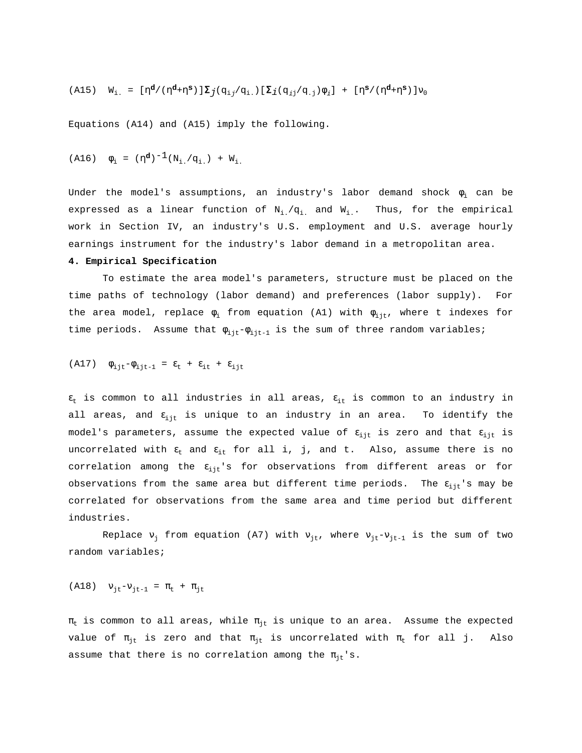(A15) $W_{i.} = [\eta^d/(\eta^d+\eta^s)]\Sigma_j(q_{ij}/q_{i.})[\Sigma_i(q_{ij}/q_{.j})\varphi_i] + [\eta^s/(\eta^d+\eta^s)]\nu_0$

Equations (A14) and (A15) imply the following.

(A16) $\varphi_i = (\eta^d)^{-1}(N_{i.}/q_{i.}) + W_{i.}$

Under the model's assumptions, an industry's labor demand shock $\varphi_i$ can be expressed as a linear function of $N_{i.}/q_{i.}$ and $W_{i.}$. Thus, for the empirical work in Section IV, an industry's U.S. employment and U.S. average hourly earnings instrument for the industry's labor demand in a metropolitan area.

**4. Empirical Specification**

To estimate the area model's parameters, structure must be placed on the time paths of technology (labor demand) and preferences (labor supply). For the area model, replace $\varphi_i$ from equation (A1) with $\varphi_{ijt}$, where t indexes for time periods. Assume that $\varphi_{ijt}-\varphi_{ijt-1}$ is the sum of three random variables;

(A17) $\varphi_{ijt}-\varphi_{ijt-1} = \varepsilon_t + \varepsilon_{it} + \varepsilon_{ijt}$

$\varepsilon_t$ is common to all industries in all areas, $\varepsilon_{it}$ is common to an industry in all areas, and $\varepsilon_{ijt}$ is unique to an industry in an area. To identify the model's parameters, assume the expected value of $\varepsilon_{ijt}$ is zero and that $\varepsilon_{ijt}$ is uncorrelated with $\varepsilon_t$ and $\varepsilon_{it}$ for all i, j, and t. Also, assume there is no correlation among the $\varepsilon_{ijt}$'s for observations from different areas or for observations from the same area but different time periods. The $\varepsilon_{ijt}$'s may be correlated for observations from the same area and time period but different industries.

Replace $\nu_j$ from equation (A7) with $\nu_{jt}$, where $\nu_{jt}-\nu_{jt-1}$ is the sum of two random variables;

(A18) $\nu_{jt}-\nu_{jt-1} = \pi_t + \pi_{jt}$

$\pi_t$ is common to all areas, while $\pi_{jt}$ is unique to an area. Assume the expected value of $\pi_{jt}$ is zero and that $\pi_{jt}$ is uncorrelated with $\pi_t$ for all j. Also assume that there is no correlation among the $\pi_{jt}$'s.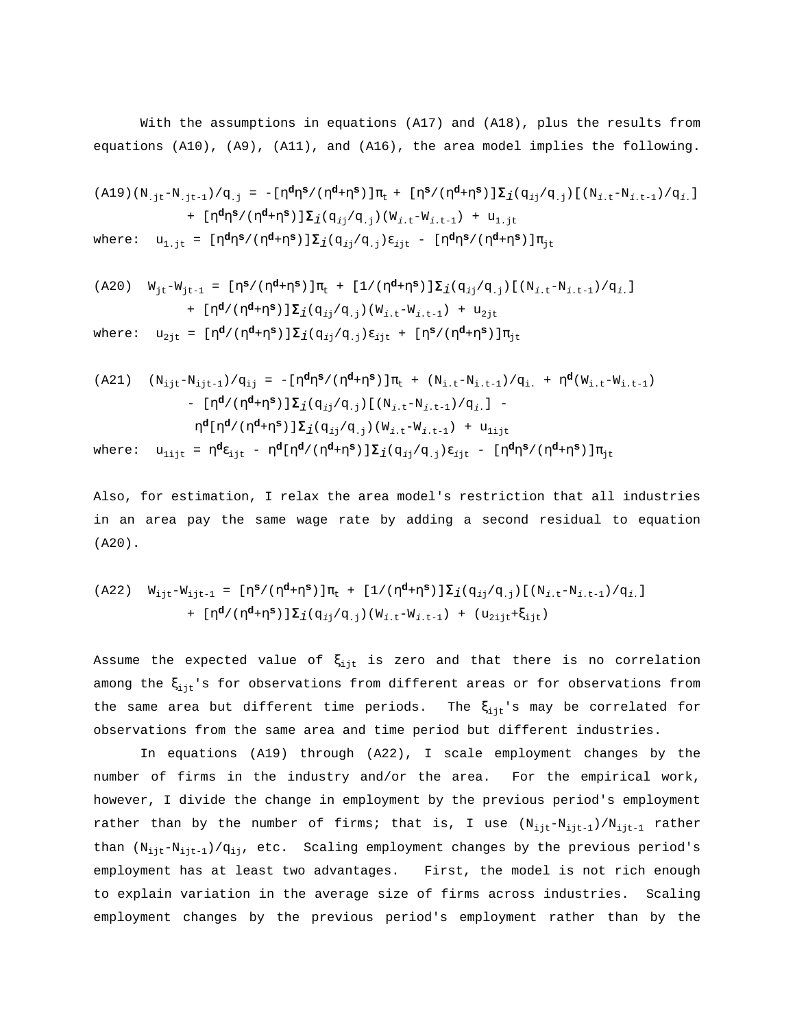With the assumptions in equations (A17) and (A18), plus the results from equations (A10), (A9), (A11), and (A16), the area model implies the following.

$$\text{(A19)}\ (N_{.jt}-N_{.jt-1})/q_{.j} = -[\eta^{\mathbf{d}}\eta^{\mathbf{s}}/(\eta^{\mathbf{d}}+\eta^{\mathbf{s}})]\pi_t + [\eta^{\mathbf{s}}/(\eta^{\mathbf{d}}+\eta^{\mathbf{s}})]\Sigma_i(q_{ij}/q_{.j})[(N_{i.t}-N_{i.t-1})/q_{i.}] + [\eta^{\mathbf{d}}\eta^{\mathbf{s}}/(\eta^{\mathbf{d}}+\eta^{\mathbf{s}})]\Sigma_i(q_{ij}/q_{.j})(W_{i.t}-W_{i.t-1}) + u_{1.jt}$$

where: $u_{1.jt} = [\eta^{\mathbf{d}}\eta^{\mathbf{s}}/(\eta^{\mathbf{d}}+\eta^{\mathbf{s}})]\Sigma_i(q_{ij}/q_{.j})\varepsilon_{ijt} - [\eta^{\mathbf{d}}\eta^{\mathbf{s}}/(\eta^{\mathbf{d}}+\eta^{\mathbf{s}})]\pi_{jt}$

$$\text{(A20)}\quad W_{jt}-W_{jt-1} = [\eta^{\mathbf{s}}/(\eta^{\mathbf{d}}+\eta^{\mathbf{s}})]\pi_t + [1/(\eta^{\mathbf{d}}+\eta^{\mathbf{s}})]\Sigma_i(q_{ij}/q_{.j})[(N_{i.t}-N_{i.t-1})/q_{i.}] + [\eta^{\mathbf{d}}/(\eta^{\mathbf{d}}+\eta^{\mathbf{s}})]\Sigma_i(q_{ij}/q_{.j})(W_{i.t}-W_{i.t-1}) + u_{2jt}$$

where: $u_{2jt} = [\eta^{\mathbf{d}}/(\eta^{\mathbf{d}}+\eta^{\mathbf{s}})]\Sigma_i(q_{ij}/q_{.j})\varepsilon_{ijt} + [\eta^{\mathbf{s}}/(\eta^{\mathbf{d}}+\eta^{\mathbf{s}})]\pi_{jt}$

$$\text{(A21)}\quad (N_{ijt}-N_{ijt-1})/q_{ij} = -[\eta^{\mathbf{d}}\eta^{\mathbf{s}}/(\eta^{\mathbf{d}}+\eta^{\mathbf{s}})]\pi_t + (N_{i.t}-N_{i.t-1})/q_{i.} + \eta^{\mathbf{d}}(W_{i.t}-W_{i.t-1}) - [\eta^{\mathbf{d}}/(\eta^{\mathbf{d}}+\eta^{\mathbf{s}})]\Sigma_i(q_{ij}/q_{.j})[(N_{i.t}-N_{i.t-1})/q_{i.}] - \eta^{\mathbf{d}}[\eta^{\mathbf{d}}/(\eta^{\mathbf{d}}+\eta^{\mathbf{s}})]\Sigma_i(q_{ij}/q_{.j})(W_{i.t}-W_{i.t-1}) + u_{1ijt}$$

where: $u_{1ijt} = \eta^{\mathbf{d}}\varepsilon_{ijt} - \eta^{\mathbf{d}}[\eta^{\mathbf{d}}/(\eta^{\mathbf{d}}+\eta^{\mathbf{s}})]\Sigma_i(q_{ij}/q_{.j})\varepsilon_{ijt} - [\eta^{\mathbf{d}}\eta^{\mathbf{s}}/(\eta^{\mathbf{d}}+\eta^{\mathbf{s}})]\pi_{jt}$

Also, for estimation, I relax the area model's restriction that all industries in an area pay the same wage rate by adding a second residual to equation (A20).

$$\text{(A22)}\quad W_{ijt}-W_{ijt-1} = [\eta^{\mathbf{s}}/(\eta^{\mathbf{d}}+\eta^{\mathbf{s}})]\pi_t + [1/(\eta^{\mathbf{d}}+\eta^{\mathbf{s}})]\Sigma_i(q_{ij}/q_{.j})[(N_{i.t}-N_{i.t-1})/q_{i.}] + [\eta^{\mathbf{d}}/(\eta^{\mathbf{d}}+\eta^{\mathbf{s}})]\Sigma_i(q_{ij}/q_{.j})(W_{i.t}-W_{i.t-1}) + (u_{2ijt}+\xi_{ijt})$$

Assume the expected value of $\xi_{ijt}$ is zero and that there is no correlation among the $\xi_{ijt}$'s for observations from different areas or for observations from the same area but different time periods. The $\xi_{ijt}$'s may be correlated for observations from the same area and time period but different industries.

In equations (A19) through (A22), I scale employment changes by the number of firms in the industry and/or the area. For the empirical work, however, I divide the change in employment by the previous period's employment rather than by the number of firms; that is, I use $(N_{ijt}-N_{ijt-1})/N_{ijt-1}$ rather than $(N_{ijt}-N_{ijt-1})/q_{ij}$, etc. Scaling employment changes by the previous period's employment has at least two advantages. First, the model is not rich enough to explain variation in the average size of firms across industries. Scaling employment changes by the previous period's employment rather than by the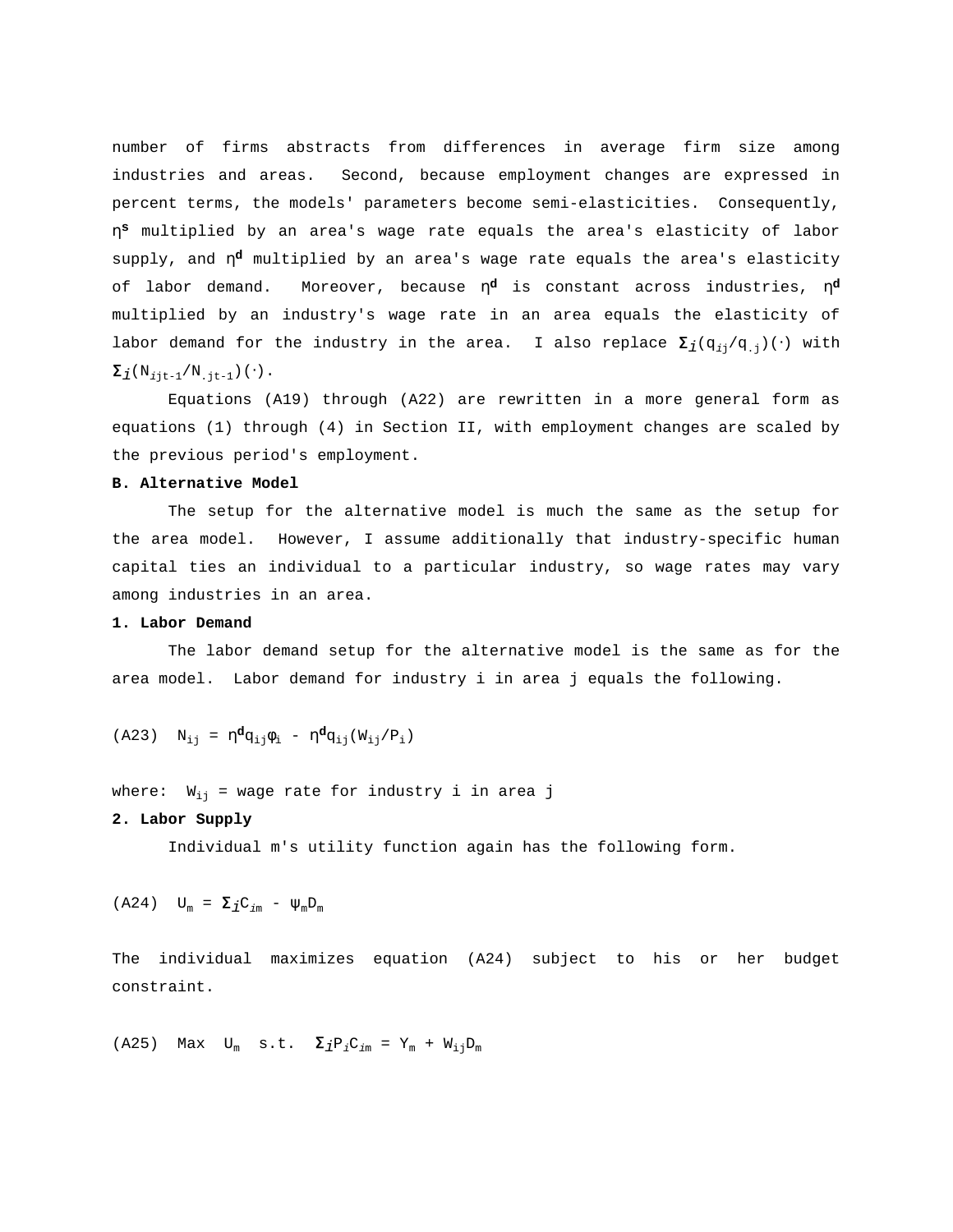number of firms abstracts from differences in average firm size among industries and areas. Second, because employment changes are expressed in percent terms, the models' parameters become semi-elasticities. Consequently, $\eta^{\mathbf{s}}$ multiplied by an area's wage rate equals the area's elasticity of labor supply, and $\eta^{\mathbf{d}}$ multiplied by an area's wage rate equals the area's elasticity of labor demand. Moreover, because $\eta^{\mathbf{d}}$ is constant across industries, $\eta^{\mathbf{d}}$ multiplied by an industry's wage rate in an area equals the elasticity of labor demand for the industry in the area. I also replace $\Sigma_i(q_{ij}/q_{.j})(\cdot)$ with $\Sigma_i(N_{ijt-1}/N_{.jt-1})(\cdot)$.

Equations (A19) through (A22) are rewritten in a more general form as equations (1) through (4) in Section II, with employment changes are scaled by the previous period's employment.

**B. Alternative Model**

The setup for the alternative model is much the same as the setup for the area model. However, I assume additionally that industry-specific human capital ties an individual to a particular industry, so wage rates may vary among industries in an area.

**1. Labor Demand**

The labor demand setup for the alternative model is the same as for the area model. Labor demand for industry i in area j equals the following.

$$\text{(A23)} \quad N_{ij} = \eta^{\mathbf{d}} q_{ij}\varphi_i - \eta^{\mathbf{d}} q_{ij}(W_{ij}/P_i)$$

where: $W_{ij}$ = wage rate for industry i in area j

**2. Labor Supply**

Individual m's utility function again has the following form.

$$\text{(A24)} \quad U_m = \Sigma_i C_{im} - \psi_m D_m$$

The individual maximizes equation (A24) subject to his or her budget constraint.

$$\text{(A25)} \quad \text{Max} \quad U_m \quad \text{s.t.} \quad \Sigma_i P_i C_{im} = Y_m + W_{ij} D_m$$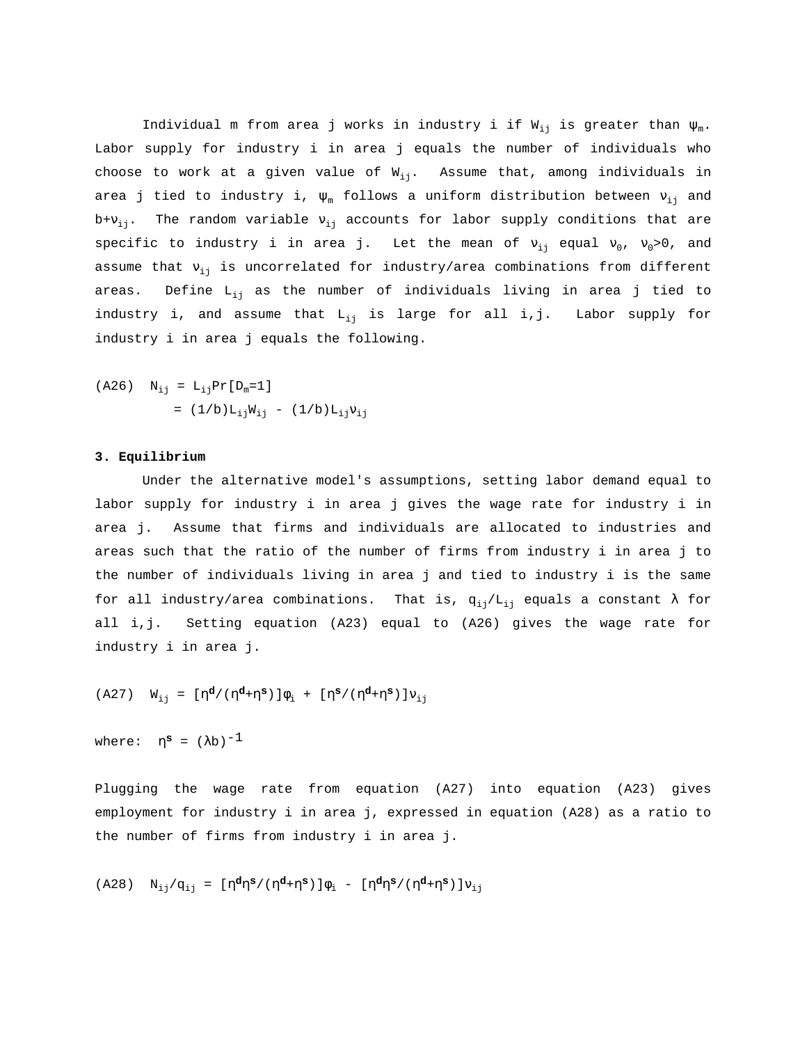Individual m from area j works in industry i if $W_{ij}$ is greater than $\psi_m$. Labor supply for industry i in area j equals the number of individuals who choose to work at a given value of $W_{ij}$. Assume that, among individuals in area j tied to industry i, $\psi_m$ follows a uniform distribution between $\nu_{ij}$ and $b+\nu_{ij}$. The random variable $\nu_{ij}$ accounts for labor supply conditions that are specific to industry i in area j. Let the mean of $\nu_{ij}$ equal $\nu_0$, $\nu_0>0$, and assume that $\nu_{ij}$ is uncorrelated for industry/area combinations from different areas. Define $L_{ij}$ as the number of individuals living in area j tied to industry i, and assume that $L_{ij}$ is large for all i,j. Labor supply for industry i in area j equals the following.

$$
\text{(A26)} \quad N_{ij} = L_{ij}\Pr[D_m=1] = (1/b)L_{ij}W_{ij} - (1/b)L_{ij}\nu_{ij}
$$

**3. Equilibrium**

Under the alternative model's assumptions, setting labor demand equal to labor supply for industry i in area j gives the wage rate for industry i in area j. Assume that firms and individuals are allocated to industries and areas such that the ratio of the number of firms from industry i in area j to the number of individuals living in area j and tied to industry i is the same for all industry/area combinations. That is, $q_{ij}/L_{ij}$ equals a constant $\lambda$ for all i,j. Setting equation (A23) equal to (A26) gives the wage rate for industry i in area j.

$$
\text{(A27)} \quad W_{ij} = [\eta^{\mathbf{d}}/(\eta^{\mathbf{d}}+\eta^{\mathbf{s}})]\varphi_i + [\eta^{\mathbf{s}}/(\eta^{\mathbf{d}}+\eta^{\mathbf{s}})]\nu_{ij}
$$

where: $\eta^{\mathbf{s}} = (\lambda b)^{-1}$

Plugging the wage rate from equation (A27) into equation (A23) gives employment for industry i in area j, expressed in equation (A28) as a ratio to the number of firms from industry i in area j.

$$
\text{(A28)} \quad N_{ij}/q_{ij} = [\eta^{\mathbf{d}}\eta^{\mathbf{s}}/(\eta^{\mathbf{d}}+\eta^{\mathbf{s}})]\varphi_i - [\eta^{\mathbf{d}}\eta^{\mathbf{s}}/(\eta^{\mathbf{d}}+\eta^{\mathbf{s}})]\nu_{ij}
$$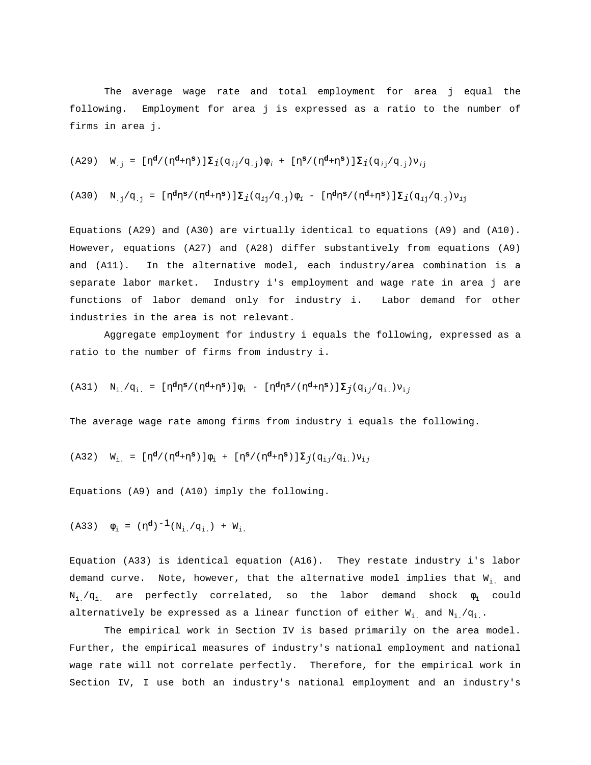The average wage rate and total employment for area j equal the following. Employment for area j is expressed as a ratio to the number of firms in area j.

$$\text{(A29)} \quad W_{.j} = [\eta^{\mathbf{d}}/(\eta^{\mathbf{d}}+\eta^{\mathbf{s}})]\Sigma_{i}(q_{ij}/q_{.j})\varphi_{i} + [\eta^{\mathbf{s}}/(\eta^{\mathbf{d}}+\eta^{\mathbf{s}})]\Sigma_{i}(q_{ij}/q_{.j})\nu_{ij}$$

$$\text{(A30)} \quad N_{.j}/q_{.j} = [\eta^{\mathbf{d}}\eta^{\mathbf{s}}/(\eta^{\mathbf{d}}+\eta^{\mathbf{s}})]\Sigma_{i}(q_{ij}/q_{.j})\varphi_{i} - [\eta^{\mathbf{d}}\eta^{\mathbf{s}}/(\eta^{\mathbf{d}}+\eta^{\mathbf{s}})]\Sigma_{i}(q_{ij}/q_{.j})\nu_{ij}$$

Equations (A29) and (A30) are virtually identical to equations (A9) and (A10). However, equations (A27) and (A28) differ substantively from equations (A9) and (A11). In the alternative model, each industry/area combination is a separate labor market. Industry i's employment and wage rate in area j are functions of labor demand only for industry i. Labor demand for other industries in the area is not relevant.

Aggregate employment for industry i equals the following, expressed as a ratio to the number of firms from industry i.

$$\text{(A31)} \quad N_{i.}/q_{i.} = [\eta^{\mathbf{d}}\eta^{\mathbf{s}}/(\eta^{\mathbf{d}}+\eta^{\mathbf{s}})]\varphi_{i} - [\eta^{\mathbf{d}}\eta^{\mathbf{s}}/(\eta^{\mathbf{d}}+\eta^{\mathbf{s}})]\Sigma_{j}(q_{ij}/q_{i.})\nu_{ij}$$

The average wage rate among firms from industry i equals the following.

$$\text{(A32)} \quad W_{i.} = [\eta^{\mathbf{d}}/(\eta^{\mathbf{d}}+\eta^{\mathbf{s}})]\varphi_{i} + [\eta^{\mathbf{s}}/(\eta^{\mathbf{d}}+\eta^{\mathbf{s}})]\Sigma_{j}(q_{ij}/q_{i.})\nu_{ij}$$

Equations (A9) and (A10) imply the following.

$$\text{(A33)} \quad \varphi_{i} = (\eta^{\mathbf{d}})^{-1}(N_{i.}/q_{i.}) + W_{i.}$$

Equation (A33) is identical equation (A16). They restate industry i's labor demand curve. Note, however, that the alternative model implies that $W_{i.}$ and $N_{i.}/q_{i.}$ are perfectly correlated, so the labor demand shock $\varphi_{i}$ could alternatively be expressed as a linear function of either $W_{i.}$ and $N_{i.}/q_{i.}$.

The empirical work in Section IV is based primarily on the area model. Further, the empirical measures of industry's national employment and national wage rate will not correlate perfectly. Therefore, for the empirical work in Section IV, I use both an industry's national employment and an industry's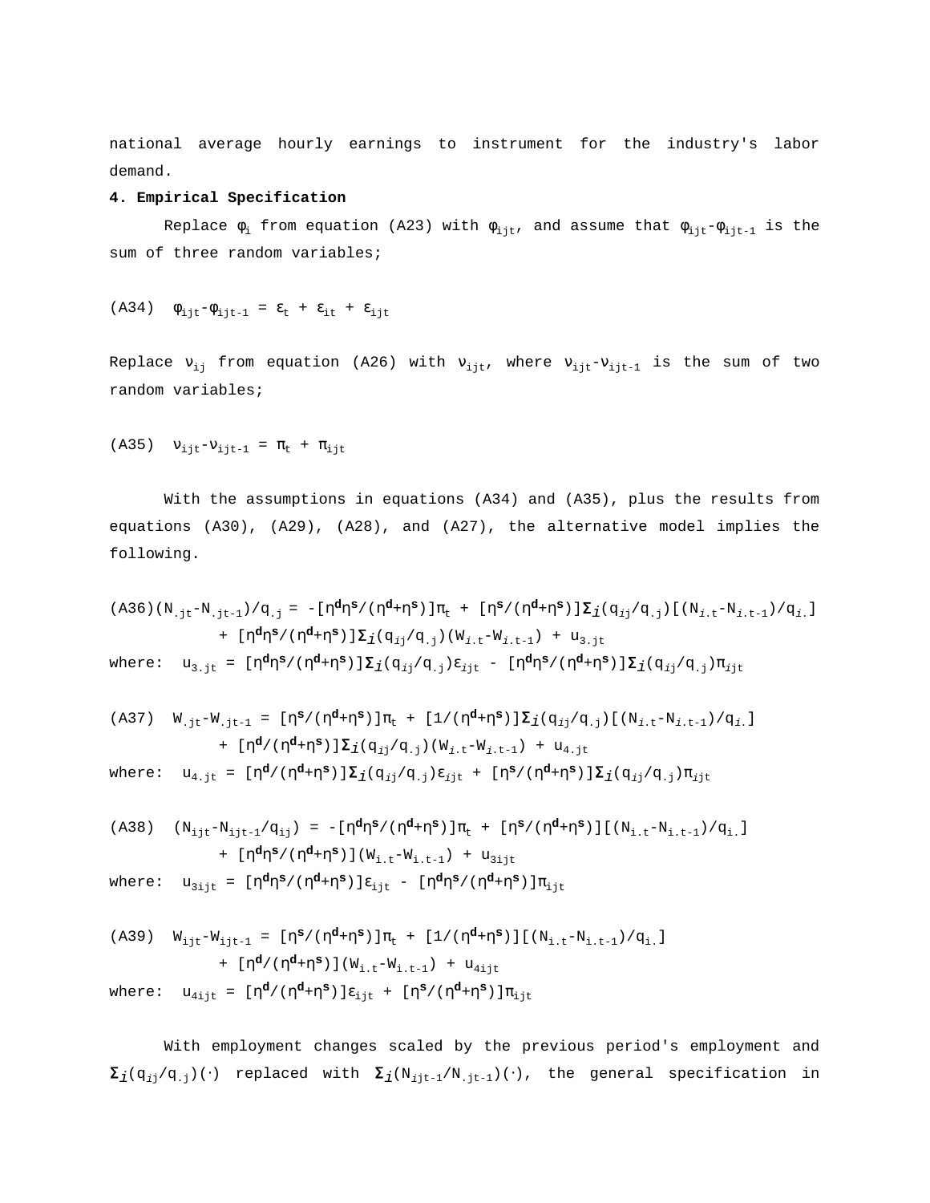national average hourly earnings to instrument for the industry's labor demand.

**4. Empirical Specification**

Replace $\varphi_i$ from equation (A23) with $\varphi_{ijt}$, and assume that $\varphi_{ijt}-\varphi_{ijt-1}$ is the sum of three random variables;

$$\text{(A34)} \quad \varphi_{ijt}-\varphi_{ijt-1} = \varepsilon_t + \varepsilon_{it} + \varepsilon_{ijt}$$

Replace $\nu_{ij}$ from equation (A26) with $\nu_{ijt}$, where $\nu_{ijt}-\nu_{ijt-1}$ is the sum of two random variables;

$$\text{(A35)} \quad \nu_{ijt}-\nu_{ijt-1} = \pi_t + \pi_{ijt}$$

With the assumptions in equations (A34) and (A35), plus the results from equations (A30), (A29), (A28), and (A27), the alternative model implies the following.

$$\text{(A36)}(N_{.jt}-N_{.jt-1})/q_{.j} = -[\eta^d\eta^s/(\eta^d+\eta^s)]\pi_t + [\eta^s/(\eta^d+\eta^s)]\Sigma_i(q_{ij}/q_{.j})[(N_{i.t}-N_{i.t-1})/q_{i.}] + [\eta^d\eta^s/(\eta^d+\eta^s)]\Sigma_i(q_{ij}/q_{.j})(W_{i.t}-W_{i.t-1}) + u_{3.jt}$$

where: $u_{3.jt} = [\eta^d\eta^s/(\eta^d+\eta^s)]\Sigma_i(q_{ij}/q_{.j})\varepsilon_{ijt} - [\eta^d\eta^s/(\eta^d+\eta^s)]\Sigma_i(q_{ij}/q_{.j})\pi_{ijt}$

$$\text{(A37)} \quad W_{.jt}-W_{.jt-1} = [\eta^s/(\eta^d+\eta^s)]\pi_t + [1/(\eta^d+\eta^s)]\Sigma_i(q_{ij}/q_{.j})[(N_{i.t}-N_{i.t-1})/q_{i.}] + [\eta^d/(\eta^d+\eta^s)]\Sigma_i(q_{ij}/q_{.j})(W_{i.t}-W_{i.t-1}) + u_{4.jt}$$

where: $u_{4.jt} = [\eta^d/(\eta^d+\eta^s)]\Sigma_i(q_{ij}/q_{.j})\varepsilon_{ijt} + [\eta^s/(\eta^d+\eta^s)]\Sigma_i(q_{ij}/q_{.j})\pi_{ijt}$

$$\text{(A38)} \quad (N_{ijt}-N_{ijt-1}/q_{ij}) = -[\eta^d\eta^s/(\eta^d+\eta^s)]\pi_t + [\eta^s/(\eta^d+\eta^s)][(N_{i.t}-N_{i.t-1})/q_{i.}] + [\eta^d\eta^s/(\eta^d+\eta^s)](W_{i.t}-W_{i.t-1}) + u_{3ijt}$$

where: $u_{3ijt} = [\eta^d\eta^s/(\eta^d+\eta^s)]\varepsilon_{ijt} - [\eta^d\eta^s/(\eta^d+\eta^s)]\pi_{ijt}$

$$\text{(A39)} \quad W_{ijt}-W_{ijt-1} = [\eta^s/(\eta^d+\eta^s)]\pi_t + [1/(\eta^d+\eta^s)][(N_{i.t}-N_{i.t-1})/q_{i.}] + [\eta^d/(\eta^d+\eta^s)](W_{i.t}-W_{i.t-1}) + u_{4ijt}$$

where: $u_{4ijt} = [\eta^d/(\eta^d+\eta^s)]\varepsilon_{ijt} + [\eta^s/(\eta^d+\eta^s)]\pi_{ijt}$

With employment changes scaled by the previous period's employment and $\Sigma_i(q_{ij}/q_{.j})(\cdot)$ replaced with $\Sigma_i(N_{ijt-1}/N_{.jt-1})(\cdot)$, the general specification in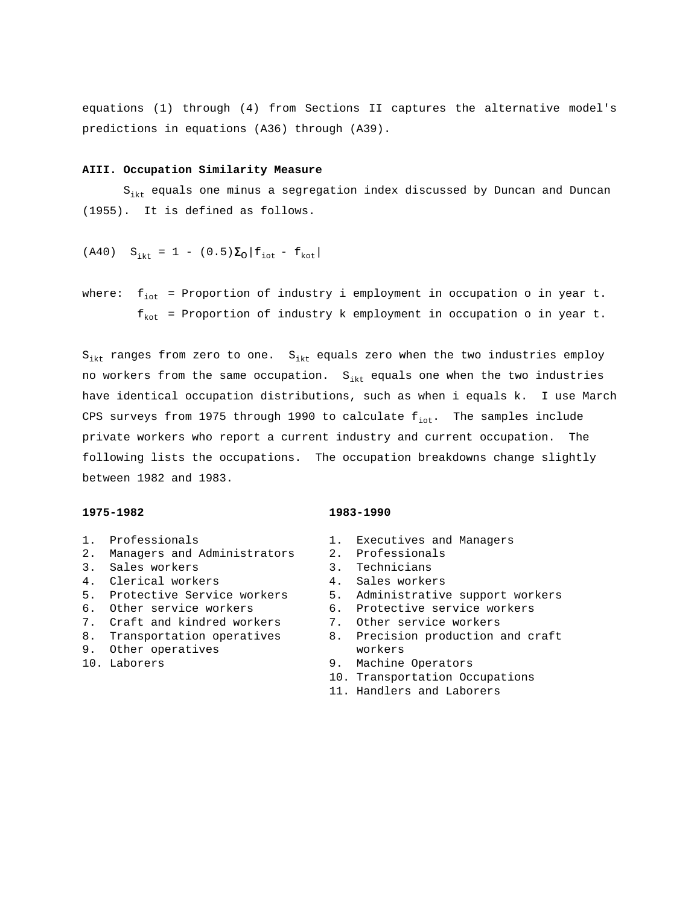equations (1) through (4) from Sections II captures the alternative model's predictions in equations (A36) through (A39).

### AIII. Occupation Similarity Measure

$S_{ikt}$ equals one minus a segregation index discussed by Duncan and Duncan (1955). It is defined as follows.

(A40) $S_{ikt} = 1 - (0.5)\Sigma_O|f_{iot} - f_{kot}|$

where: $f_{iot}$ = Proportion of industry i employment in occupation o in year t.
$f_{kot}$ = Proportion of industry k employment in occupation o in year t.

$S_{ikt}$ ranges from zero to one. $S_{ikt}$ equals zero when the two industries employ no workers from the same occupation. $S_{ikt}$ equals one when the two industries have identical occupation distributions, such as when i equals k. I use March CPS surveys from 1975 through 1990 to calculate $f_{iot}$. The samples include private workers who report a current industry and current occupation. The following lists the occupations. The occupation breakdowns change slightly between 1982 and 1983.

**1975-1982**

1. Professionals
2. Managers and Administrators
3. Sales workers
4. Clerical workers
5. Protective Service workers
6. Other service workers
7. Craft and kindred workers
8. Transportation operatives
9. Other operatives
10. Laborers

**1983-1990**

1. Executives and Managers
2. Professionals
3. Technicians
4. Sales workers
5. Administrative support workers
6. Protective service workers
7. Other service workers
8. Precision production and craft workers
9. Machine Operators
10. Transportation Occupations
11. Handlers and Laborers